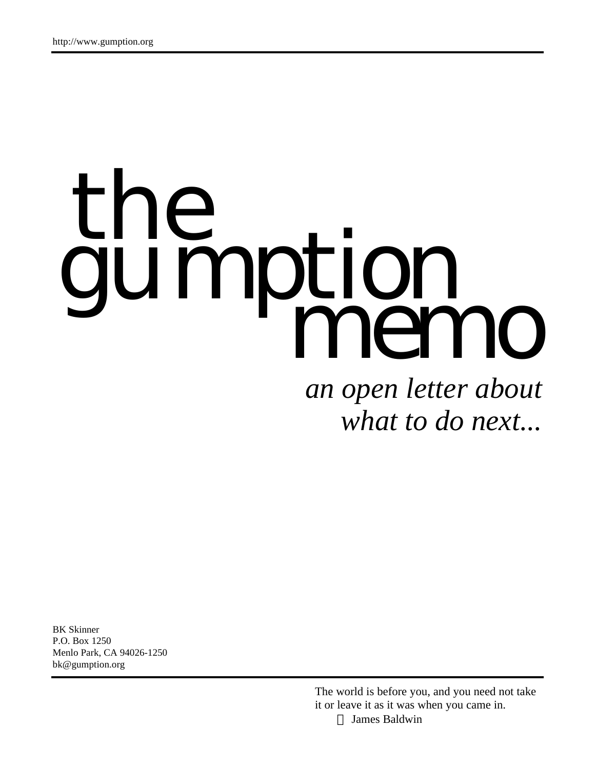http://www.gumption.org

# the gumption memo

*an open letter about what to do next...*

BK Skinner
P.O. Box 1250
Menlo Park, CA 94026-1250
bk@gumption.org

The world is before you, and you need not take it or leave it as it was when you came in.
— James Baldwin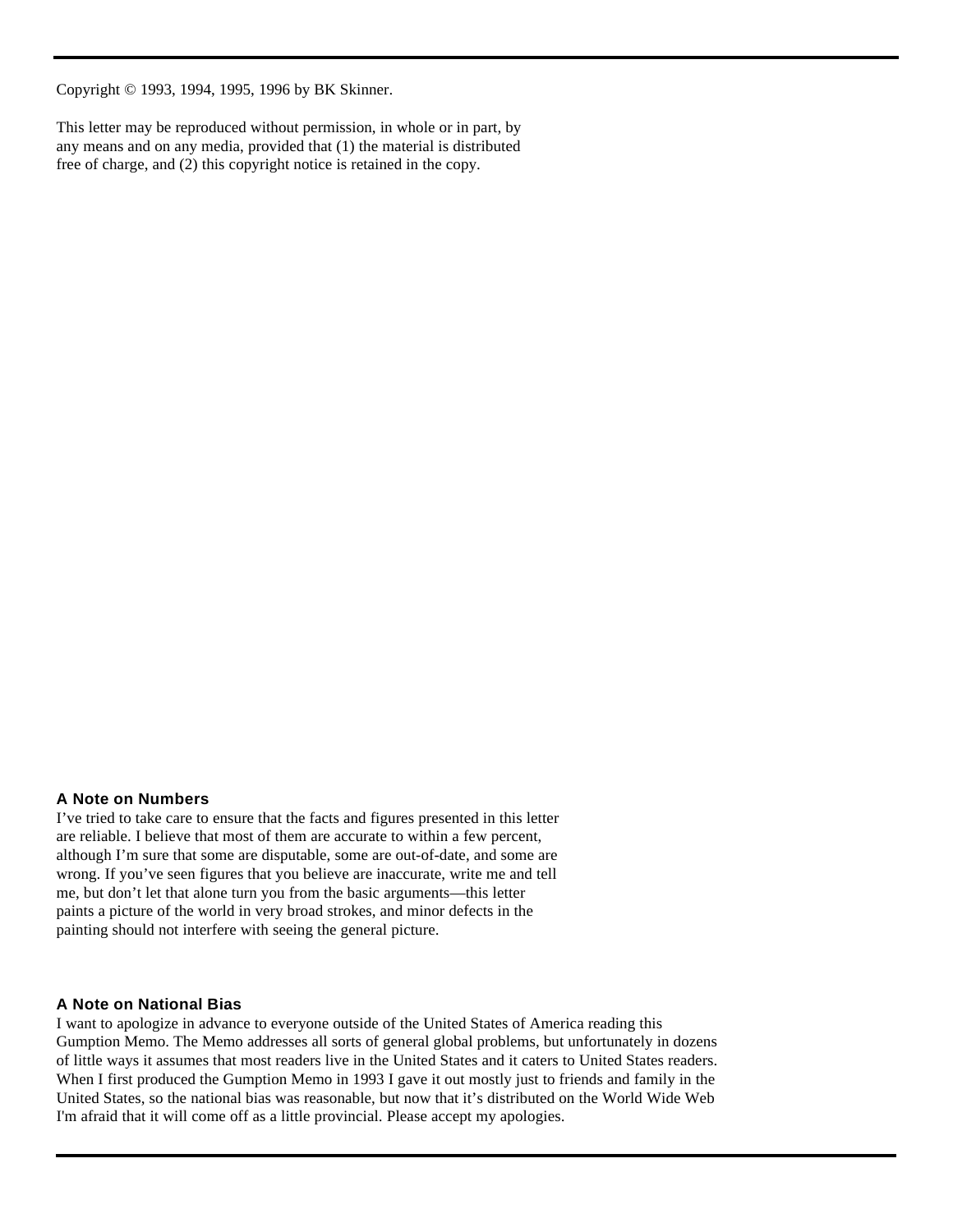Copyright © 1993, 1994, 1995, 1996 by BK Skinner.

This letter may be reproduced without permission, in whole or in part, by any means and on any media, provided that (1) the material is distributed free of charge, and (2) this copyright notice is retained in the copy.

### A Note on Numbers

I've tried to take care to ensure that the facts and figures presented in this letter are reliable. I believe that most of them are accurate to within a few percent, although I'm sure that some are disputable, some are out-of-date, and some are wrong. If you've seen figures that you believe are inaccurate, write me and tell me, but don't let that alone turn you from the basic arguments—this letter paints a picture of the world in very broad strokes, and minor defects in the painting should not interfere with seeing the general picture.

### A Note on National Bias

I want to apologize in advance to everyone outside of the United States of America reading this Gumption Memo. The Memo addresses all sorts of general global problems, but unfortunately in dozens of little ways it assumes that most readers live in the United States and it caters to United States readers. When I first produced the Gumption Memo in 1993 I gave it out mostly just to friends and family in the United States, so the national bias was reasonable, but now that it's distributed on the World Wide Web I'm afraid that it will come off as a little provincial. Please accept my apologies.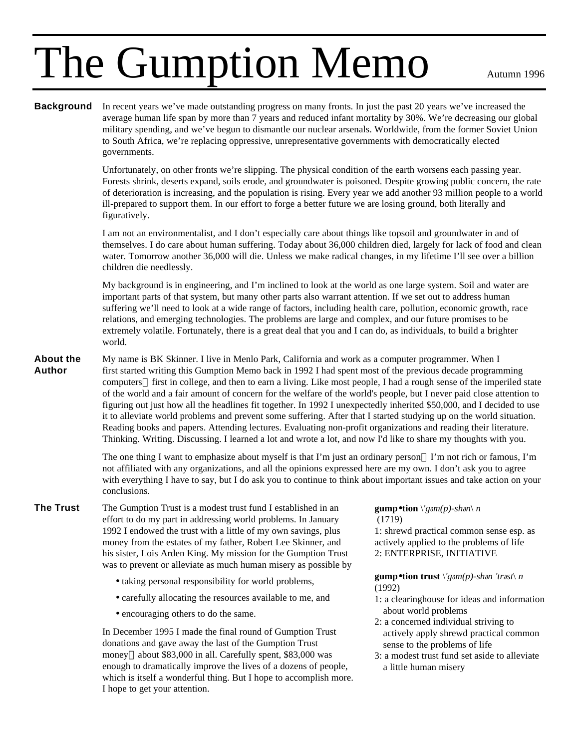# The Gumption Memo

Autumn 1996

## Background

In recent years we've made outstanding progress on many fronts. In just the past 20 years we've increased the average human life span by more than 7 years and reduced infant mortality by 30%. We're decreasing our global military spending, and we've begun to dismantle our nuclear arsenals. Worldwide, from the former Soviet Union to South Africa, we're replacing oppressive, unrepresentative governments with democratically elected governments.

Unfortunately, on other fronts we're slipping. The physical condition of the earth worsens each passing year. Forests shrink, deserts expand, soils erode, and groundwater is poisoned. Despite growing public concern, the rate of deterioration is increasing, and the population is rising. Every year we add another 93 million people to a world ill-prepared to support them. In our effort to forge a better future we are losing ground, both literally and figuratively.

I am not an environmentalist, and I don't especially care about things like topsoil and groundwater in and of themselves. I do care about human suffering. Today about 36,000 children died, largely for lack of food and clean water. Tomorrow another 36,000 will die. Unless we make radical changes, in my lifetime I'll see over a billion children die needlessly.

My background is in engineering, and I'm inclined to look at the world as one large system. Soil and water are important parts of that system, but many other parts also warrant attention. If we set out to address human suffering we'll need to look at a wide range of factors, including health care, pollution, economic growth, race relations, and emerging technologies. The problems are large and complex, and our future promises to be extremely volatile. Fortunately, there is a great deal that you and I can do, as individuals, to build a brighter world.

## About the Author

My name is BK Skinner. I live in Menlo Park, California and work as a computer programmer. When I first started writing this Gumption Memo back in 1992 I had spent most of the previous decade programming computers — first in college, and then to earn a living. Like most people, I had a rough sense of the imperiled state of the world and a fair amount of concern for the welfare of the world's people, but I never paid close attention to figuring out just how all the headlines fit together. In 1992 I unexpectedly inherited $50,000, and I decided to use it to alleviate world problems and prevent some suffering. After that I started studying up on the world situation. Reading books and papers. Attending lectures. Evaluating non-profit organizations and reading their literature. Thinking. Writing. Discussing. I learned a lot and wrote a lot, and now I'd like to share my thoughts with you.

The one thing I want to emphasize about myself is that I'm just an ordinary person — I'm not rich or famous, I'm not affiliated with any organizations, and all the opinions expressed here are my own. I don't ask you to agree with everything I have to say, but I do ask you to continue to think about important issues and take action on your conclusions.

## The Trust

The Gumption Trust is a modest trust fund I established in an effort to do my part in addressing world problems. In January 1992 I endowed the trust with a little of my own savings, plus money from the estates of my father, Robert Lee Skinner, and his sister, Lois Arden King. My mission for the Gumption Trust was to prevent or alleviate as much human misery as possible by

- taking personal responsibility for world problems,
- carefully allocating the resources available to me, and
- encouraging others to do the same.

In December 1995 I made the final round of Gumption Trust donations and gave away the last of the Gumption Trust money — about $83,000 in all. Carefully spent, $83,000 was enough to dramatically improve the lives of a dozens of people, which is itself a wonderful thing. But I hope to accomplish more. I hope to get your attention.

**gump•tion** *\'gəm(p)-shən\ n* (1719)
1: shrewd practical common sense esp. as actively applied to the problems of life
2: ENTERPRISE, INITIATIVE

**gump•tion trust** *\'gəm(p)-shən 'trəst\ n* (1992)
1: a clearinghouse for ideas and information about world problems
2: a concerned individual striving to actively apply shrewd practical common sense to the problems of life
3: a modest trust fund set aside to alleviate a little human misery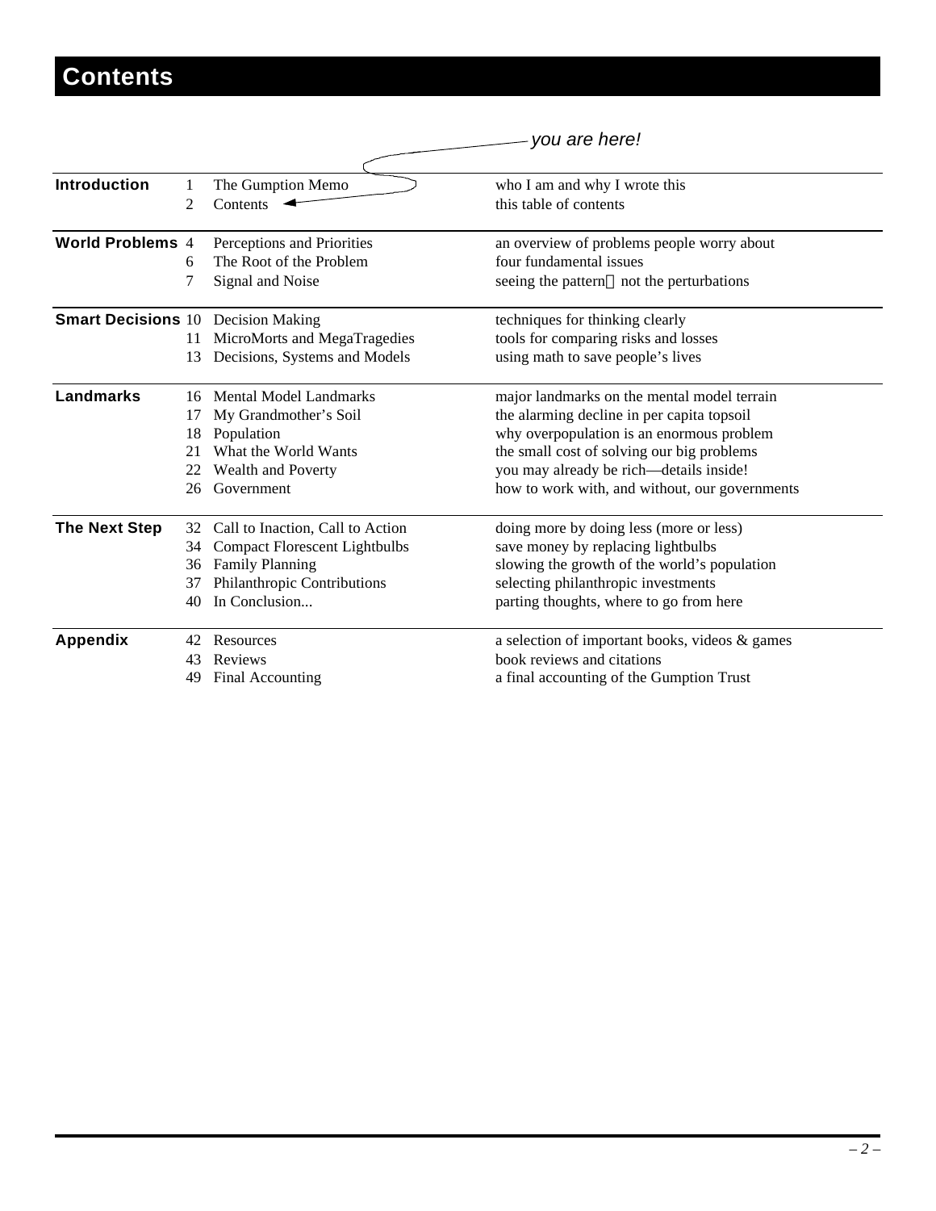# Contents

*you are here!*

| Section | Page | Title | Description |
|---|---|---|---|
| **Introduction** | 1 | The Gumption Memo | who I am and why I wrote this |
| | 2 | Contents | this table of contents |
| **World Problems** | 4 | Perceptions and Priorities | an overview of problems people worry about |
| | 6 | The Root of the Problem | four fundamental issues |
| | 7 | Signal and Noise | seeing the pattern not the perturbations |
| **Smart Decisions** | 10 | Decision Making | techniques for thinking clearly |
| | 11 | MicroMorts and MegaTragedies | tools for comparing risks and losses |
| | 13 | Decisions, Systems and Models | using math to save people's lives |
| **Landmarks** | 16 | Mental Model Landmarks | major landmarks on the mental model terrain |
| | 17 | My Grandmother's Soil | the alarming decline in per capita topsoil |
| | 18 | Population | why overpopulation is an enormous problem |
| | 21 | What the World Wants | the small cost of solving our big problems |
| | 22 | Wealth and Poverty | you may already be rich—details inside! |
| | 26 | Government | how to work with, and without, our governments |
| **The Next Step** | 32 | Call to Inaction, Call to Action | doing more by doing less (more or less) |
| | 34 | Compact Florescent Lightbulbs | save money by replacing lightbulbs |
| | 36 | Family Planning | slowing the growth of the world's population |
| | 37 | Philanthropic Contributions | selecting philanthropic investments |
| | 40 | In Conclusion... | parting thoughts, where to go from here |
| **Appendix** | 42 | Resources | a selection of important books, videos & games |
| | 43 | Reviews | book reviews and citations |
| | 49 | Final Accounting | a final accounting of the Gumption Trust |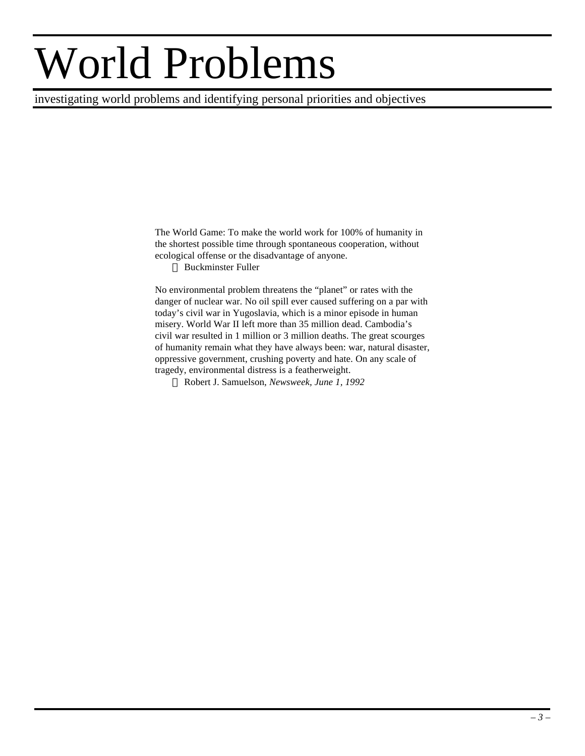# World Problems

investigating world problems and identifying personal priorities and objectives

> The World Game: To make the world work for 100% of humanity in the shortest possible time through spontaneous cooperation, without ecological offense or the disadvantage of anyone.
>
> — Buckminster Fuller

> No environmental problem threatens the "planet" or rates with the danger of nuclear war. No oil spill ever caused suffering on a par with today's civil war in Yugoslavia, which is a minor episode in human misery. World War II left more than 35 million dead. Cambodia's civil war resulted in 1 million or 3 million deaths. The great scourges of humanity remain what they have always been: war, natural disaster, oppressive government, crushing poverty and hate. On any scale of tragedy, environmental distress is a featherweight.
>
> — Robert J. Samuelson, *Newsweek, June 1, 1992*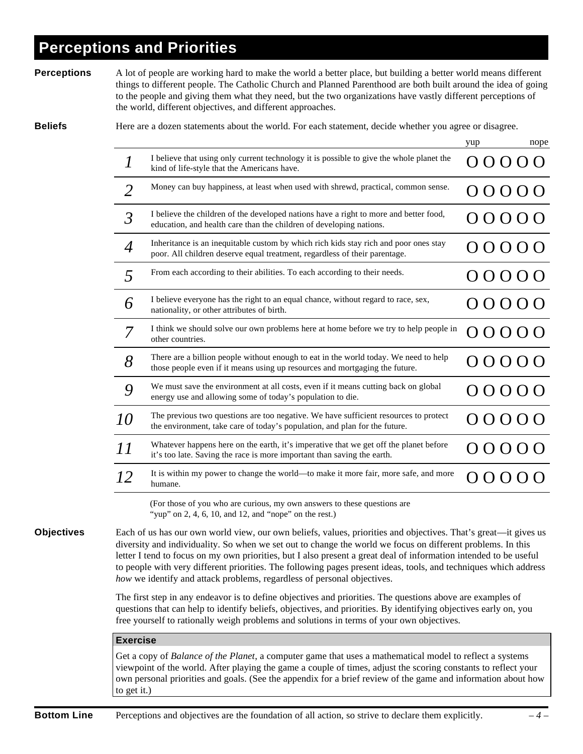# Perceptions and Priorities

**Perceptions**

A lot of people are working hard to make the world a better place, but building a better world means different things to different people. The Catholic Church and Planned Parenthood are both built around the idea of going to the people and giving them what they need, but the two organizations have vastly different perceptions of the world, different objectives, and different approaches.

**Beliefs**

Here are a dozen statements about the world. For each statement, decide whether you agree or disagree.

| | | yup — nope |
|---|---|---|
| *1* | I believe that using only current technology it is possible to give the whole planet the kind of life-style that the Americans have. | O O O O O |
| *2* | Money can buy happiness, at least when used with shrewd, practical, common sense. | O O O O O |
| *3* | I believe the children of the developed nations have a right to more and better food, education, and health care than the children of developing nations. | O O O O O |
| *4* | Inheritance is an inequitable custom by which rich kids stay rich and poor ones stay poor. All children deserve equal treatment, regardless of their parentage. | O O O O O |
| *5* | From each according to their abilities. To each according to their needs. | O O O O O |
| *6* | I believe everyone has the right to an equal chance, without regard to race, sex, nationality, or other attributes of birth. | O O O O O |
| *7* | I think we should solve our own problems here at home before we try to help people in other countries. | O O O O O |
| *8* | There are a billion people without enough to eat in the world today. We need to help those people even if it means using up resources and mortgaging the future. | O O O O O |
| *9* | We must save the environment at all costs, even if it means cutting back on global energy use and allowing some of today's population to die. | O O O O O |
| *10* | The previous two questions are too negative. We have sufficient resources to protect the environment, take care of today's population, and plan for the future. | O O O O O |
| *11* | Whatever happens here on the earth, it's imperative that we get off the planet before it's too late. Saving the race is more important than saving the earth. | O O O O O |
| *12* | It is within my power to change the world—to make it more fair, more safe, and more humane. | O O O O O |

(For those of you who are curious, my own answers to these questions are "yup" on 2, 4, 6, 10, and 12, and "nope" on the rest.)

**Objectives**

Each of us has our own world view, our own beliefs, values, priorities and objectives. That's great—it gives us diversity and individuality. So when we set out to change the world we focus on different problems. In this letter I tend to focus on my own priorities, but I also present a great deal of information intended to be useful to people with very different priorities. The following pages present ideas, tools, and techniques which address *how* we identify and attack problems, regardless of personal objectives.

The first step in any endeavor is to define objectives and priorities. The questions above are examples of questions that can help to identify beliefs, objectives, and priorities. By identifying objectives early on, you free yourself to rationally weigh problems and solutions in terms of your own objectives.

**Exercise**

Get a copy of *Balance of the Planet*, a computer game that uses a mathematical model to reflect a systems viewpoint of the world. After playing the game a couple of times, adjust the scoring constants to reflect your own personal priorities and goals. (See the appendix for a brief review of the game and information about how to get it.)

**Bottom Line** Perceptions and objectives are the foundation of all action, so strive to declare them explicitly.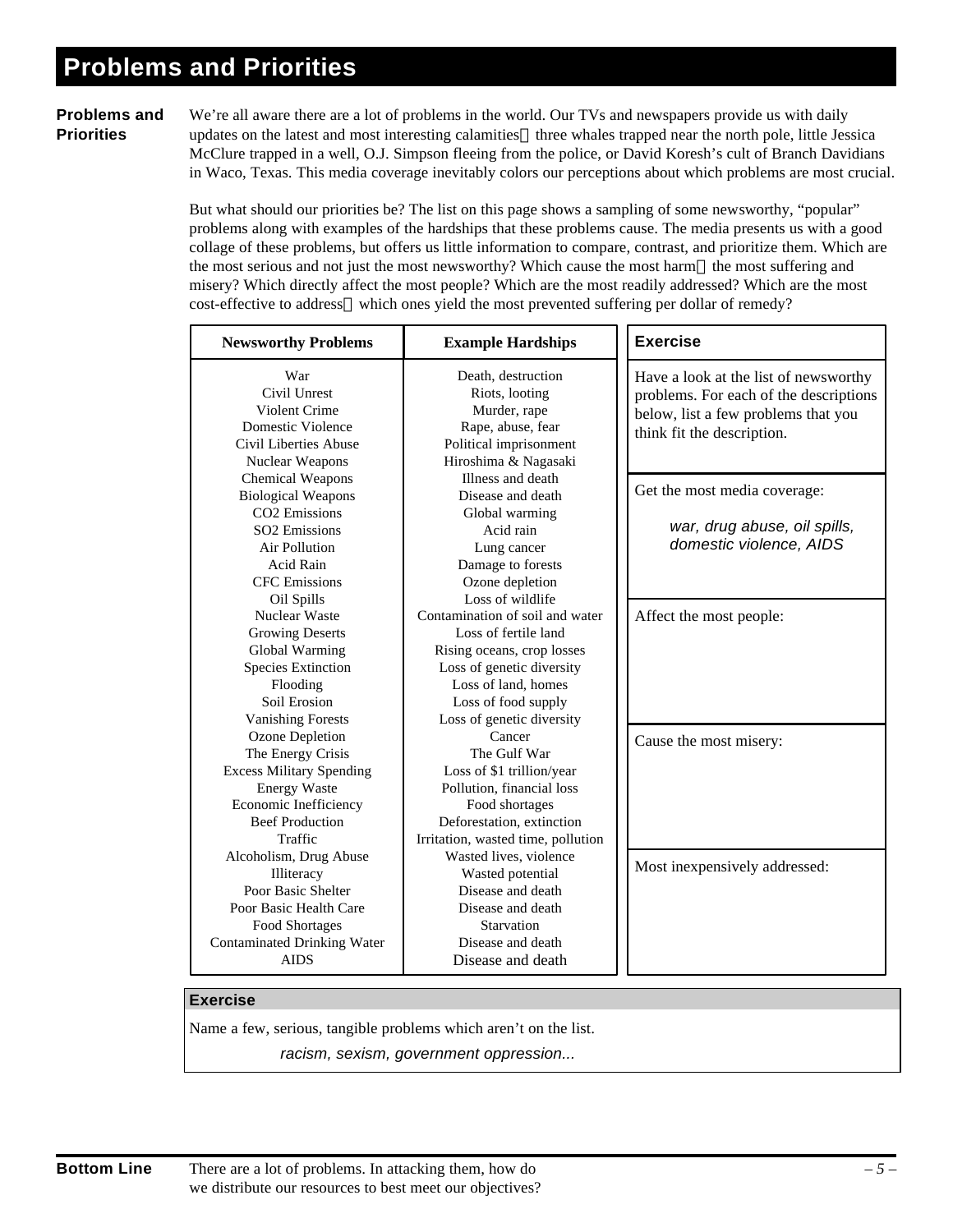# Problems and Priorities

**Problems and Priorities**

We're all aware there are a lot of problems in the world. Our TVs and newspapers provide us with daily updates on the latest and most interesting calamities three whales trapped near the north pole, little Jessica McClure trapped in a well, O.J. Simpson fleeing from the police, or David Koresh's cult of Branch Davidians in Waco, Texas. This media coverage inevitably colors our perceptions about which problems are most crucial.

But what should our priorities be? The list on this page shows a sampling of some newsworthy, "popular" problems along with examples of the hardships that these problems cause. The media presents us with a good collage of these problems, but offers us little information to compare, contrast, and prioritize them. Which are the most serious and not just the most newsworthy? Which cause the most harm the most suffering and misery? Which directly affect the most people? Which are the most readily addressed? Which are the most cost-effective to address which ones yield the most prevented suffering per dollar of remedy?

| Newsworthy Problems | Example Hardships |
|---|---|
| War | Death, destruction |
| Civil Unrest | Riots, looting |
| Violent Crime | Murder, rape |
| Domestic Violence | Rape, abuse, fear |
| Civil Liberties Abuse | Political imprisonment |
| Nuclear Weapons | Hiroshima & Nagasaki |
| Chemical Weapons | Illness and death |
| Biological Weapons | Disease and death |
| $CO_2$ Emissions | Global warming |
| $SO_2$ Emissions | Acid rain |
| Air Pollution | Lung cancer |
| Acid Rain | Damage to forests |
| CFC Emissions | Ozone depletion |
| Oil Spills | Loss of wildlife |
| Nuclear Waste | Contamination of soil and water |
| Growing Deserts | Loss of fertile land |
| Global Warming | Rising oceans, crop losses |
| Species Extinction | Loss of genetic diversity |
| Flooding | Loss of land, homes |
| Soil Erosion | Loss of food supply |
| Vanishing Forests | Loss of genetic diversity |
| Ozone Depletion | Cancer |
| The Energy Crisis | The Gulf War |
| Excess Military Spending | Loss of $1 trillion/year |
| Energy Waste | Pollution, financial loss |
| Economic Inefficiency | Food shortages |
| Beef Production | Deforestation, extinction |
| Traffic | Irritation, wasted time, pollution |
| Alcoholism, Drug Abuse | Wasted lives, violence |
| Illiteracy | Wasted potential |
| Poor Basic Shelter | Disease and death |
| Poor Basic Health Care | Disease and death |
| Food Shortages | Starvation |
| Contaminated Drinking Water | Disease and death |
| AIDS | Disease and death |

**Exercise**

Have a look at the list of newsworthy problems. For each of the descriptions below, list a few problems that you think fit the description.

Get the most media coverage:

*war, drug abuse, oil spills, domestic violence, AIDS*

Affect the most people:

Cause the most misery:

Most inexpensively addressed:

**Exercise**

Name a few, serious, tangible problems which aren't on the list.

*racism, sexism, government oppression...*

**Bottom Line** There are a lot of problems. In attacking them, how do we distribute our resources to best meet our objectives?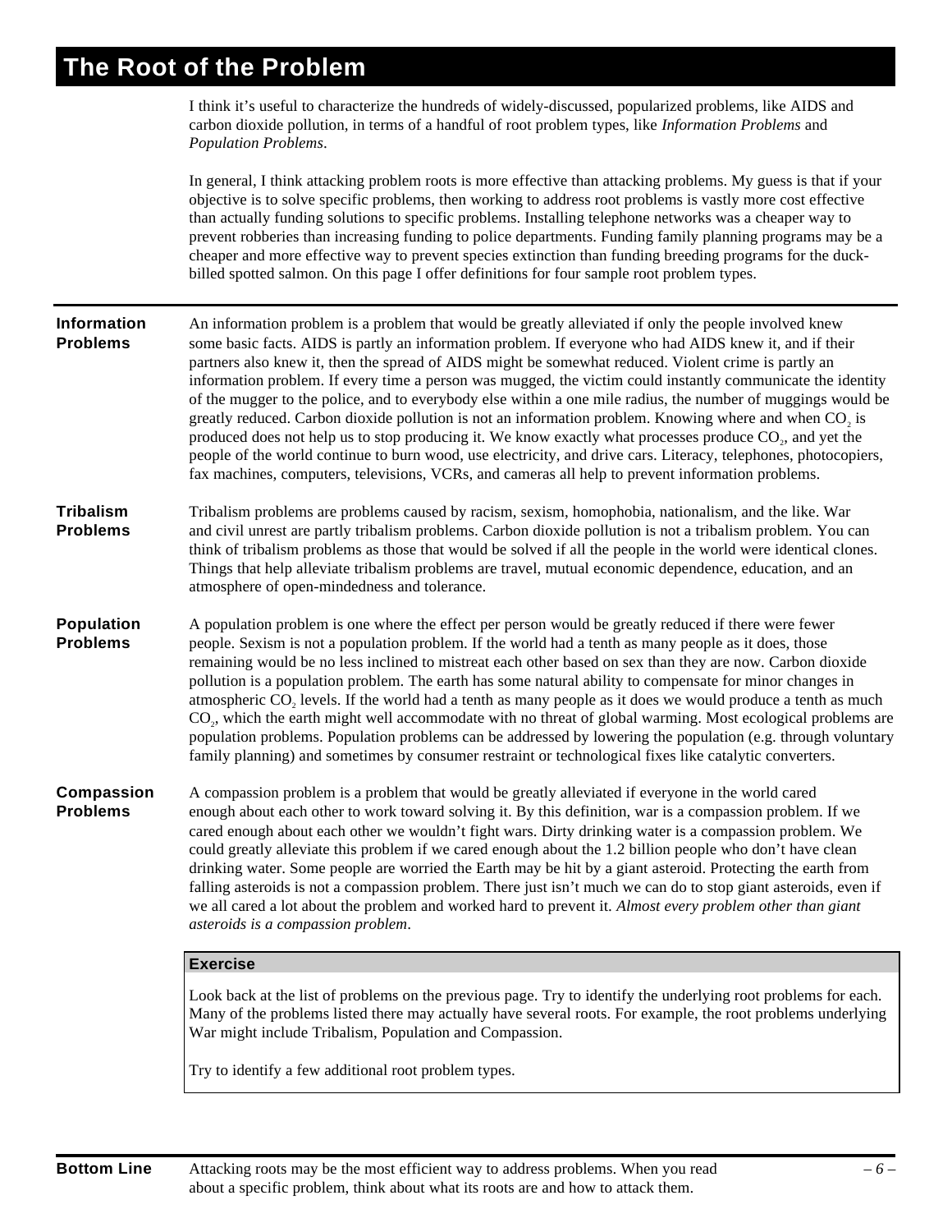# The Root of the Problem

I think it's useful to characterize the hundreds of widely-discussed, popularized problems, like AIDS and carbon dioxide pollution, in terms of a handful of root problem types, like *Information Problems* and *Population Problems*.

In general, I think attacking problem roots is more effective than attacking problems. My guess is that if your objective is to solve specific problems, then working to address root problems is vastly more cost effective than actually funding solutions to specific problems. Installing telephone networks was a cheaper way to prevent robberies than increasing funding to police departments. Funding family planning programs may be a cheaper and more effective way to prevent species extinction than funding breeding programs for the duck-billed spotted salmon. On this page I offer definitions for four sample root problem types.

## Information Problems

An information problem is a problem that would be greatly alleviated if only the people involved knew some basic facts. AIDS is partly an information problem. If everyone who had AIDS knew it, and if their partners also knew it, then the spread of AIDS might be somewhat reduced. Violent crime is partly an information problem. If every time a person was mugged, the victim could instantly communicate the identity of the mugger to the police, and to everybody else within a one mile radius, the number of muggings would be greatly reduced. Carbon dioxide pollution is not an information problem. Knowing where and when $CO_2$ is produced does not help us to stop producing it. We know exactly what processes produce $CO_2$, and yet the people of the world continue to burn wood, use electricity, and drive cars. Literacy, telephones, photocopiers, fax machines, computers, televisions, VCRs, and cameras all help to prevent information problems.

## Tribalism Problems

Tribalism problems are problems caused by racism, sexism, homophobia, nationalism, and the like. War and civil unrest are partly tribalism problems. Carbon dioxide pollution is not a tribalism problem. You can think of tribalism problems as those that would be solved if all the people in the world were identical clones. Things that help alleviate tribalism problems are travel, mutual economic dependence, education, and an atmosphere of open-mindedness and tolerance.

## Population Problems

A population problem is one where the effect per person would be greatly reduced if there were fewer people. Sexism is not a population problem. If the world had a tenth as many people as it does, those remaining would be no less inclined to mistreat each other based on sex than they are now. Carbon dioxide pollution is a population problem. The earth has some natural ability to compensate for minor changes in atmospheric $CO_2$ levels. If the world had a tenth as many people as it does we would produce a tenth as much $CO_2$, which the earth might well accommodate with no threat of global warming. Most ecological problems are population problems. Population problems can be addressed by lowering the population (e.g. through voluntary family planning) and sometimes by consumer restraint or technological fixes like catalytic converters.

## Compassion Problems

A compassion problem is a problem that would be greatly alleviated if everyone in the world cared enough about each other to work toward solving it. By this definition, war is a compassion problem. If we cared enough about each other we wouldn't fight wars. Dirty drinking water is a compassion problem. We could greatly alleviate this problem if we cared enough about the 1.2 billion people who don't have clean drinking water. Some people are worried the Earth may be hit by a giant asteroid. Protecting the earth from falling asteroids is not a compassion problem. There just isn't much we can do to stop giant asteroids, even if we all cared a lot about the problem and worked hard to prevent it. *Almost every problem other than giant asteroids is a compassion problem*.

**Exercise**

Look back at the list of problems on the previous page. Try to identify the underlying root problems for each. Many of the problems listed there may actually have several roots. For example, the root problems underlying War might include Tribalism, Population and Compassion.

Try to identify a few additional root problem types.

**Bottom Line** Attacking roots may be the most efficient way to address problems. When you read about a specific problem, think about what its roots are and how to attack them.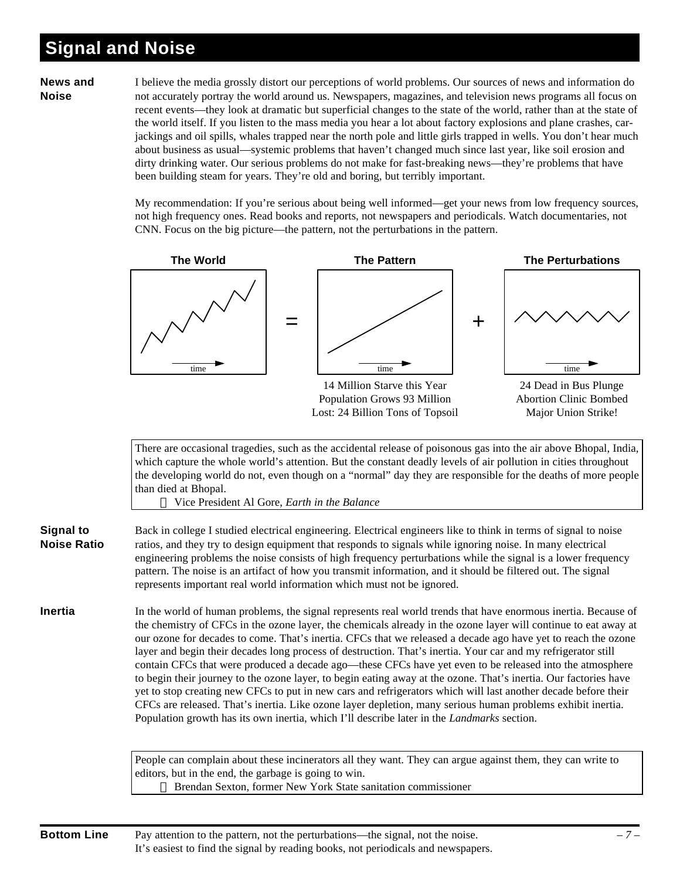# Signal and Noise

**News and Noise**

I believe the media grossly distort our perceptions of world problems. Our sources of news and information do not accurately portray the world around us. Newspapers, magazines, and television news programs all focus on recent events—they look at dramatic but superficial changes to the state of the world, rather than at the state of the world itself. If you listen to the mass media you hear a lot about factory explosions and plane crashes, car-jackings and oil spills, whales trapped near the north pole and little girls trapped in wells. You don't hear much about business as usual—systemic problems that haven't changed much since last year, like soil erosion and dirty drinking water. Our serious problems do not make for fast-breaking news—they're problems that have been building steam for years. They're old and boring, but terribly important.

My recommendation: If you're serious about being well informed—get your news from low frequency sources, not high frequency ones. Read books and reports, not newspapers and periodicals. Watch documentaries, not CNN. Focus on the big picture—the pattern, not the perturbations in the pattern.

**The World** = **The Pattern** + **The Perturbations**

| The World | | The Pattern | | The Perturbations |
|---|---|---|---|---|
| time | = | time | + | time |
| | | 14 Million Starve this Year<br>Population Grows 93 Million<br>Lost: 24 Billion Tons of Topsoil | | 24 Dead in Bus Plunge<br>Abortion Clinic Bombed<br>Major Union Strike! |

> There are occasional tragedies, such as the accidental release of poisonous gas into the air above Bhopal, India, which capture the whole world's attention. But the constant deadly levels of air pollution in cities throughout the developing world do not, even though on a "normal" day they are responsible for the deaths of more people than died at Bhopal.
>
> — Vice President Al Gore, *Earth in the Balance*

**Signal to Noise Ratio**

Back in college I studied electrical engineering. Electrical engineers like to think in terms of signal to noise ratios, and they try to design equipment that responds to signals while ignoring noise. In many electrical engineering problems the noise consists of high frequency perturbations while the signal is a lower frequency pattern. The noise is an artifact of how you transmit information, and it should be filtered out. The signal represents important real world information which must not be ignored.

**Inertia**

In the world of human problems, the signal represents real world trends that have enormous inertia. Because of the chemistry of CFCs in the ozone layer, the chemicals already in the ozone layer will continue to eat away at our ozone for decades to come. That's inertia. CFCs that we released a decade ago have yet to reach the ozone layer and begin their decades long process of destruction. That's inertia. Your car and my refrigerator still contain CFCs that were produced a decade ago—these CFCs have yet even to be released into the atmosphere to begin their journey to the ozone layer, to begin eating away at the ozone. That's inertia. Our factories have yet to stop creating new CFCs to put in new cars and refrigerators which will last another decade before their CFCs are released. That's inertia. Like ozone layer depletion, many serious human problems exhibit inertia. Population growth has its own inertia, which I'll describe later in the *Landmarks* section.

> People can complain about these incinerators all they want. They can argue against them, they can write to editors, but in the end, the garbage is going to win.
>
> — Brendan Sexton, former New York State sanitation commissioner

**Bottom Line**

Pay attention to the pattern, not the perturbations—the signal, not the noise.
It's easiest to find the signal by reading books, not periodicals and newspapers.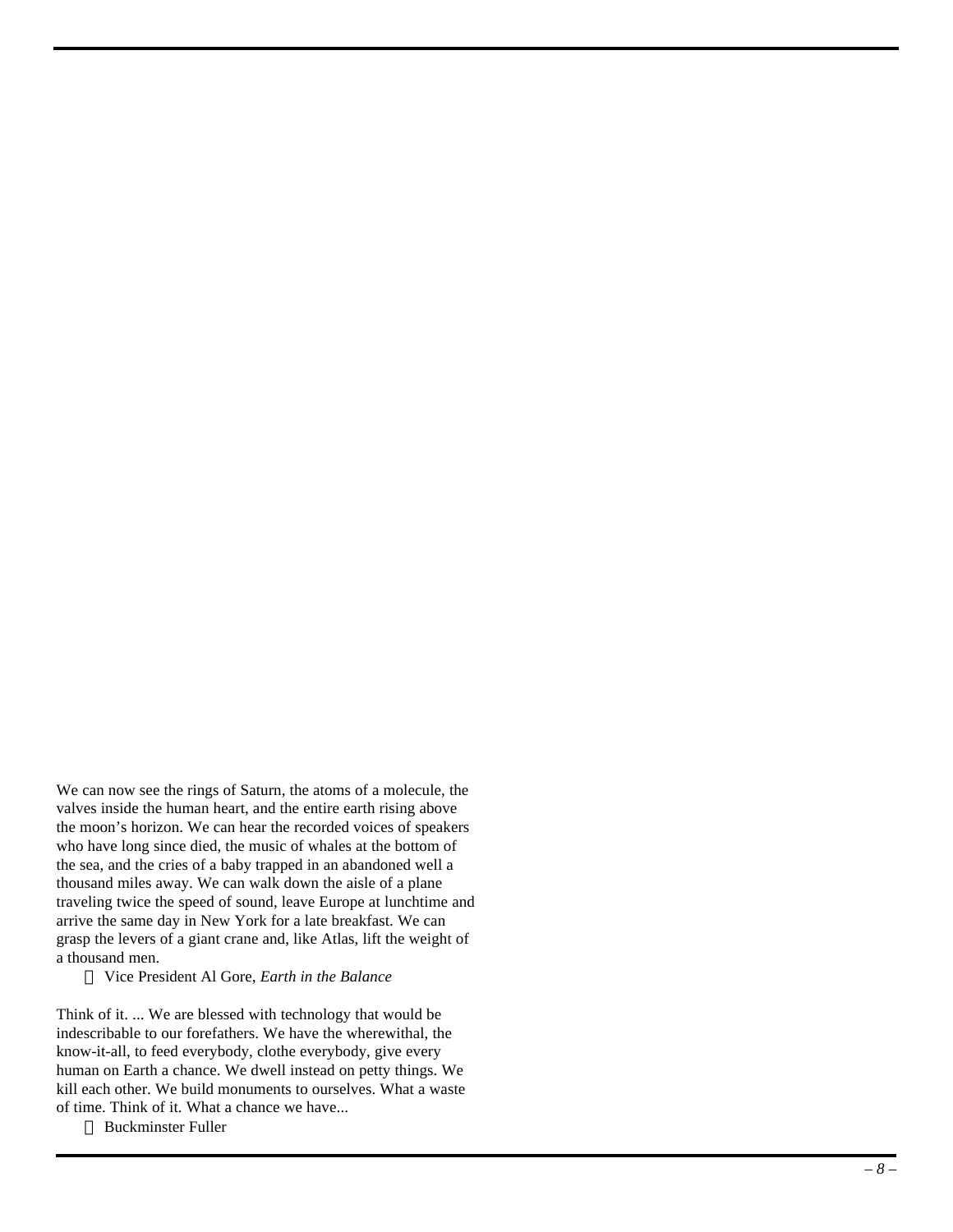We can now see the rings of Saturn, the atoms of a molecule, the valves inside the human heart, and the entire earth rising above the moon's horizon. We can hear the recorded voices of speakers who have long since died, the music of whales at the bottom of the sea, and the cries of a baby trapped in an abandoned well a thousand miles away. We can walk down the aisle of a plane traveling twice the speed of sound, leave Europe at lunchtime and arrive the same day in New York for a late breakfast. We can grasp the levers of a giant crane and, like Atlas, lift the weight of a thousand men.

— Vice President Al Gore, *Earth in the Balance*

Think of it. ... We are blessed with technology that would be indescribable to our forefathers. We have the wherewithal, the know-it-all, to feed everybody, clothe everybody, give every human on Earth a chance. We dwell instead on petty things. We kill each other. We build monuments to ourselves. What a waste of time. Think of it. What a chance we have...

— Buckminster Fuller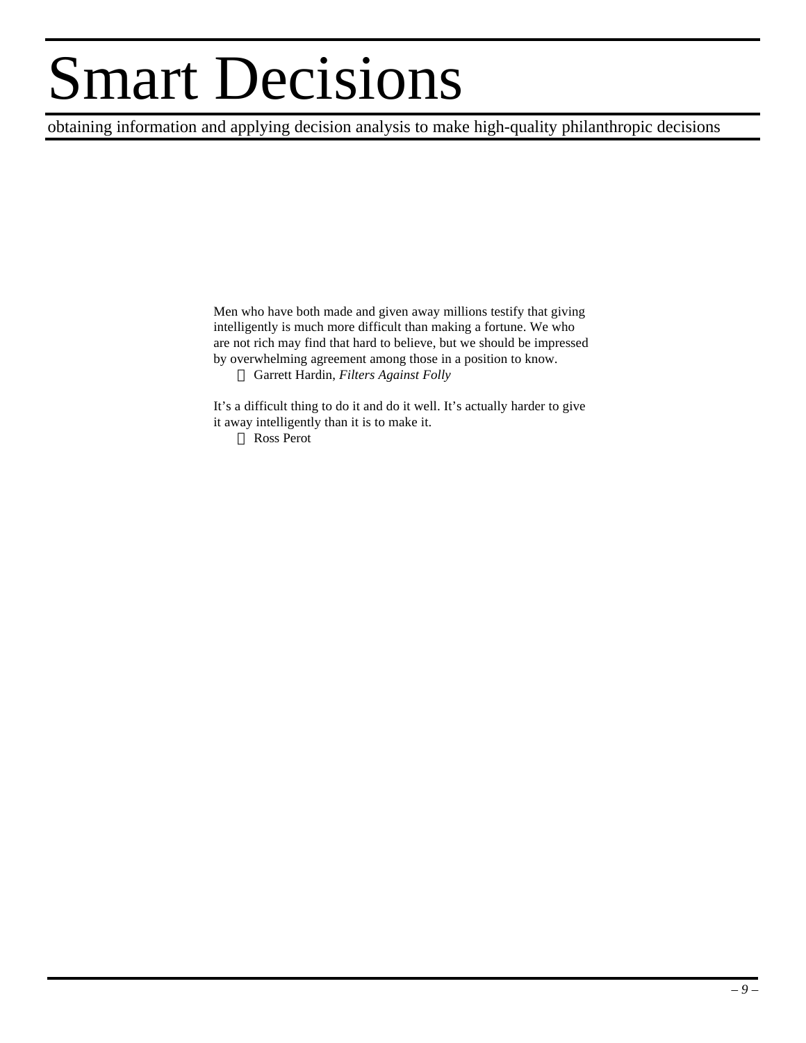# Smart Decisions

obtaining information and applying decision analysis to make high-quality philanthropic decisions

> Men who have both made and given away millions testify that giving intelligently is much more difficult than making a fortune. We who are not rich may find that hard to believe, but we should be impressed by overwhelming agreement among those in a position to know.
>
> — Garrett Hardin, *Filters Against Folly*

> It's a difficult thing to do it and do it well. It's actually harder to give it away intelligently than it is to make it.
>
> — Ross Perot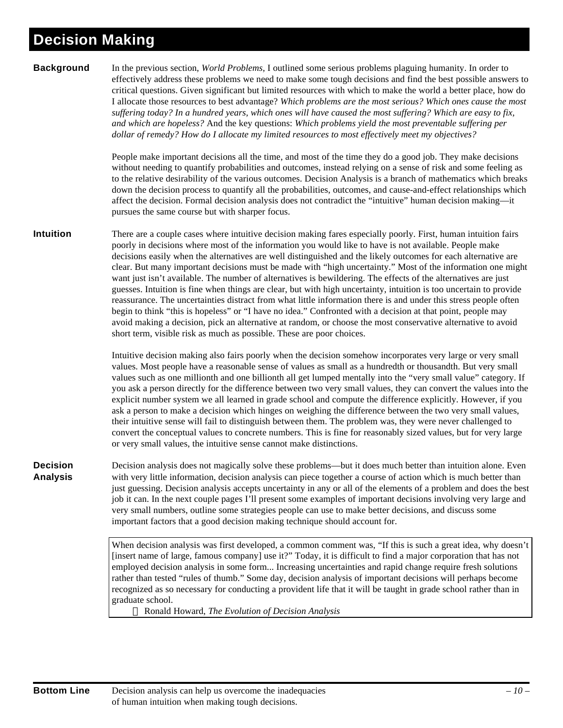# Decision Making

**Background**

In the previous section, *World Problems*, I outlined some serious problems plaguing humanity. In order to effectively address these problems we need to make some tough decisions and find the best possible answers to critical questions. Given significant but limited resources with which to make the world a better place, how do I allocate those resources to best advantage? *Which problems are the most serious? Which ones cause the most suffering today? In a hundred years, which ones will have caused the most suffering? Which are easy to fix, and which are hopeless?* And the key questions: *Which problems yield the most preventable suffering per dollar of remedy? How do I allocate my limited resources to most effectively meet my objectives?*

People make important decisions all the time, and most of the time they do a good job. They make decisions without needing to quantify probabilities and outcomes, instead relying on a sense of risk and some feeling as to the relative desirability of the various outcomes. Decision Analysis is a branch of mathematics which breaks down the decision process to quantify all the probabilities, outcomes, and cause-and-effect relationships which affect the decision. Formal decision analysis does not contradict the "intuitive" human decision making—it pursues the same course but with sharper focus.

**Intuition**

There are a couple cases where intuitive decision making fares especially poorly. First, human intuition fairs poorly in decisions where most of the information you would like to have is not available. People make decisions easily when the alternatives are well distinguished and the likely outcomes for each alternative are clear. But many important decisions must be made with "high uncertainty." Most of the information one might want just isn't available. The number of alternatives is bewildering. The effects of the alternatives are just guesses. Intuition is fine when things are clear, but with high uncertainty, intuition is too uncertain to provide reassurance. The uncertainties distract from what little information there is and under this stress people often begin to think "this is hopeless" or "I have no idea." Confronted with a decision at that point, people may avoid making a decision, pick an alternative at random, or choose the most conservative alternative to avoid short term, visible risk as much as possible. These are poor choices.

Intuitive decision making also fairs poorly when the decision somehow incorporates very large or very small values. Most people have a reasonable sense of values as small as a hundredth or thousandth. But very small values such as one millionth and one billionth all get lumped mentally into the "very small value" category. If you ask a person directly for the difference between two very small values, they can convert the values into the explicit number system we all learned in grade school and compute the difference explicitly. However, if you ask a person to make a decision which hinges on weighing the difference between the two very small values, their intuitive sense will fail to distinguish between them. The problem was, they were never challenged to convert the conceptual values to concrete numbers. This is fine for reasonably sized values, but for very large or very small values, the intuitive sense cannot make distinctions.

**Decision Analysis**

Decision analysis does not magically solve these problems—but it does much better than intuition alone. Even with very little information, decision analysis can piece together a course of action which is much better than just guessing. Decision analysis accepts uncertainty in any or all of the elements of a problem and does the best job it can. In the next couple pages I'll present some examples of important decisions involving very large and very small numbers, outline some strategies people can use to make better decisions, and discuss some important factors that a good decision making technique should account for.

> When decision analysis was first developed, a common comment was, "If this is such a great idea, why doesn't [insert name of large, famous company] use it?" Today, it is difficult to find a major corporation that has not employed decision analysis in some form... Increasing uncertainties and rapid change require fresh solutions rather than tested "rules of thumb." Some day, decision analysis of important decisions will perhaps become recognized as so necessary for conducting a provident life that it will be taught in grade school rather than in graduate school.
>
> — Ronald Howard, *The Evolution of Decision Analysis*

**Bottom Line** Decision analysis can help us overcome the inadequacies of human intuition when making tough decisions.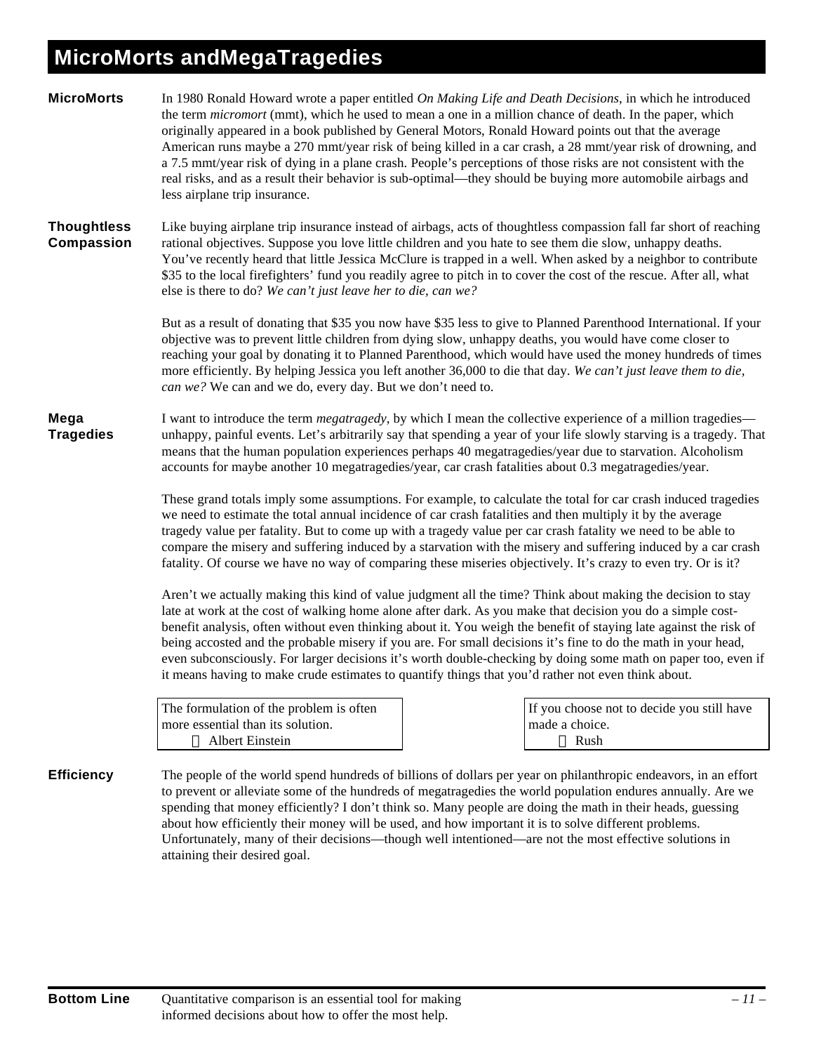# MicroMorts andMegaTragedies

**MicroMorts**

In 1980 Ronald Howard wrote a paper entitled *On Making Life and Death Decisions*, in which he introduced the term *micromort* (mmt), which he used to mean a one in a million chance of death. In the paper, which originally appeared in a book published by General Motors, Ronald Howard points out that the average American runs maybe a 270 mmt/year risk of being killed in a car crash, a 28 mmt/year risk of drowning, and a 7.5 mmt/year risk of dying in a plane crash. People's perceptions of those risks are not consistent with the real risks, and as a result their behavior is sub-optimal—they should be buying more automobile airbags and less airplane trip insurance.

**Thoughtless Compassion**

Like buying airplane trip insurance instead of airbags, acts of thoughtless compassion fall far short of reaching rational objectives. Suppose you love little children and you hate to see them die slow, unhappy deaths. You've recently heard that little Jessica McClure is trapped in a well. When asked by a neighbor to contribute $35 to the local firefighters' fund you readily agree to pitch in to cover the cost of the rescue. After all, what else is there to do? *We can't just leave her to die, can we?*

But as a result of donating that $35 you now have $35 less to give to Planned Parenthood International. If your objective was to prevent little children from dying slow, unhappy deaths, you would have come closer to reaching your goal by donating it to Planned Parenthood, which would have used the money hundreds of times more efficiently. By helping Jessica you left another 36,000 to die that day. *We can't just leave them to die, can we?* We can and we do, every day. But we don't need to.

**Mega Tragedies**

I want to introduce the term *megatragedy*, by which I mean the collective experience of a million tragedies—unhappy, painful events. Let's arbitrarily say that spending a year of your life slowly starving is a tragedy. That means that the human population experiences perhaps 40 megatragedies/year due to starvation. Alcoholism accounts for maybe another 10 megatragedies/year, car crash fatalities about 0.3 megatragedies/year.

These grand totals imply some assumptions. For example, to calculate the total for car crash induced tragedies we need to estimate the total annual incidence of car crash fatalities and then multiply it by the average tragedy value per fatality. But to come up with a tragedy value per car crash fatality we need to be able to compare the misery and suffering induced by a starvation with the misery and suffering induced by a car crash fatality. Of course we have no way of comparing these miseries objectively. It's crazy to even try. Or is it?

Aren't we actually making this kind of value judgment all the time? Think about making the decision to stay late at work at the cost of walking home alone after dark. As you make that decision you do a simple cost-benefit analysis, often without even thinking about it. You weigh the benefit of staying late against the risk of being accosted and the probable misery if you are. For small decisions it's fine to do the math in your head, even subconsciously. For larger decisions it's worth double-checking by doing some math on paper too, even if it means having to make crude estimates to quantify things that you'd rather not even think about.

> The formulation of the problem is often more essential than its solution.
> — Albert Einstein

> If you choose not to decide you still have made a choice.
> — Rush

**Efficiency**

The people of the world spend hundreds of billions of dollars per year on philanthropic endeavors, in an effort to prevent or alleviate some of the hundreds of megatragedies the world population endures annually. Are we spending that money efficiently? I don't think so. Many people are doing the math in their heads, guessing about how efficiently their money will be used, and how important it is to solve different problems. Unfortunately, many of their decisions—though well intentioned—are not the most effective solutions in attaining their desired goal.

**Bottom Line**

Quantitative comparison is an essential tool for making informed decisions about how to offer the most help.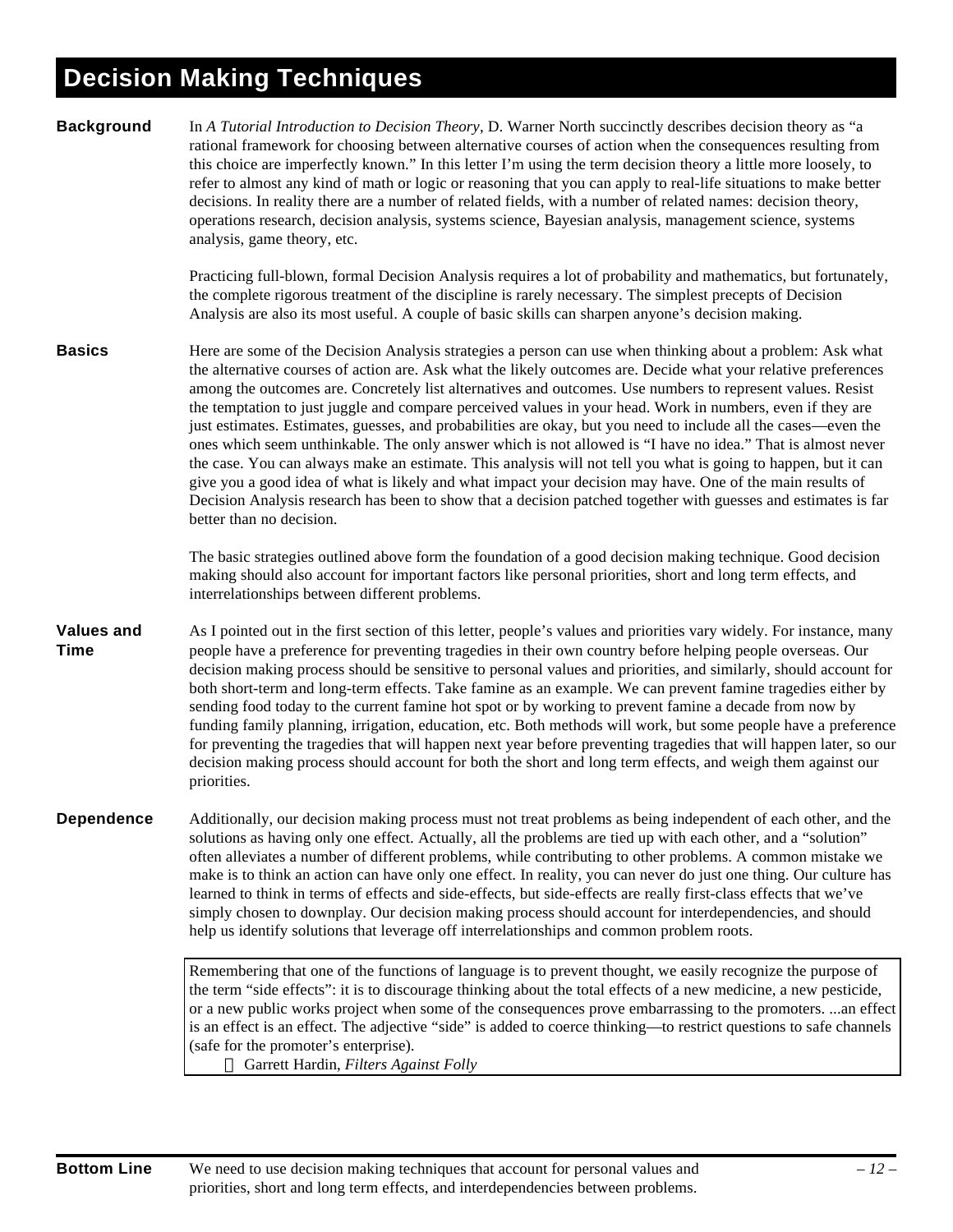# Decision Making Techniques

**Background**

In *A Tutorial Introduction to Decision Theory*, D. Warner North succinctly describes decision theory as "a rational framework for choosing between alternative courses of action when the consequences resulting from this choice are imperfectly known." In this letter I'm using the term decision theory a little more loosely, to refer to almost any kind of math or logic or reasoning that you can apply to real-life situations to make better decisions. In reality there are a number of related fields, with a number of related names: decision theory, operations research, decision analysis, systems science, Bayesian analysis, management science, systems analysis, game theory, etc.

Practicing full-blown, formal Decision Analysis requires a lot of probability and mathematics, but fortunately, the complete rigorous treatment of the discipline is rarely necessary. The simplest precepts of Decision Analysis are also its most useful. A couple of basic skills can sharpen anyone's decision making.

**Basics**

Here are some of the Decision Analysis strategies a person can use when thinking about a problem: Ask what the alternative courses of action are. Ask what the likely outcomes are. Decide what your relative preferences among the outcomes are. Concretely list alternatives and outcomes. Use numbers to represent values. Resist the temptation to just juggle and compare perceived values in your head. Work in numbers, even if they are just estimates. Estimates, guesses, and probabilities are okay, but you need to include all the cases—even the ones which seem unthinkable. The only answer which is not allowed is "I have no idea." That is almost never the case. You can always make an estimate. This analysis will not tell you what is going to happen, but it can give you a good idea of what is likely and what impact your decision may have. One of the main results of Decision Analysis research has been to show that a decision patched together with guesses and estimates is far better than no decision.

The basic strategies outlined above form the foundation of a good decision making technique. Good decision making should also account for important factors like personal priorities, short and long term effects, and interrelationships between different problems.

**Values and Time**

As I pointed out in the first section of this letter, people's values and priorities vary widely. For instance, many people have a preference for preventing tragedies in their own country before helping people overseas. Our decision making process should be sensitive to personal values and priorities, and similarly, should account for both short-term and long-term effects. Take famine as an example. We can prevent famine tragedies either by sending food today to the current famine hot spot or by working to prevent famine a decade from now by funding family planning, irrigation, education, etc. Both methods will work, but some people have a preference for preventing the tragedies that will happen next year before preventing tragedies that will happen later, so our decision making process should account for both the short and long term effects, and weigh them against our priorities.

**Dependence**

Additionally, our decision making process must not treat problems as being independent of each other, and the solutions as having only one effect. Actually, all the problems are tied up with each other, and a "solution" often alleviates a number of different problems, while contributing to other problems. A common mistake we make is to think an action can have only one effect. In reality, you can never do just one thing. Our culture has learned to think in terms of effects and side-effects, but side-effects are really first-class effects that we've simply chosen to downplay. Our decision making process should account for interdependencies, and should help us identify solutions that leverage off interrelationships and common problem roots.

> Remembering that one of the functions of language is to prevent thought, we easily recognize the purpose of the term "side effects": it is to discourage thinking about the total effects of a new medicine, a new pesticide, or a new public works project when some of the consequences prove embarrassing to the promoters. ...an effect is an effect is an effect. The adjective "side" is added to coerce thinking—to restrict questions to safe channels (safe for the promoter's enterprise).
>
> — Garrett Hardin, *Filters Against Folly*

**Bottom Line**

We need to use decision making techniques that account for personal values and priorities, short and long term effects, and interdependencies between problems.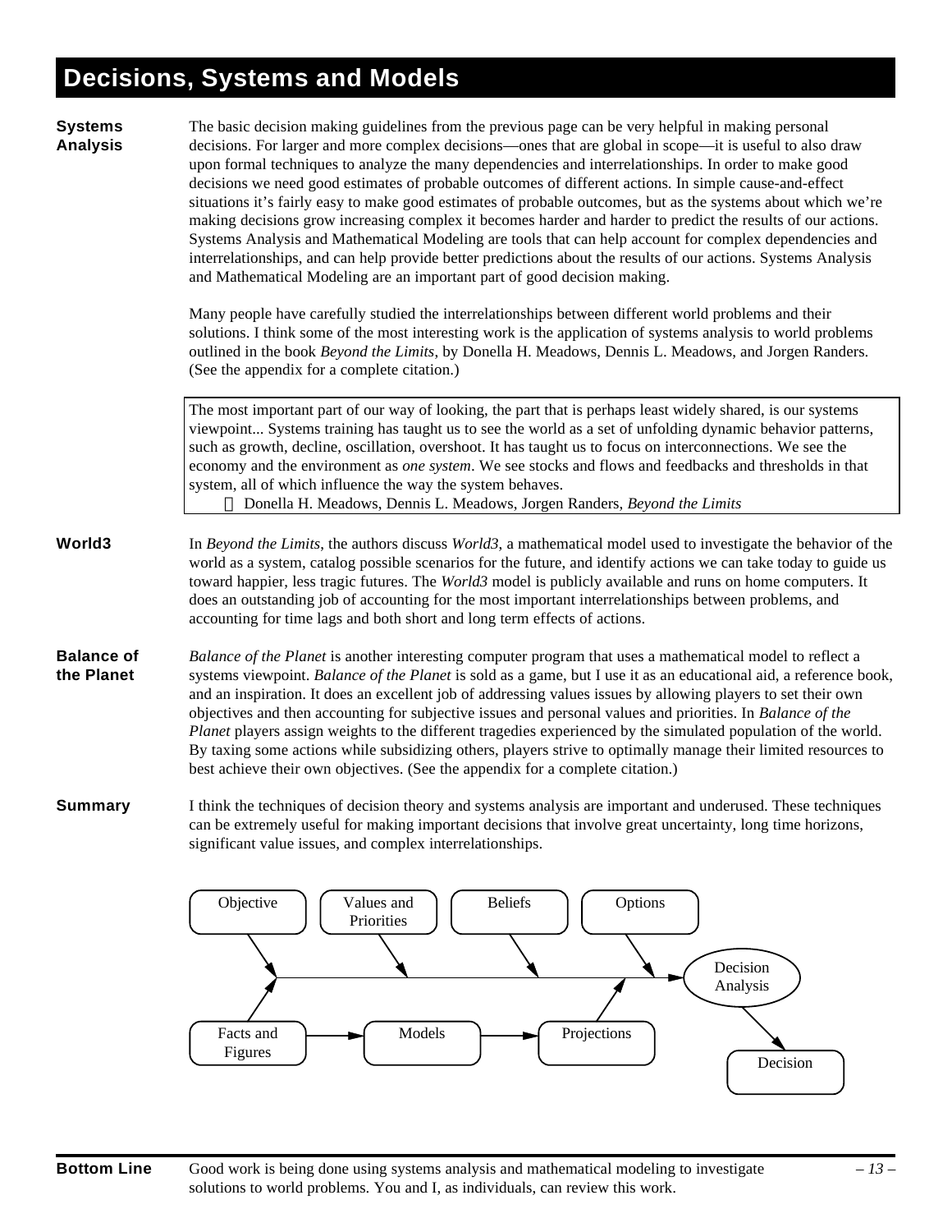# Decisions, Systems and Models

**Systems Analysis**

The basic decision making guidelines from the previous page can be very helpful in making personal decisions. For larger and more complex decisions—ones that are global in scope—it is useful to also draw upon formal techniques to analyze the many dependencies and interrelationships. In order to make good decisions we need good estimates of probable outcomes of different actions. In simple cause-and-effect situations it's fairly easy to make good estimates of probable outcomes, but as the systems about which we're making decisions grow increasing complex it becomes harder and harder to predict the results of our actions. Systems Analysis and Mathematical Modeling are tools that can help account for complex dependencies and interrelationships, and can help provide better predictions about the results of our actions. Systems Analysis and Mathematical Modeling are an important part of good decision making.

Many people have carefully studied the interrelationships between different world problems and their solutions. I think some of the most interesting work is the application of systems analysis to world problems outlined in the book *Beyond the Limits*, by Donella H. Meadows, Dennis L. Meadows, and Jorgen Randers. (See the appendix for a complete citation.)

> The most important part of our way of looking, the part that is perhaps least widely shared, is our systems viewpoint... Systems training has taught us to see the world as a set of unfolding dynamic behavior patterns, such as growth, decline, oscillation, overshoot. It has taught us to focus on interconnections. We see the economy and the environment as *one system*. We see stocks and flows and feedbacks and thresholds in that system, all of which influence the way the system behaves.
>
> — Donella H. Meadows, Dennis L. Meadows, Jorgen Randers, *Beyond the Limits*

**World3**

In *Beyond the Limits*, the authors discuss *World3*, a mathematical model used to investigate the behavior of the world as a system, catalog possible scenarios for the future, and identify actions we can take today to guide us toward happier, less tragic futures. The *World3* model is publicly available and runs on home computers. It does an outstanding job of accounting for the most important interrelationships between problems, and accounting for time lags and both short and long term effects of actions.

**Balance of the Planet**

*Balance of the Planet* is another interesting computer program that uses a mathematical model to reflect a systems viewpoint. *Balance of the Planet* is sold as a game, but I use it as an educational aid, a reference book, and an inspiration. It does an excellent job of addressing values issues by allowing players to set their own objectives and then accounting for subjective issues and personal values and priorities. In *Balance of the Planet* players assign weights to the different tragedies experienced by the simulated population of the world. By taxing some actions while subsidizing others, players strive to optimally manage their limited resources to best achieve their own objectives. (See the appendix for a complete citation.)

**Summary**

I think the techniques of decision theory and systems analysis are important and underused. These techniques can be extremely useful for making important decisions that involve great uncertainty, long time horizons, significant value issues, and complex interrelationships.

Objective | Values and Priorities | Beliefs | Options → Decision Analysis → Decision

Facts and Figures → Models → Projections

**Bottom Line** Good work is being done using systems analysis and mathematical modeling to investigate solutions to world problems. You and I, as individuals, can review this work.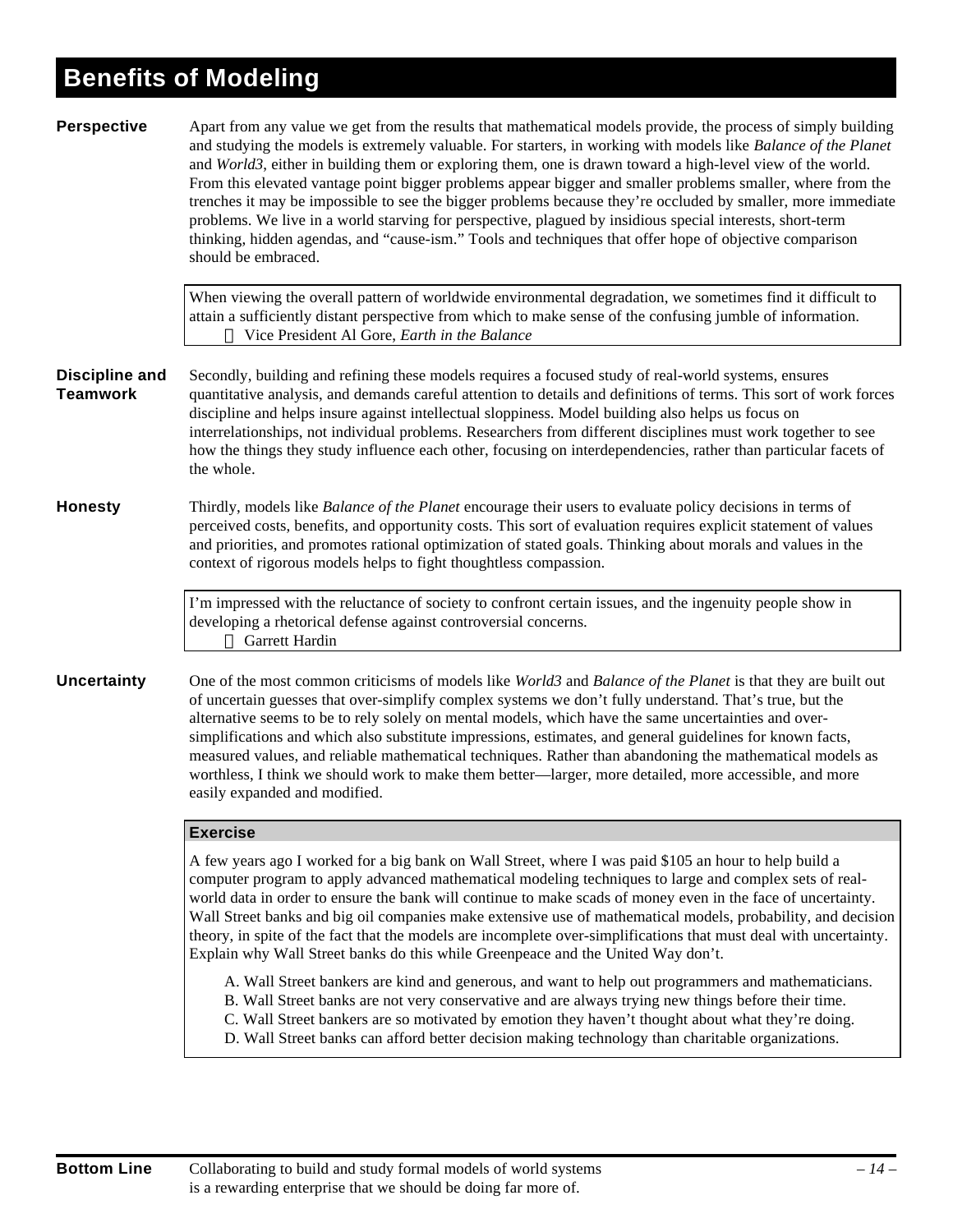# Benefits of Modeling

**Perspective**

Apart from any value we get from the results that mathematical models provide, the process of simply building and studying the models is extremely valuable. For starters, in working with models like *Balance of the Planet* and *World3*, either in building them or exploring them, one is drawn toward a high-level view of the world. From this elevated vantage point bigger problems appear bigger and smaller problems smaller, where from the trenches it may be impossible to see the bigger problems because they're occluded by smaller, more immediate problems. We live in a world starving for perspective, plagued by insidious special interests, short-term thinking, hidden agendas, and "cause-ism." Tools and techniques that offer hope of objective comparison should be embraced.

> When viewing the overall pattern of worldwide environmental degradation, we sometimes find it difficult to attain a sufficiently distant perspective from which to make sense of the confusing jumble of information.
> — Vice President Al Gore, *Earth in the Balance*

**Discipline and Teamwork**

Secondly, building and refining these models requires a focused study of real-world systems, ensures quantitative analysis, and demands careful attention to details and definitions of terms. This sort of work forces discipline and helps insure against intellectual sloppiness. Model building also helps us focus on interrelationships, not individual problems. Researchers from different disciplines must work together to see how the things they study influence each other, focusing on interdependencies, rather than particular facets of the whole.

**Honesty**

Thirdly, models like *Balance of the Planet* encourage their users to evaluate policy decisions in terms of perceived costs, benefits, and opportunity costs. This sort of evaluation requires explicit statement of values and priorities, and promotes rational optimization of stated goals. Thinking about morals and values in the context of rigorous models helps to fight thoughtless compassion.

> I'm impressed with the reluctance of society to confront certain issues, and the ingenuity people show in developing a rhetorical defense against controversial concerns.
> — Garrett Hardin

**Uncertainty**

One of the most common criticisms of models like *World3* and *Balance of the Planet* is that they are built out of uncertain guesses that over-simplify complex systems we don't fully understand. That's true, but the alternative seems to be to rely solely on mental models, which have the same uncertainties and over-simplifications and which also substitute impressions, estimates, and general guidelines for known facts, measured values, and reliable mathematical techniques. Rather than abandoning the mathematical models as worthless, I think we should work to make them better—larger, more detailed, more accessible, and more easily expanded and modified.

**Exercise**

A few years ago I worked for a big bank on Wall Street, where I was paid $105 an hour to help build a computer program to apply advanced mathematical modeling techniques to large and complex sets of real-world data in order to ensure the bank will continue to make scads of money even in the face of uncertainty. Wall Street banks and big oil companies make extensive use of mathematical models, probability, and decision theory, in spite of the fact that the models are incomplete over-simplifications that must deal with uncertainty. Explain why Wall Street banks do this while Greenpeace and the United Way don't.

A. Wall Street bankers are kind and generous, and want to help out programmers and mathematicians.
B. Wall Street banks are not very conservative and are always trying new things before their time.
C. Wall Street bankers are so motivated by emotion they haven't thought about what they're doing.
D. Wall Street banks can afford better decision making technology than charitable organizations.

**Bottom Line**

Collaborating to build and study formal models of world systems is a rewarding enterprise that we should be doing far more of.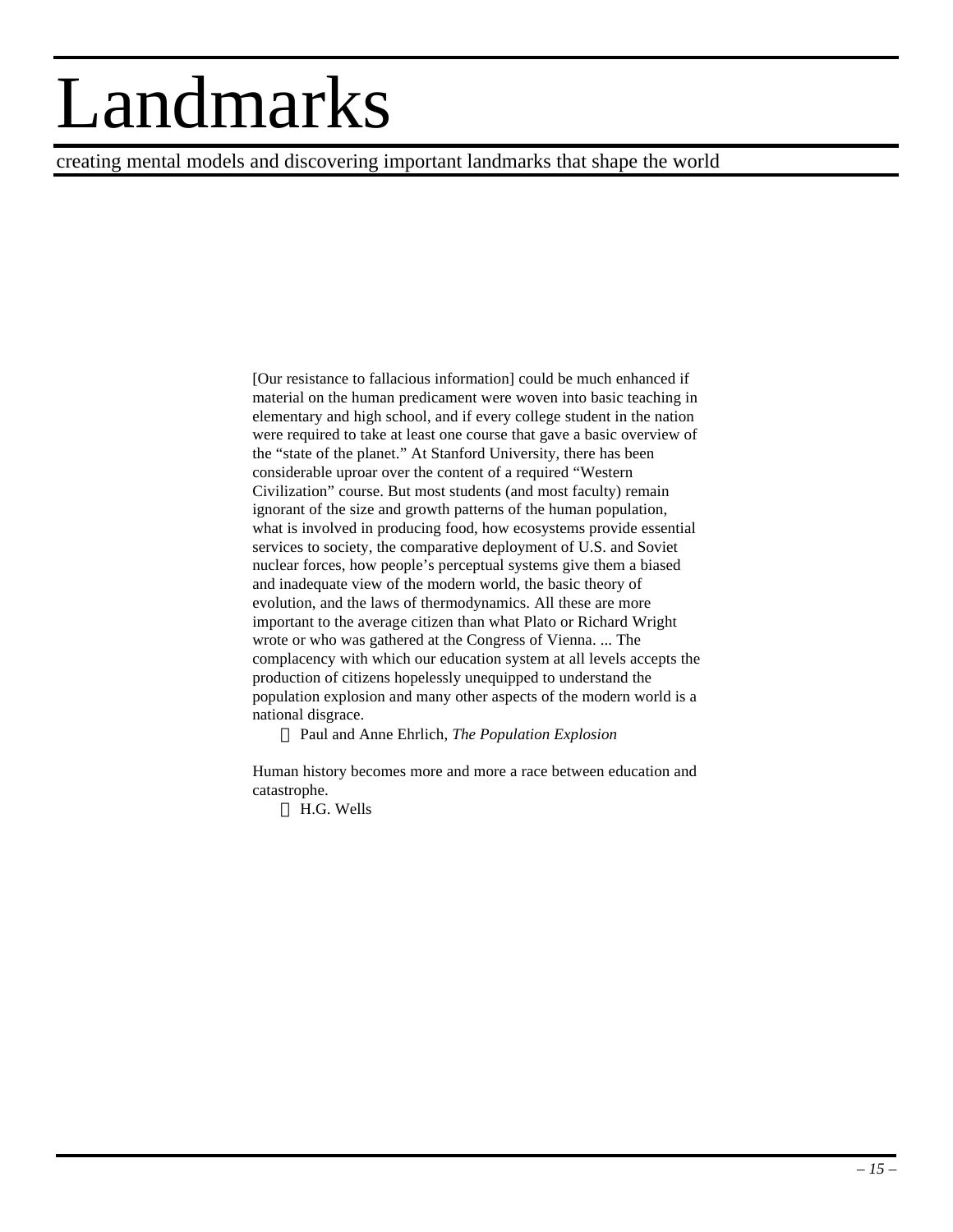# Landmarks

creating mental models and discovering important landmarks that shape the world

[Our resistance to fallacious information] could be much enhanced if material on the human predicament were woven into basic teaching in elementary and high school, and if every college student in the nation were required to take at least one course that gave a basic overview of the "state of the planet." At Stanford University, there has been considerable uproar over the content of a required "Western Civilization" course. But most students (and most faculty) remain ignorant of the size and growth patterns of the human population, what is involved in producing food, how ecosystems provide essential services to society, the comparative deployment of U.S. and Soviet nuclear forces, how people's perceptual systems give them a biased and inadequate view of the modern world, the basic theory of evolution, and the laws of thermodynamics. All these are more important to the average citizen than what Plato or Richard Wright wrote or who was gathered at the Congress of Vienna. ... The complacency with which our education system at all levels accepts the production of citizens hopelessly unequipped to understand the population explosion and many other aspects of the modern world is a national disgrace.

— Paul and Anne Ehrlich, *The Population Explosion*

Human history becomes more and more a race between education and catastrophe.

— H.G. Wells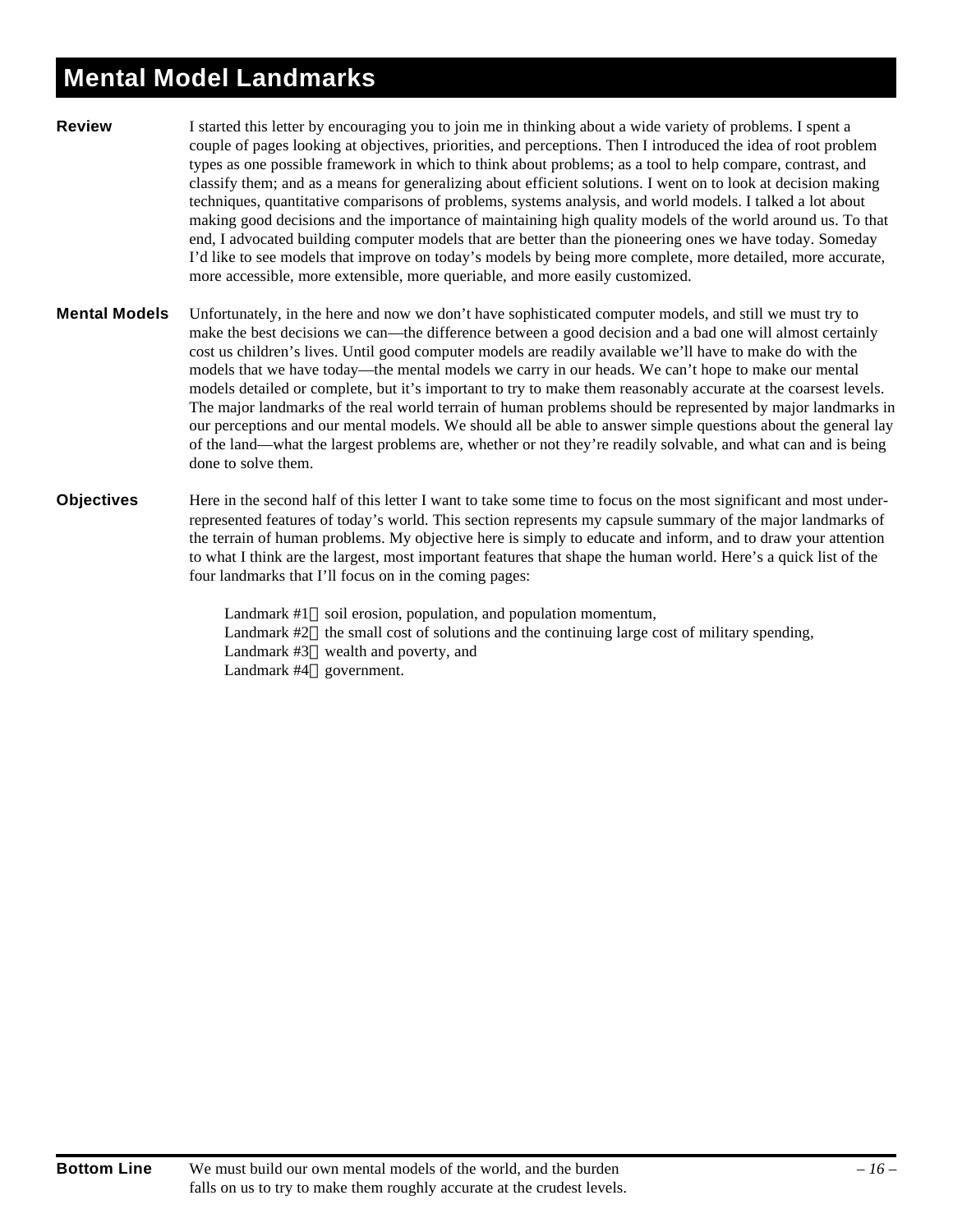# Mental Model Landmarks

**Review** I started this letter by encouraging you to join me in thinking about a wide variety of problems. I spent a couple of pages looking at objectives, priorities, and perceptions. Then I introduced the idea of root problem types as one possible framework in which to think about problems; as a tool to help compare, contrast, and classify them; and as a means for generalizing about efficient solutions. I went on to look at decision making techniques, quantitative comparisons of problems, systems analysis, and world models. I talked a lot about making good decisions and the importance of maintaining high quality models of the world around us. To that end, I advocated building computer models that are better than the pioneering ones we have today. Someday I'd like to see models that improve on today's models by being more complete, more detailed, more accurate, more accessible, more extensible, more queriable, and more easily customized.

**Mental Models** Unfortunately, in the here and now we don't have sophisticated computer models, and still we must try to make the best decisions we can—the difference between a good decision and a bad one will almost certainly cost us children's lives. Until good computer models are readily available we'll have to make do with the models that we have today—the mental models we carry in our heads. We can't hope to make our mental models detailed or complete, but it's important to try to make them reasonably accurate at the coarsest levels. The major landmarks of the real world terrain of human problems should be represented by major landmarks in our perceptions and our mental models. We should all be able to answer simple questions about the general lay of the land—what the largest problems are, whether or not they're readily solvable, and what can and is being done to solve them.

**Objectives** Here in the second half of this letter I want to take some time to focus on the most significant and most under-represented features of today's world. This section represents my capsule summary of the major landmarks of the terrain of human problems. My objective here is simply to educate and inform, and to draw your attention to what I think are the largest, most important features that shape the human world. Here's a quick list of the four landmarks that I'll focus on in the coming pages:

- Landmark #1 soil erosion, population, and population momentum,
- Landmark #2 the small cost of solutions and the continuing large cost of military spending,
- Landmark #3 wealth and poverty, and
- Landmark #4 government.

**Bottom Line** We must build our own mental models of the world, and the burden falls on us to try to make them roughly accurate at the crudest levels.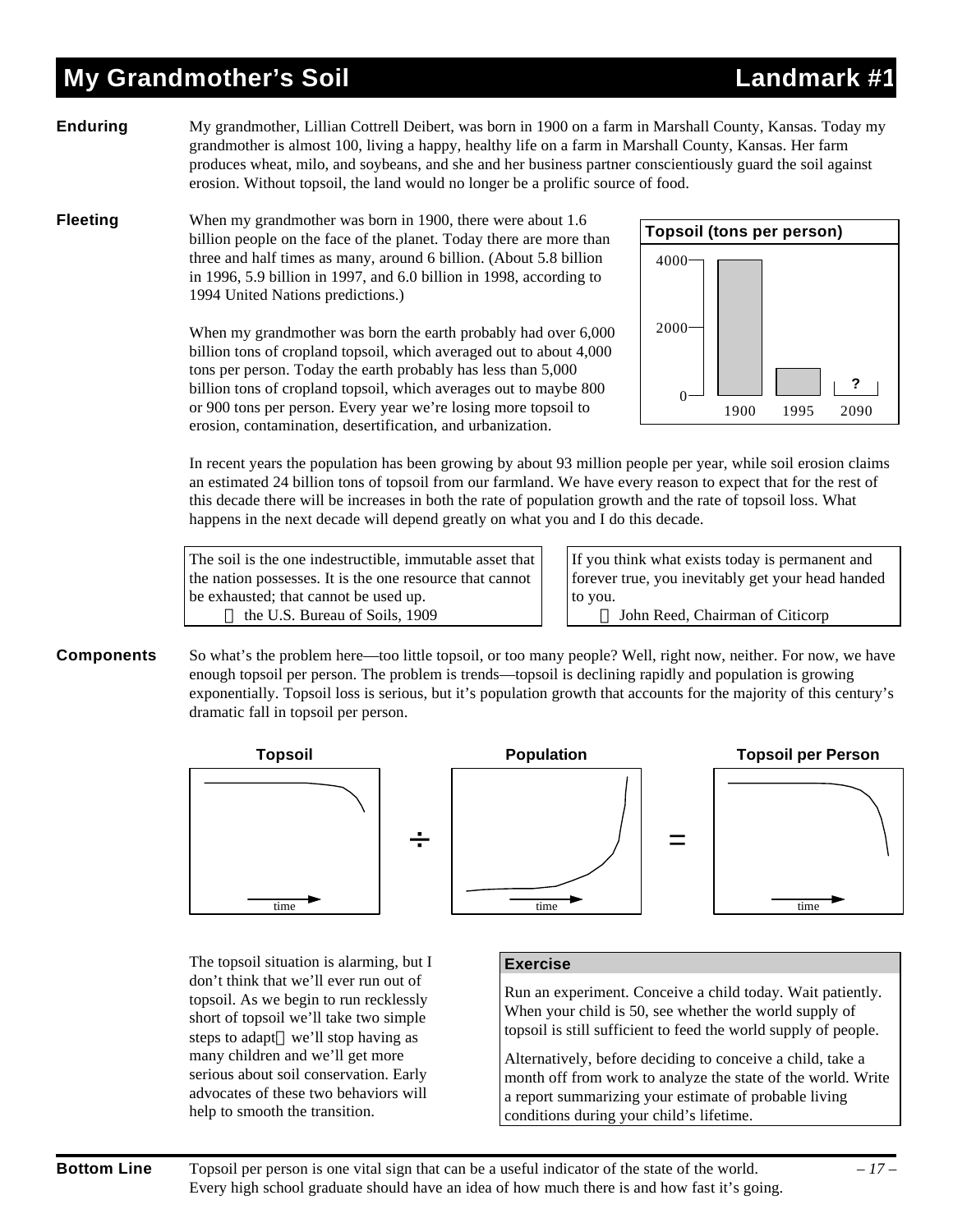# My Grandmother's Soil — Landmark #1

**Enduring**

My grandmother, Lillian Cottrell Deibert, was born in 1900 on a farm in Marshall County, Kansas. Today my grandmother is almost 100, living a happy, healthy life on a farm in Marshall County, Kansas. Her farm produces wheat, milo, and soybeans, and she and her business partner conscientiously guard the soil against erosion. Without topsoil, the land would no longer be a prolific source of food.

**Fleeting**

When my grandmother was born in 1900, there were about 1.6 billion people on the face of the planet. Today there are more than three and half times as many, around 6 billion. (About 5.8 billion in 1996, 5.9 billion in 1997, and 6.0 billion in 1998, according to 1994 United Nations predictions.)

When my grandmother was born the earth probably had over 6,000 billion tons of cropland topsoil, which averaged out to about 4,000 tons per person. Today the earth probably has less than 5,000 billion tons of cropland topsoil, which averages out to maybe 800 or 900 tons per person. Every year we're losing more topsoil to erosion, contamination, desertification, and urbanization.

**Topsoil (tons per person)**

| Year | Topsoil (tons per person) |
|---|---|
| 1900 | ~4000 |
| 1995 | ~800 |
| 2090 | ? |

In recent years the population has been growing by about 93 million people per year, while soil erosion claims an estimated 24 billion tons of topsoil from our farmland. We have every reason to expect that for the rest of this decade there will be increases in both the rate of population growth and the rate of topsoil loss. What happens in the next decade will depend greatly on what you and I do this decade.

> The soil is the one indestructible, immutable asset that the nation possesses. It is the one resource that cannot be exhausted; that cannot be used up.
> — the U.S. Bureau of Soils, 1909

> If you think what exists today is permanent and forever true, you inevitably get your head handed to you.
> — John Reed, Chairman of Citicorp

**Components**

So what's the problem here—too little topsoil, or too many people? Well, right now, neither. For now, we have enough topsoil per person. The problem is trends—topsoil is declining rapidly and population is growing exponentially. Topsoil loss is serious, but it's population growth that accounts for the majority of this century's dramatic fall in topsoil per person.

**Topsoil** ÷ **Population** = **Topsoil per Person**

The topsoil situation is alarming, but I don't think that we'll ever run out of topsoil. As we begin to run recklessly short of topsoil we'll take two simple steps to adapt—we'll stop having as many children and we'll get more serious about soil conservation. Early advocates of these two behaviors will help to smooth the transition.

**Exercise**

Run an experiment. Conceive a child today. Wait patiently. When your child is 50, see whether the world supply of topsoil is still sufficient to feed the world supply of people.

Alternatively, before deciding to conceive a child, take a month off from work to analyze the state of the world. Write a report summarizing your estimate of probable living conditions during your child's lifetime.

**Bottom Line**

Topsoil per person is one vital sign that can be a useful indicator of the state of the world. Every high school graduate should have an idea of how much there is and how fast it's going.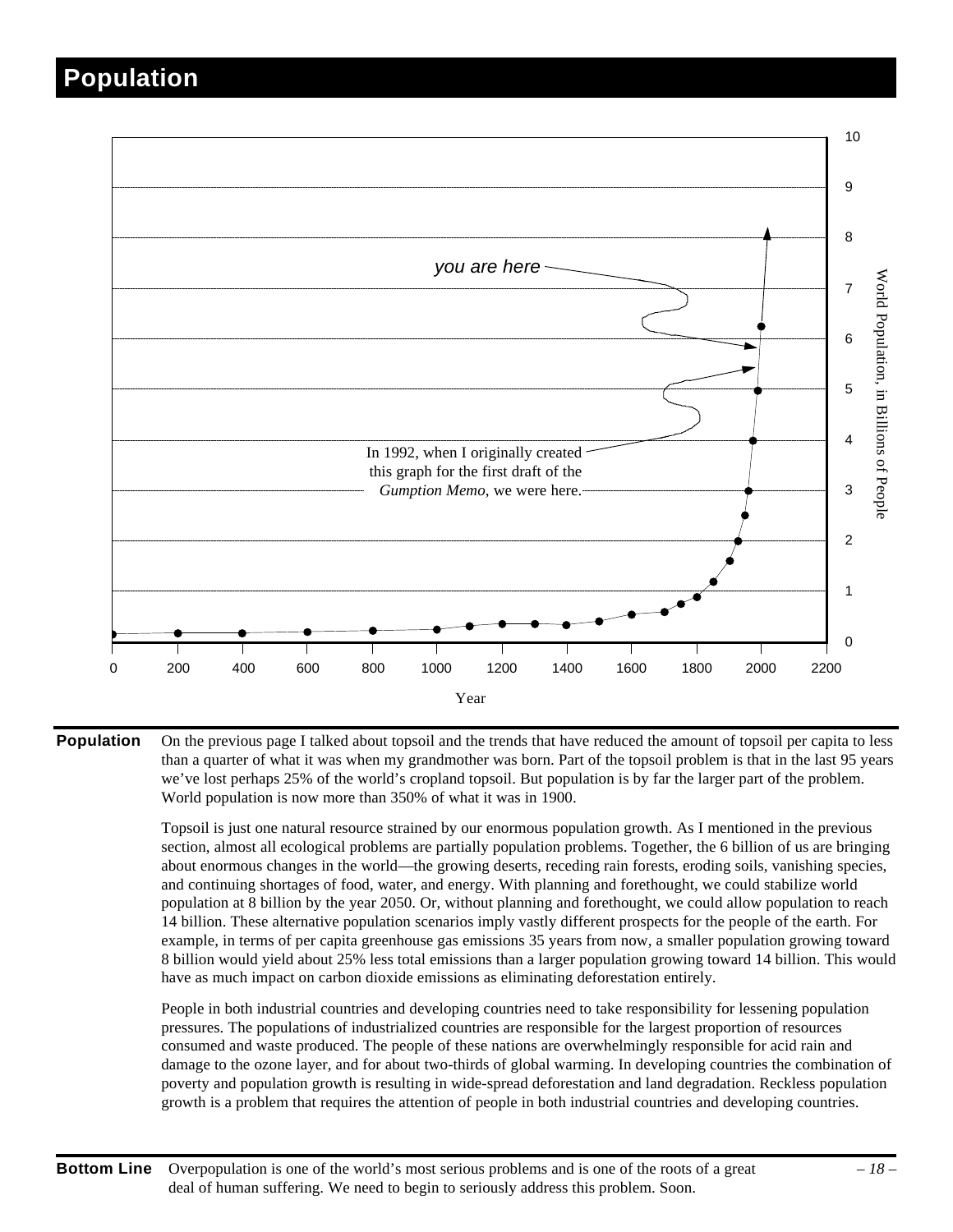# Population

you are here

In 1992, when I originally created this graph for the first draft of the *Gumption Memo*, we were here.

World Population, in Billions of People

Year

**Population** On the previous page I talked about topsoil and the trends that have reduced the amount of topsoil per capita to less than a quarter of what it was when my grandmother was born. Part of the topsoil problem is that in the last 95 years we've lost perhaps 25% of the world's cropland topsoil. But population is by far the larger part of the problem. World population is now more than 350% of what it was in 1900.

Topsoil is just one natural resource strained by our enormous population growth. As I mentioned in the previous section, almost all ecological problems are partially population problems. Together, the 6 billion of us are bringing about enormous changes in the world—the growing deserts, receding rain forests, eroding soils, vanishing species, and continuing shortages of food, water, and energy. With planning and forethought, we could stabilize world population at 8 billion by the year 2050. Or, without planning and forethought, we could allow population to reach 14 billion. These alternative population scenarios imply vastly different prospects for the people of the earth. For example, in terms of per capita greenhouse gas emissions 35 years from now, a smaller population growing toward 8 billion would yield about 25% less total emissions than a larger population growing toward 14 billion. This would have as much impact on carbon dioxide emissions as eliminating deforestation entirely.

People in both industrial countries and developing countries need to take responsibility for lessening population pressures. The populations of industrialized countries are responsible for the largest proportion of resources consumed and waste produced. The people of these nations are overwhelmingly responsible for acid rain and damage to the ozone layer, and for about two-thirds of global warming. In developing countries the combination of poverty and population growth is resulting in wide-spread deforestation and land degradation. Reckless population growth is a problem that requires the attention of people in both industrial countries and developing countries.

**Bottom Line** Overpopulation is one of the world's most serious problems and is one of the roots of a great deal of human suffering. We need to begin to seriously address this problem. Soon.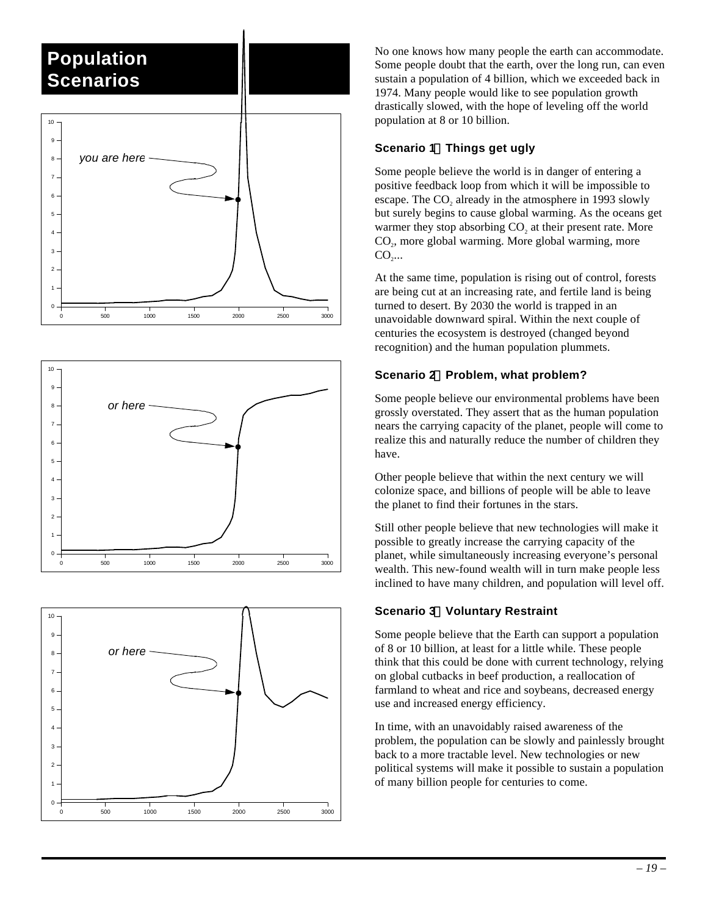# Population Scenarios

you are here

or here

or here

No one knows how many people the earth can accommodate. Some people doubt that the earth, over the long run, can even sustain a population of 4 billion, which we exceeded back in 1974. Many people would like to see population growth drastically slowed, with the hope of leveling off the world population at 8 or 10 billion.

### Scenario 1 Things get ugly

Some people believe the world is in danger of entering a positive feedback loop from which it will be impossible to escape. The $CO_2$ already in the atmosphere in 1993 slowly but surely begins to cause global warming. As the oceans get warmer they stop absorbing $CO_2$ at their present rate. More $CO_2$, more global warming. More global warming, more $CO_2$...

At the same time, population is rising out of control, forests are being cut at an increasing rate, and fertile land is being turned to desert. By 2030 the world is trapped in an unavoidable downward spiral. Within the next couple of centuries the ecosystem is destroyed (changed beyond recognition) and the human population plummets.

### Scenario 2 Problem, what problem?

Some people believe our environmental problems have been grossly overstated. They assert that as the human population nears the carrying capacity of the planet, people will come to realize this and naturally reduce the number of children they have.

Other people believe that within the next century we will colonize space, and billions of people will be able to leave the planet to find their fortunes in the stars.

Still other people believe that new technologies will make it possible to greatly increase the carrying capacity of the planet, while simultaneously increasing everyone's personal wealth. This new-found wealth will in turn make people less inclined to have many children, and population will level off.

### Scenario 3 Voluntary Restraint

Some people believe that the Earth can support a population of 8 or 10 billion, at least for a little while. These people think that this could be done with current technology, relying on global cutbacks in beef production, a reallocation of farmland to wheat and rice and soybeans, decreased energy use and increased energy efficiency.

In time, with an unavoidably raised awareness of the problem, the population can be slowly and painlessly brought back to a more tractable level. New technologies or new political systems will make it possible to sustain a population of many billion people for centuries to come.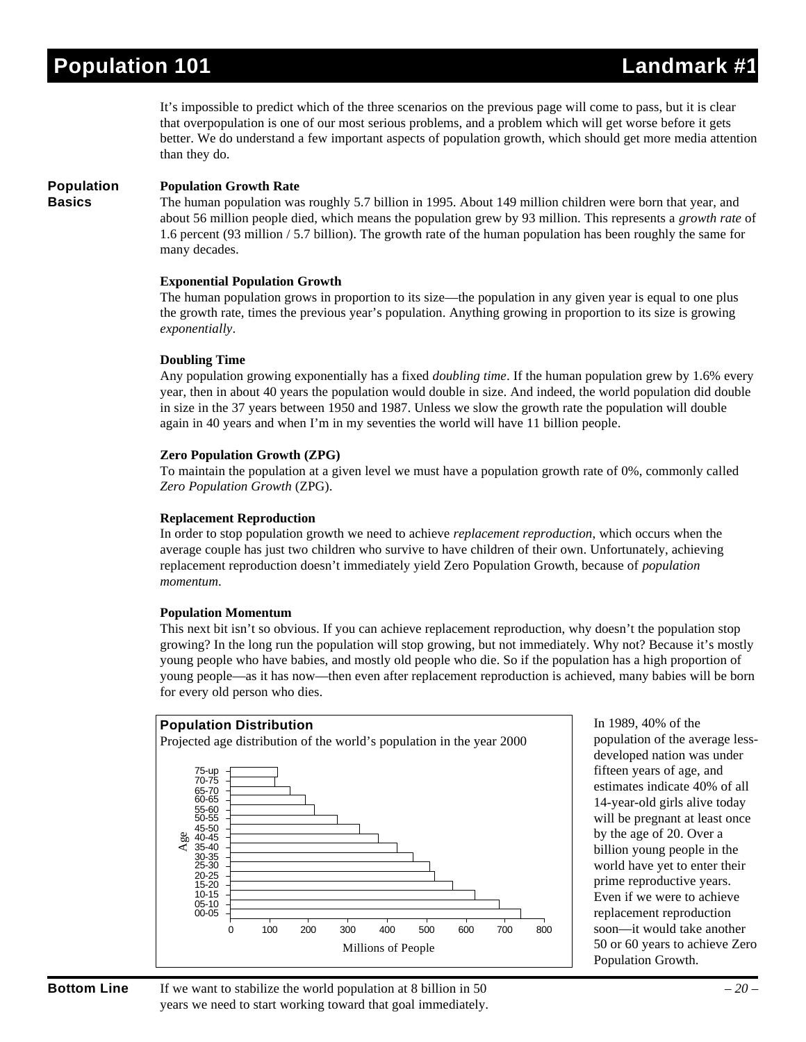# Population 101 — Landmark #1

It's impossible to predict which of the three scenarios on the previous page will come to pass, but it is clear that overpopulation is one of our most serious problems, and a problem which will get worse before it gets better. We do understand a few important aspects of population growth, which should get more media attention than they do.

## Population Basics

### Population Growth Rate

The human population was roughly 5.7 billion in 1995. About 149 million children were born that year, and about 56 million people died, which means the population grew by 93 million. This represents a *growth rate* of 1.6 percent (93 million / 5.7 billion). The growth rate of the human population has been roughly the same for many decades.

### Exponential Population Growth

The human population grows in proportion to its size—the population in any given year is equal to one plus the growth rate, times the previous year's population. Anything growing in proportion to its size is growing *exponentially*.

### Doubling Time

Any population growing exponentially has a fixed *doubling time*. If the human population grew by 1.6% every year, then in about 40 years the population would double in size. And indeed, the world population did double in size in the 37 years between 1950 and 1987. Unless we slow the growth rate the population will double again in 40 years and when I'm in my seventies the world will have 11 billion people.

### Zero Population Growth (ZPG)

To maintain the population at a given level we must have a population growth rate of 0%, commonly called *Zero Population Growth* (ZPG).

### Replacement Reproduction

In order to stop population growth we need to achieve *replacement reproduction*, which occurs when the average couple has just two children who survive to have children of their own. Unfortunately, achieving replacement reproduction doesn't immediately yield Zero Population Growth, because of *population momentum*.

### Population Momentum

This next bit isn't so obvious. If you can achieve replacement reproduction, why doesn't the population stop growing? In the long run the population will stop growing, but not immediately. Why not? Because it's mostly young people who have babies, and mostly old people who die. So if the population has a high proportion of young people—as it has now—then even after replacement reproduction is achieved, many babies will be born for every old person who dies.

**Population Distribution**

Projected age distribution of the world's population in the year 2000

| Age | Millions of People (approx.) |
|---|---|
| 75-up | 120 |
| 70-75 | 113 |
| 65-70 | 152 |
| 60-65 | 191 |
| 55-60 | 214 |
| 50-55 | 273 |
| 45-50 | 330 |
| 40-45 | 377 |
| 35-40 | 425 |
| 30-35 | 465 |
| 25-30 | 507 |
| 20-25 | 520 |
| 15-20 | 565 |
| 10-15 | 622 |
| 05-10 | 685 |
| 00-05 | 740 |

In 1989, 40% of the population of the average less-developed nation was under fifteen years of age, and estimates indicate 40% of all 14-year-old girls alive today will be pregnant at least once by the age of 20. Over a billion young people in the world have yet to enter their prime reproductive years. Even if we were to achieve replacement reproduction soon—it would take another 50 or 60 years to achieve Zero Population Growth.

**Bottom Line** If we want to stabilize the world population at 8 billion in 50 years we need to start working toward that goal immediately.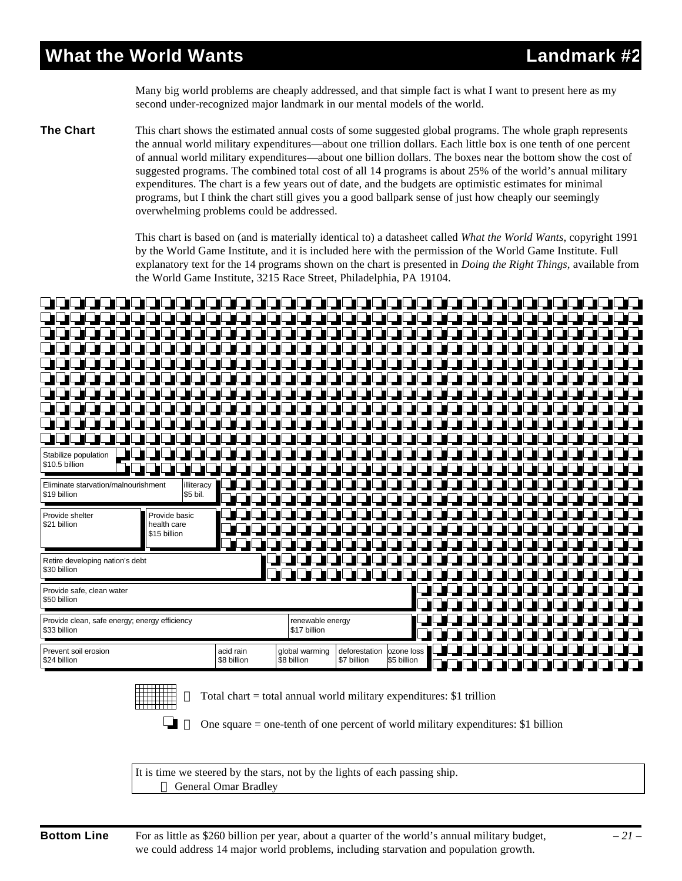# What the World Wants — Landmark #2

Many big world problems are cheaply addressed, and that simple fact is what I want to present here as my second under-recognized major landmark in our mental models of the world.

**The Chart**

This chart shows the estimated annual costs of some suggested global programs. The whole graph represents the annual world military expenditures—about one trillion dollars. Each little box is one tenth of one percent of annual world military expenditures—about one billion dollars. The boxes near the bottom show the cost of suggested programs. The combined total cost of all 14 programs is about 25% of the world's annual military expenditures. The chart is a few years out of date, and the budgets are optimistic estimates for minimal programs, but I think the chart still gives you a good ballpark sense of just how cheaply our seemingly overwhelming problems could be addressed.

This chart is based on (and is materially identical to) a datasheet called *What the World Wants*, copyright 1991 by the World Game Institute, and it is included here with the permission of the World Game Institute. Full explanatory text for the 14 programs shown on the chart is presented in *Doing the Right Things*, available from the World Game Institute, 3215 Race Street, Philadelphia, PA 19104.

| Program | Cost |
| --- | --- |
| Stabilize population | $10.5 billion |
| Eliminate starvation/malnourishment | $19 billion |
| illiteracy | $5 bil. |
| Provide shelter | $21 billion |
| Provide basic health care | $15 billion |
| Retire developing nation's debt | $30 billion |
| Provide safe, clean water | $50 billion |
| Provide clean, safe energy; energy efficiency | $33 billion |
| renewable energy | $17 billion |
| Prevent soil erosion | $24 billion |
| acid rain | $8 billion |
| global warming | $8 billion |
| deforestation | $7 billion |
| ozone loss | $5 billion |

Total chart = total annual world military expenditures: $1 trillion

One square = one-tenth of one percent of world military expenditures: $1 billion

> It is time we steered by the stars, not by the lights of each passing ship.
> — General Omar Bradley

**Bottom Line**

For as little as $260 billion per year, about a quarter of the world's annual military budget, we could address 14 major world problems, including starvation and population growth.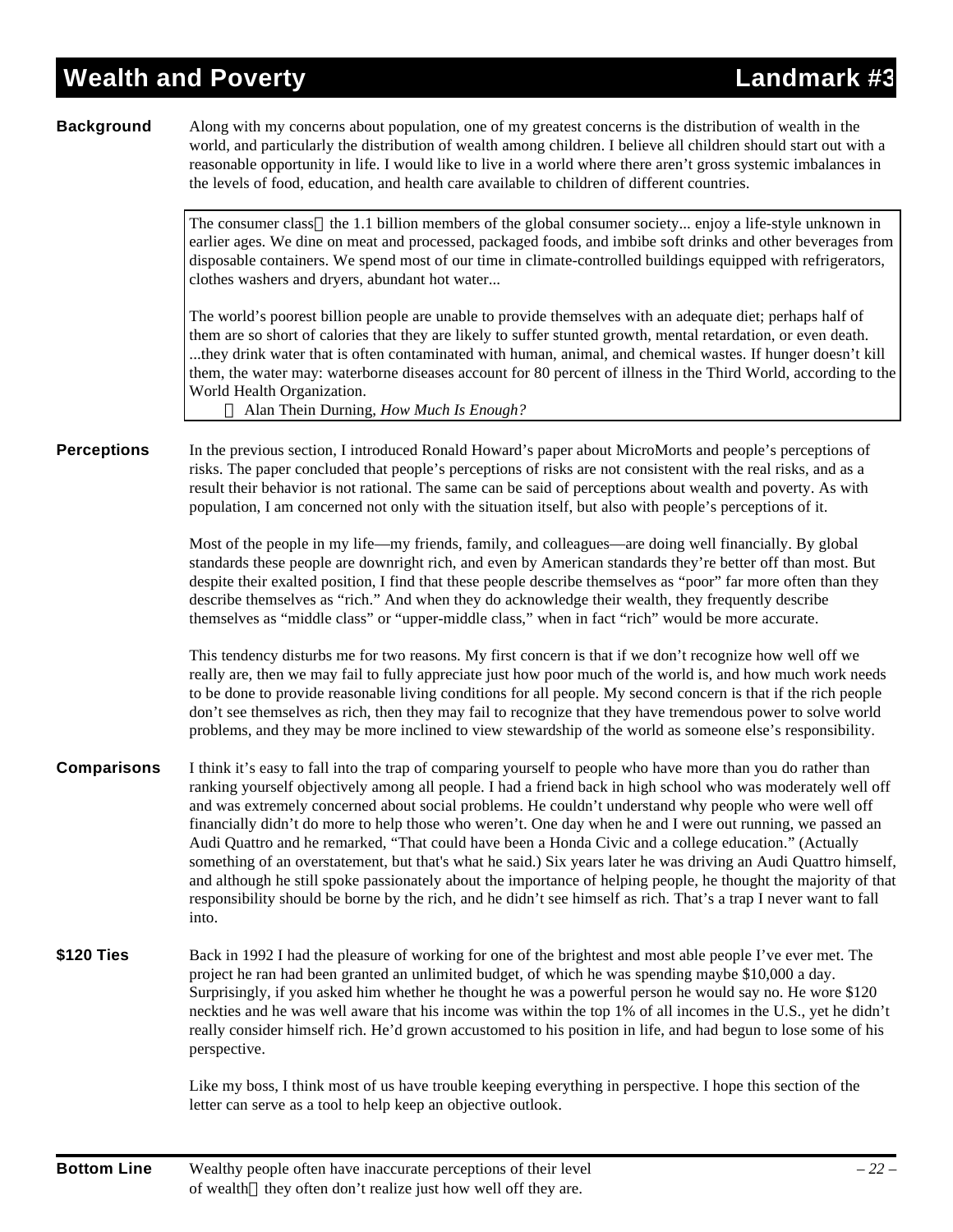# Wealth and Poverty — Landmark #3

**Background**

Along with my concerns about population, one of my greatest concerns is the distribution of wealth in the world, and particularly the distribution of wealth among children. I believe all children should start out with a reasonable opportunity in life. I would like to live in a world where there aren't gross systemic imbalances in the levels of food, education, and health care available to children of different countries.

> The consumer class — the 1.1 billion members of the global consumer society... enjoy a life-style unknown in earlier ages. We dine on meat and processed, packaged foods, and imbibe soft drinks and other beverages from disposable containers. We spend most of our time in climate-controlled buildings equipped with refrigerators, clothes washers and dryers, abundant hot water...
>
> The world's poorest billion people are unable to provide themselves with an adequate diet; perhaps half of them are so short of calories that they are likely to suffer stunted growth, mental retardation, or even death. ...they drink water that is often contaminated with human, animal, and chemical wastes. If hunger doesn't kill them, the water may: waterborne diseases account for 80 percent of illness in the Third World, according to the World Health Organization.
>
> — Alan Thein Durning, *How Much Is Enough?*

**Perceptions**

In the previous section, I introduced Ronald Howard's paper about MicroMorts and people's perceptions of risks. The paper concluded that people's perceptions of risks are not consistent with the real risks, and as a result their behavior is not rational. The same can be said of perceptions about wealth and poverty. As with population, I am concerned not only with the situation itself, but also with people's perceptions of it.

Most of the people in my life—my friends, family, and colleagues—are doing well financially. By global standards these people are downright rich, and even by American standards they're better off than most. But despite their exalted position, I find that these people describe themselves as "poor" far more often than they describe themselves as "rich." And when they do acknowledge their wealth, they frequently describe themselves as "middle class" or "upper-middle class," when in fact "rich" would be more accurate.

This tendency disturbs me for two reasons. My first concern is that if we don't recognize how well off we really are, then we may fail to fully appreciate just how poor much of the world is, and how much work needs to be done to provide reasonable living conditions for all people. My second concern is that if the rich people don't see themselves as rich, then they may fail to recognize that they have tremendous power to solve world problems, and they may be more inclined to view stewardship of the world as someone else's responsibility.

**Comparisons**

I think it's easy to fall into the trap of comparing yourself to people who have more than you do rather than ranking yourself objectively among all people. I had a friend back in high school who was moderately well off and was extremely concerned about social problems. He couldn't understand why people who were well off financially didn't do more to help those who weren't. One day when he and I were out running, we passed an Audi Quattro and he remarked, "That could have been a Honda Civic and a college education." (Actually something of an overstatement, but that's what he said.) Six years later he was driving an Audi Quattro himself, and although he still spoke passionately about the importance of helping people, he thought the majority of that responsibility should be borne by the rich, and he didn't see himself as rich. That's a trap I never want to fall into.

**$120 Ties**

Back in 1992 I had the pleasure of working for one of the brightest and most able people I've ever met. The project he ran had been granted an unlimited budget, of which he was spending maybe $10,000 a day. Surprisingly, if you asked him whether he thought he was a powerful person he would say no. He wore $120 neckties and he was well aware that his income was within the top 1% of all incomes in the U.S., yet he didn't really consider himself rich. He'd grown accustomed to his position in life, and had begun to lose some of his perspective.

Like my boss, I think most of us have trouble keeping everything in perspective. I hope this section of the letter can serve as a tool to help keep an objective outlook.

**Bottom Line**

Wealthy people often have inaccurate perceptions of their level of wealth — they often don't realize just how well off they are.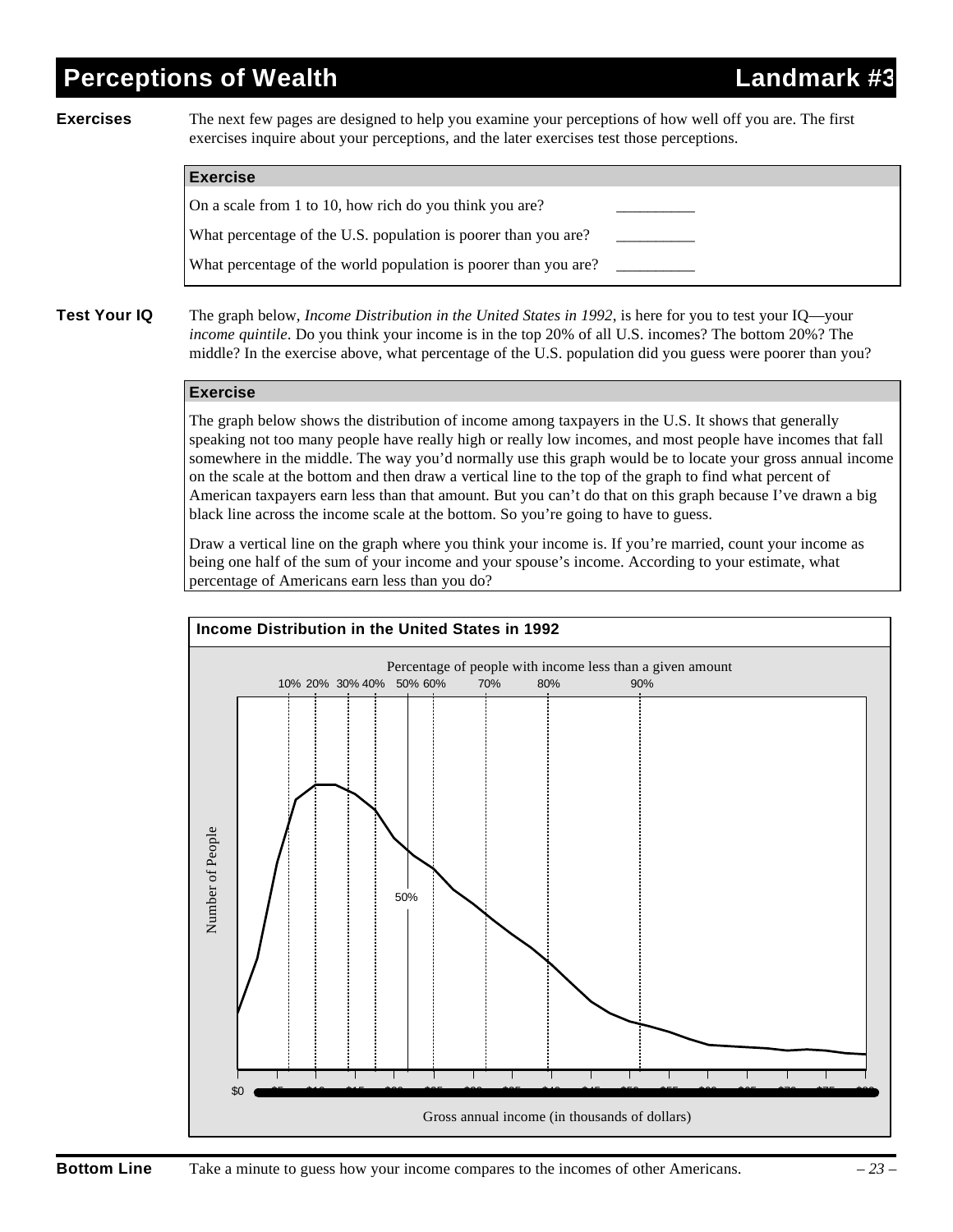# Perceptions of Wealth — Landmark #3

**Exercises** The next few pages are designed to help you examine your perceptions of how well off you are. The first exercises inquire about your perceptions, and the later exercises test those perceptions.

| Exercise | |
|---|---|
| On a scale from 1 to 10, how rich do you think you are? | __________ |
| What percentage of the U.S. population is poorer than you are? | __________ |
| What percentage of the world population is poorer than you are? | __________ |

**Test Your IQ** The graph below, *Income Distribution in the United States in 1992*, is here for you to test your IQ—your *income quintile*. Do you think your income is in the top 20% of all U.S. incomes? The bottom 20%? The middle? In the exercise above, what percentage of the U.S. population did you guess were poorer than you?

**Exercise**

The graph below shows the distribution of income among taxpayers in the U.S. It shows that generally speaking not too many people have really high or really low incomes, and most people have incomes that fall somewhere in the middle. The way you'd normally use this graph would be to locate your gross annual income on the scale at the bottom and then draw a vertical line to the top of the graph to find what percent of American taxpayers earn less than that amount. But you can't do that on this graph because I've drawn a big black line across the income scale at the bottom. So you're going to have to guess.

Draw a vertical line on the graph where you think your income is. If you're married, count your income as being one half of the sum of your income and your spouse's income. According to your estimate, what percentage of Americans earn less than you do?

**Income Distribution in the United States in 1992**

Percentage of people with income less than a given amount

10% 20% 30% 40% 50% 60% 70% 80% 90%

Number of People

50%

$0

Gross annual income (in thousands of dollars)

**Bottom Line** Take a minute to guess how your income compares to the incomes of other Americans.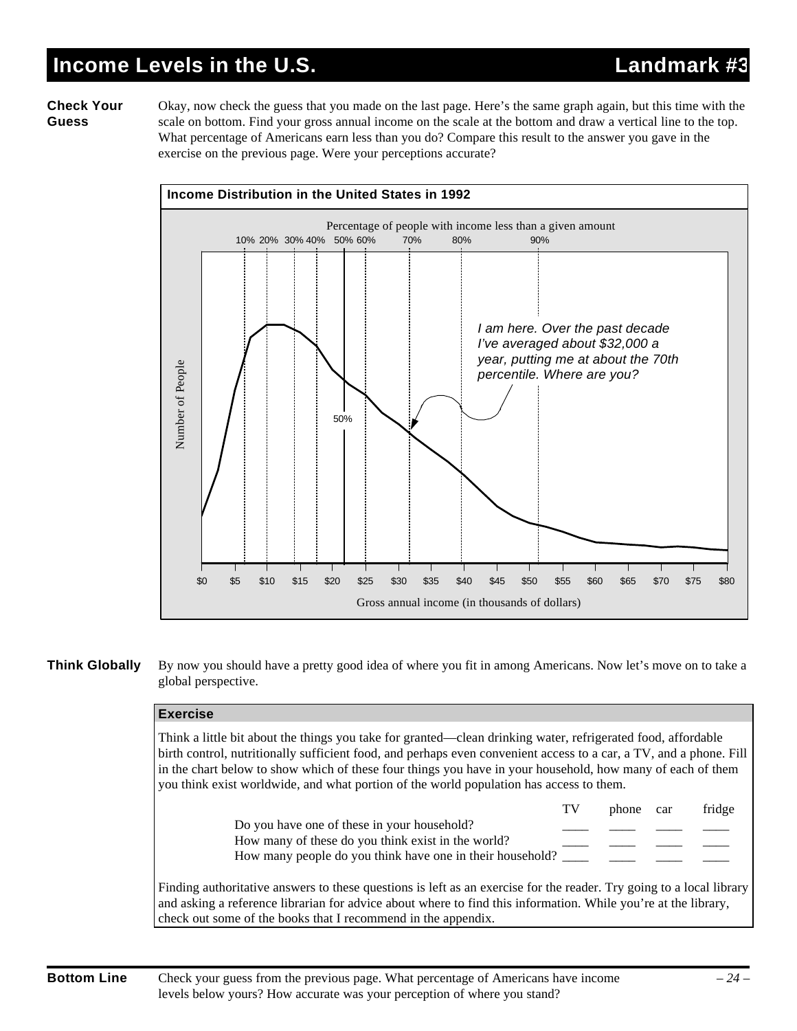# Income Levels in the U.S. — Landmark #3

**Check Your Guess**

Okay, now check the guess that you made on the last page. Here's the same graph again, but this time with the scale on bottom. Find your gross annual income on the scale at the bottom and draw a vertical line to the top. What percentage of Americans earn less than you do? Compare this result to the answer you gave in the exercise on the previous page. Were your perceptions accurate?

**Income Distribution in the United States in 1992**

Percentage of people with income less than a given amount

10% 20% 30% 40% 50% 60% 70% 80% 90%

Number of People

50%

*I am here. Over the past decade I've averaged about $32,000 a year, putting me at about the 70th percentile. Where are you?*

$0 $5 $10 $15 $20 $25 $30 $35 $40 $45 $50 $55 $60 $65 $70 $75 $80

Gross annual income (in thousands of dollars)

**Think Globally**

By now you should have a pretty good idea of where you fit in among Americans. Now let's move on to take a global perspective.

### Exercise

Think a little bit about the things you take for granted—clean drinking water, refrigerated food, affordable birth control, nutritionally sufficient food, and perhaps even convenient access to a car, a TV, and a phone. Fill in the chart below to show which of these four things you have in your household, how many of each of them you think exist worldwide, and what portion of the world population has access to them.

| | TV | phone | car | fridge |
|---|---|---|---|---|
| Do you have one of these in your household? | ____ | ____ | ____ | ____ |
| How many of these do you think exist in the world? | ____ | ____ | ____ | ____ |
| How many people do you think have one in their household? | ____ | ____ | ____ | ____ |

Finding authoritative answers to these questions is left as an exercise for the reader. Try going to a local library and asking a reference librarian for advice about where to find this information. While you're at the library, check out some of the books that I recommend in the appendix.

**Bottom Line**

Check your guess from the previous page. What percentage of Americans have income levels below yours? How accurate was your perception of where you stand?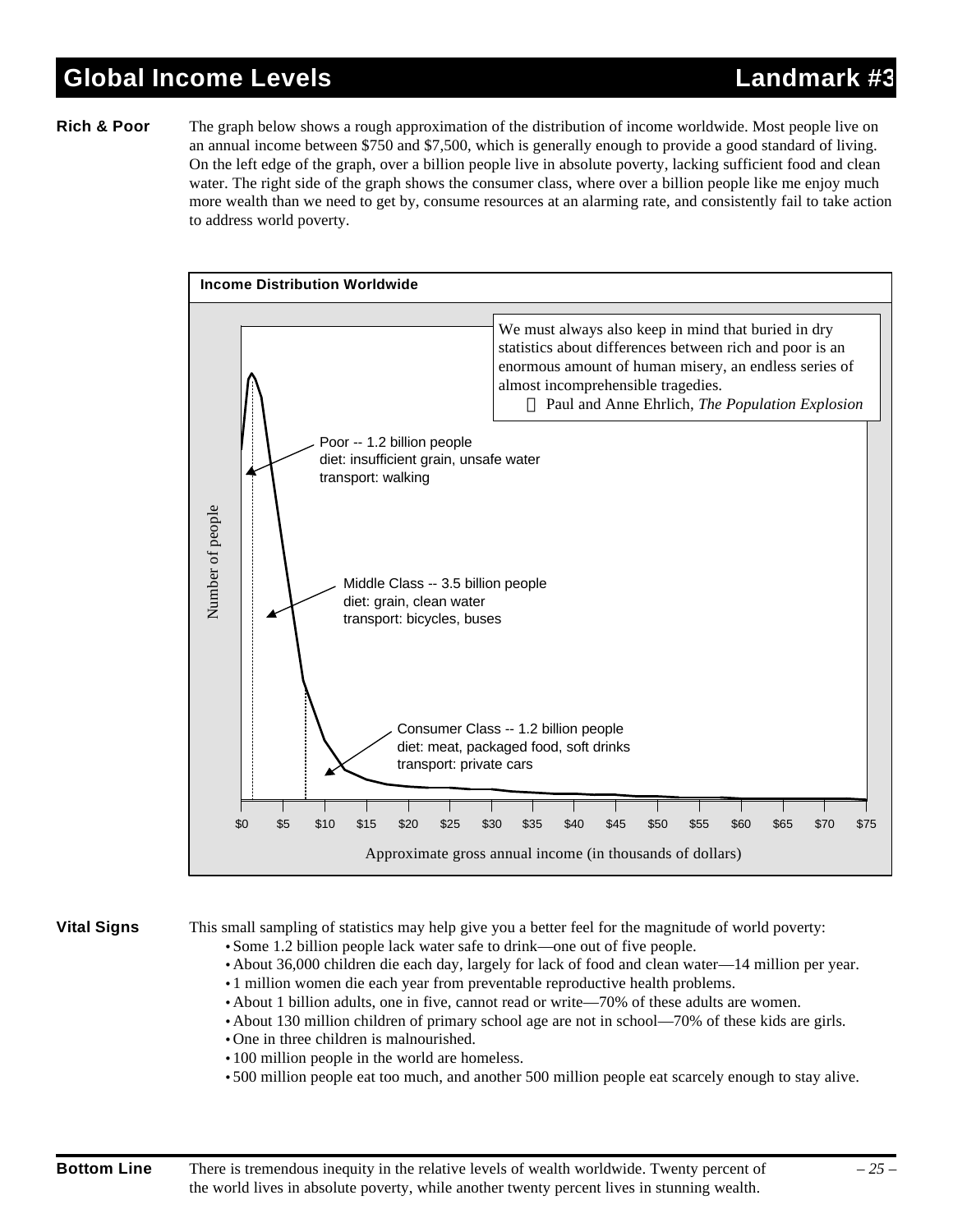# Global Income Levels — Landmark #3

**Rich & Poor**

The graph below shows a rough approximation of the distribution of income worldwide. Most people live on an annual income between $750 and $7,500, which is generally enough to provide a good standard of living. On the left edge of the graph, over a billion people live in absolute poverty, lacking sufficient food and clean water. The right side of the graph shows the consumer class, where over a billion people like me enjoy much more wealth than we need to get by, consume resources at an alarming rate, and consistently fail to take action to address world poverty.

**Income Distribution Worldwide**

> We must always also keep in mind that buried in dry statistics about differences between rich and poor is an enormous amount of human misery, an endless series of almost incomprehensible tragedies.
>
> — Paul and Anne Ehrlich, *The Population Explosion*

Poor -- 1.2 billion people
diet: insufficient grain, unsafe water
transport: walking

Middle Class -- 3.5 billion people
diet: grain, clean water
transport: bicycles, buses

Consumer Class -- 1.2 billion people
diet: meat, packaged food, soft drinks
transport: private cars

Number of people

$0 $5 $10 $15 $20 $25 $30 $35 $40 $45 $50 $55 $60 $65 $70 $75

Approximate gross annual income (in thousands of dollars)

**Vital Signs**

This small sampling of statistics may help give you a better feel for the magnitude of world poverty:

- Some 1.2 billion people lack water safe to drink—one out of five people.
- About 36,000 children die each day, largely for lack of food and clean water—14 million per year.
- 1 million women die each year from preventable reproductive health problems.
- About 1 billion adults, one in five, cannot read or write—70% of these adults are women.
- About 130 million children of primary school age are not in school—70% of these kids are girls.
- One in three children is malnourished.
- 100 million people in the world are homeless.
- 500 million people eat too much, and another 500 million people eat scarcely enough to stay alive.

**Bottom Line**

There is tremendous inequity in the relative levels of wealth worldwide. Twenty percent of the world lives in absolute poverty, while another twenty percent lives in stunning wealth.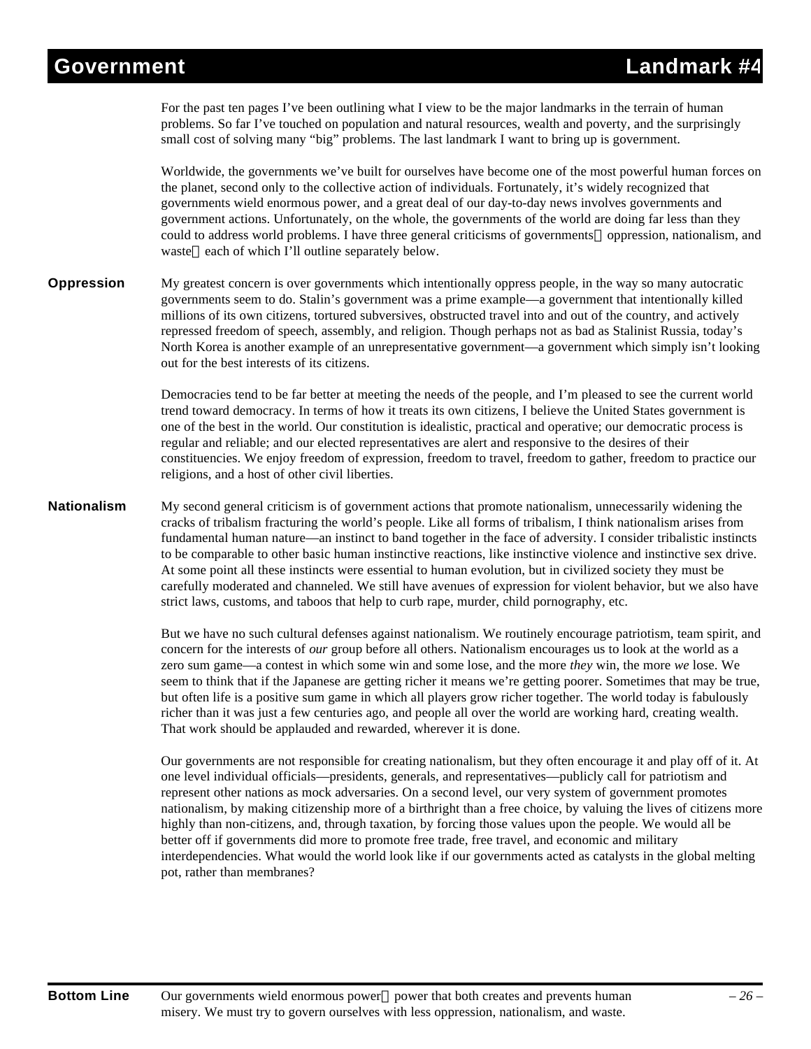# Government — Landmark #4

For the past ten pages I've been outlining what I view to be the major landmarks in the terrain of human problems. So far I've touched on population and natural resources, wealth and poverty, and the surprisingly small cost of solving many "big" problems. The last landmark I want to bring up is government.

Worldwide, the governments we've built for ourselves have become one of the most powerful human forces on the planet, second only to the collective action of individuals. Fortunately, it's widely recognized that governments wield enormous power, and a great deal of our day-to-day news involves governments and government actions. Unfortunately, on the whole, the governments of the world are doing far less than they could to address world problems. I have three general criticisms of governments—oppression, nationalism, and waste—each of which I'll outline separately below.

## Oppression

My greatest concern is over governments which intentionally oppress people, in the way so many autocratic governments seem to do. Stalin's government was a prime example—a government that intentionally killed millions of its own citizens, tortured subversives, obstructed travel into and out of the country, and actively repressed freedom of speech, assembly, and religion. Though perhaps not as bad as Stalinist Russia, today's North Korea is another example of an unrepresentative government—a government which simply isn't looking out for the best interests of its citizens.

Democracies tend to be far better at meeting the needs of the people, and I'm pleased to see the current world trend toward democracy. In terms of how it treats its own citizens, I believe the United States government is one of the best in the world. Our constitution is idealistic, practical and operative; our democratic process is regular and reliable; and our elected representatives are alert and responsive to the desires of their constituencies. We enjoy freedom of expression, freedom to travel, freedom to gather, freedom to practice our religions, and a host of other civil liberties.

## Nationalism

My second general criticism is of government actions that promote nationalism, unnecessarily widening the cracks of tribalism fracturing the world's people. Like all forms of tribalism, I think nationalism arises from fundamental human nature—an instinct to band together in the face of adversity. I consider tribalistic instincts to be comparable to other basic human instinctive reactions, like instinctive violence and instinctive sex drive. At some point all these instincts were essential to human evolution, but in civilized society they must be carefully moderated and channeled. We still have avenues of expression for violent behavior, but we also have strict laws, customs, and taboos that help to curb rape, murder, child pornography, etc.

But we have no such cultural defenses against nationalism. We routinely encourage patriotism, team spirit, and concern for the interests of *our* group before all others. Nationalism encourages us to look at the world as a zero sum game—a contest in which some win and some lose, and the more *they* win, the more *we* lose. We seem to think that if the Japanese are getting richer it means we're getting poorer. Sometimes that may be true, but often life is a positive sum game in which all players grow richer together. The world today is fabulously richer than it was just a few centuries ago, and people all over the world are working hard, creating wealth. That work should be applauded and rewarded, wherever it is done.

Our governments are not responsible for creating nationalism, but they often encourage it and play off of it. At one level individual officials—presidents, generals, and representatives—publicly call for patriotism and represent other nations as mock adversaries. On a second level, our very system of government promotes nationalism, by making citizenship more of a birthright than a free choice, by valuing the lives of citizens more highly than non-citizens, and, through taxation, by forcing those values upon the people. We would all be better off if governments did more to promote free trade, free travel, and economic and military interdependencies. What would the world look like if our governments acted as catalysts in the global melting pot, rather than membranes?

**Bottom Line** Our governments wield enormous power—power that both creates and prevents human misery. We must try to govern ourselves with less oppression, nationalism, and waste.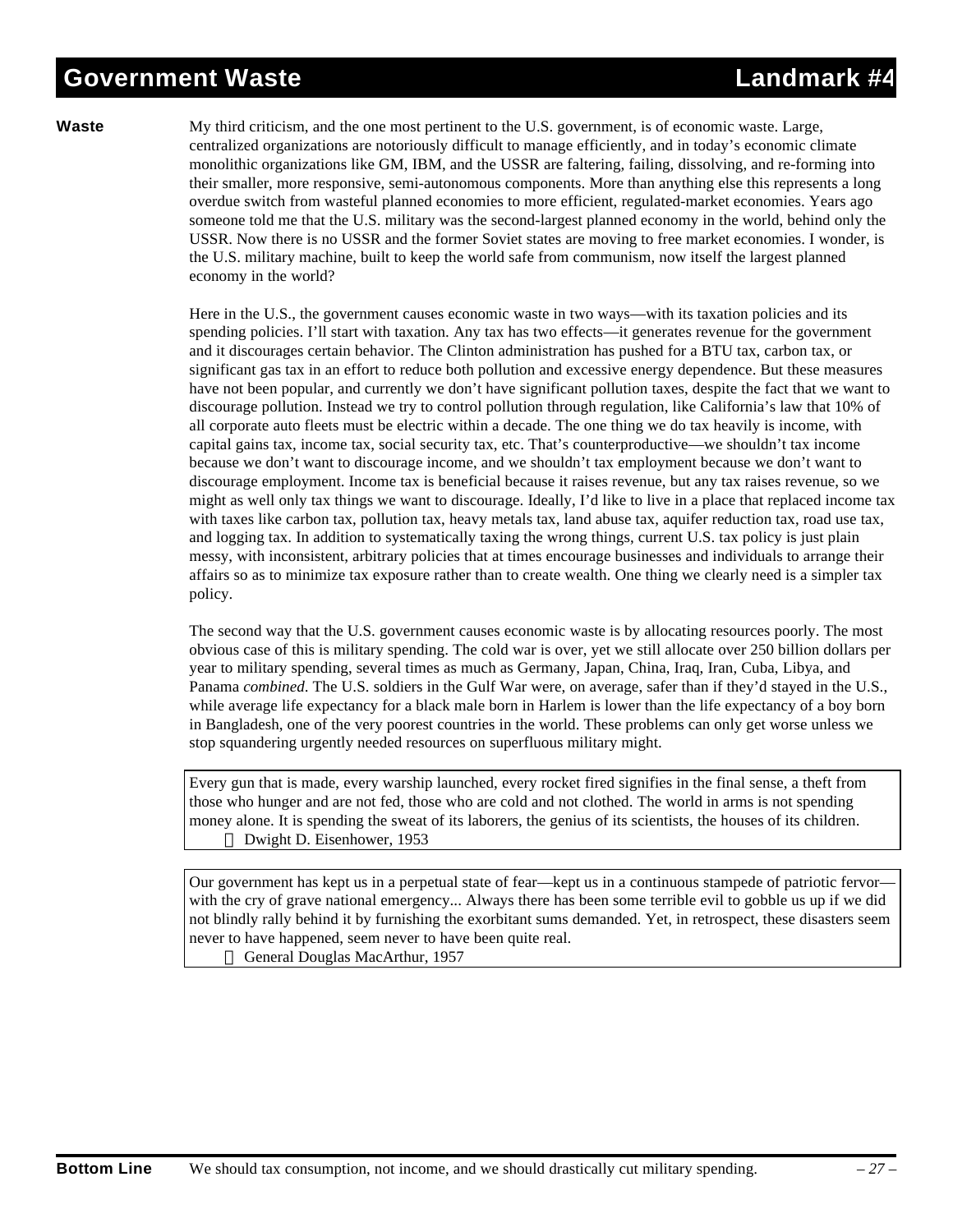# Government Waste — Landmark #4

**Waste**

My third criticism, and the one most pertinent to the U.S. government, is of economic waste. Large, centralized organizations are notoriously difficult to manage efficiently, and in today's economic climate monolithic organizations like GM, IBM, and the USSR are faltering, failing, dissolving, and re-forming into their smaller, more responsive, semi-autonomous components. More than anything else this represents a long overdue switch from wasteful planned economies to more efficient, regulated-market economies. Years ago someone told me that the U.S. military was the second-largest planned economy in the world, behind only the USSR. Now there is no USSR and the former Soviet states are moving to free market economies. I wonder, is the U.S. military machine, built to keep the world safe from communism, now itself the largest planned economy in the world?

Here in the U.S., the government causes economic waste in two ways—with its taxation policies and its spending policies. I'll start with taxation. Any tax has two effects—it generates revenue for the government and it discourages certain behavior. The Clinton administration has pushed for a BTU tax, carbon tax, or significant gas tax in an effort to reduce both pollution and excessive energy dependence. But these measures have not been popular, and currently we don't have significant pollution taxes, despite the fact that we want to discourage pollution. Instead we try to control pollution through regulation, like California's law that 10% of all corporate auto fleets must be electric within a decade. The one thing we do tax heavily is income, with capital gains tax, income tax, social security tax, etc. That's counterproductive—we shouldn't tax income because we don't want to discourage income, and we shouldn't tax employment because we don't want to discourage employment. Income tax is beneficial because it raises revenue, but any tax raises revenue, so we might as well only tax things we want to discourage. Ideally, I'd like to live in a place that replaced income tax with taxes like carbon tax, pollution tax, heavy metals tax, land abuse tax, aquifer reduction tax, road use tax, and logging tax. In addition to systematically taxing the wrong things, current U.S. tax policy is just plain messy, with inconsistent, arbitrary policies that at times encourage businesses and individuals to arrange their affairs so as to minimize tax exposure rather than to create wealth. One thing we clearly need is a simpler tax policy.

The second way that the U.S. government causes economic waste is by allocating resources poorly. The most obvious case of this is military spending. The cold war is over, yet we still allocate over 250 billion dollars per year to military spending, several times as much as Germany, Japan, China, Iraq, Iran, Cuba, Libya, and Panama *combined*. The U.S. soldiers in the Gulf War were, on average, safer than if they'd stayed in the U.S., while average life expectancy for a black male born in Harlem is lower than the life expectancy of a boy born in Bangladesh, one of the very poorest countries in the world. These problems can only get worse unless we stop squandering urgently needed resources on superfluous military might.

> Every gun that is made, every warship launched, every rocket fired signifies in the final sense, a theft from those who hunger and are not fed, those who are cold and not clothed. The world in arms is not spending money alone. It is spending the sweat of its laborers, the genius of its scientists, the houses of its children.
>
> — Dwight D. Eisenhower, 1953

> Our government has kept us in a perpetual state of fear—kept us in a continuous stampede of patriotic fervor—with the cry of grave national emergency... Always there has been some terrible evil to gobble us up if we did not blindly rally behind it by furnishing the exorbitant sums demanded. Yet, in retrospect, these disasters seem never to have happened, seem never to have been quite real.
>
> — General Douglas MacArthur, 1957

**Bottom Line** We should tax consumption, not income, and we should drastically cut military spending.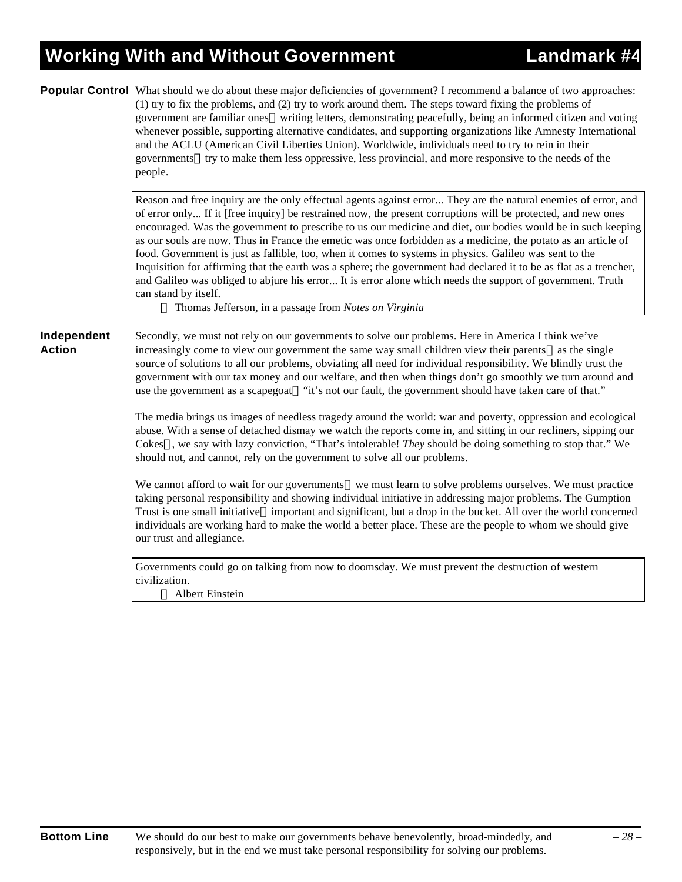# Working With and Without Government — Landmark #4

**Popular Control**

What should we do about these major deficiencies of government? I recommend a balance of two approaches: (1) try to fix the problems, and (2) try to work around them. The steps toward fixing the problems of government are familiar ones — writing letters, demonstrating peacefully, being an informed citizen and voting whenever possible, supporting alternative candidates, and supporting organizations like Amnesty International and the ACLU (American Civil Liberties Union). Worldwide, individuals need to try to rein in their governments — try to make them less oppressive, less provincial, and more responsive to the needs of the people.

> Reason and free inquiry are the only effectual agents against error... They are the natural enemies of error, and of error only... If it [free inquiry] be restrained now, the present corruptions will be protected, and new ones encouraged. Was the government to prescribe to us our medicine and diet, our bodies would be in such keeping as our souls are now. Thus in France the emetic was once forbidden as a medicine, the potato as an article of food. Government is just as fallible, too, when it comes to systems in physics. Galileo was sent to the Inquisition for affirming that the earth was a sphere; the government had declared it to be as flat as a trencher, and Galileo was obliged to abjure his error... It is error alone which needs the support of government. Truth can stand by itself.
>
> — Thomas Jefferson, in a passage from *Notes on Virginia*

**Independent Action**

Secondly, we must not rely on our governments to solve our problems. Here in America I think we've increasingly come to view our government the same way small children view their parents — as the single source of solutions to all our problems, obviating all need for individual responsibility. We blindly trust the government with our tax money and our welfare, and then when things don't go smoothly we turn around and use the government as a scapegoat — "it's not our fault, the government should have taken care of that."

The media brings us images of needless tragedy around the world: war and poverty, oppression and ecological abuse. With a sense of detached dismay we watch the reports come in, and sitting in our recliners, sipping our Cokes™, we say with lazy conviction, "That's intolerable! *They* should be doing something to stop that." We should not, and cannot, rely on the government to solve all our problems.

We cannot afford to wait for our governments — we must learn to solve problems ourselves. We must practice taking personal responsibility and showing individual initiative in addressing major problems. The Gumption Trust is one small initiative — important and significant, but a drop in the bucket. All over the world concerned individuals are working hard to make the world a better place. These are the people to whom we should give our trust and allegiance.

> Governments could go on talking from now to doomsday. We must prevent the destruction of western civilization.
>
> — Albert Einstein

**Bottom Line**

We should do our best to make our governments behave benevolently, broad-mindedly, and responsively, but in the end we must take personal responsibility for solving our problems.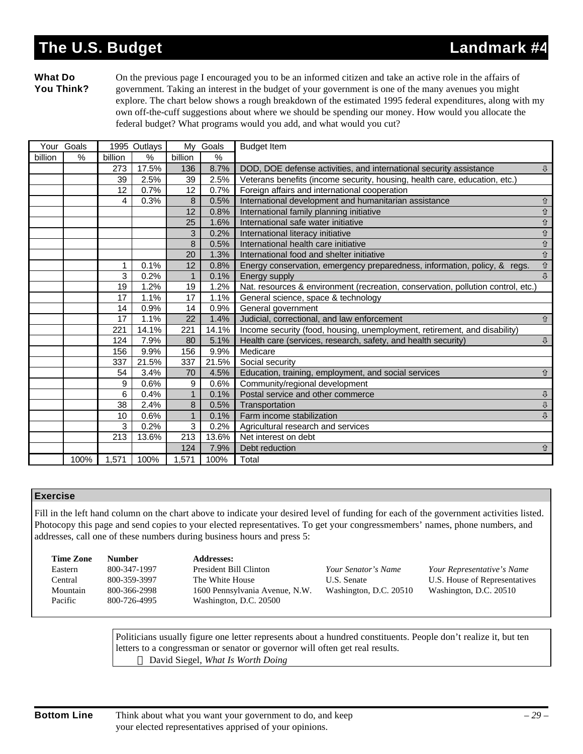# The U.S. Budget — Landmark #4

**What Do You Think?** On the previous page I encouraged you to be an informed citizen and take an active role in the affairs of government. Taking an interest in the budget of your government is one of the many avenues you might explore. The chart below shows a rough breakdown of the estimated 1995 federal expenditures, along with my own off-the-cuff suggestions about where we should be spending our money. How would you allocate the federal budget? What programs would you add, and what would you cut?

| Your Goals | | 1995 Outlays | | My Goals | | Budget Item |
|---|---|---|---|---|---|---|
| billion | % | billion | % | billion | % | |
| | | 273 | 17.5% | 136 | 8.7% | DOD, DOE defense activities, and international security assistance ⇩ |
| | | 39 | 2.5% | 39 | 2.5% | Veterans benefits (income security, housing, health care, education, etc.) |
| | | 12 | 0.7% | 12 | 0.7% | Foreign affairs and international cooperation |
| | | 4 | 0.3% | 8 | 0.5% | International development and humanitarian assistance ⇧ |
| | | | | 12 | 0.8% | International family planning initiative ⇧ |
| | | | | 25 | 1.6% | International safe water initiative ⇧ |
| | | | | 3 | 0.2% | International literacy initiative ⇧ |
| | | | | 8 | 0.5% | International health care initiative ⇧ |
| | | | | 20 | 1.3% | International food and shelter initiative ⇧ |
| | | 1 | 0.1% | 12 | 0.8% | Energy conservation, emergency preparedness, information, policy, & regs. ⇧ |
| | | 3 | 0.2% | 1 | 0.1% | Energy supply ⇩ |
| | | 19 | 1.2% | 19 | 1.2% | Nat. resources & environment (recreation, conservation, pollution control, etc.) |
| | | 17 | 1.1% | 17 | 1.1% | General science, space & technology |
| | | 14 | 0.9% | 14 | 0.9% | General government |
| | | 17 | 1.1% | 22 | 1.4% | Judicial, correctional, and law enforcement ⇧ |
| | | 221 | 14.1% | 221 | 14.1% | Income security (food, housing, unemployment, retirement, and disability) |
| | | 124 | 7.9% | 80 | 5.1% | Health care (services, research, safety, and health security) ⇩ |
| | | 156 | 9.9% | 156 | 9.9% | Medicare |
| | | 337 | 21.5% | 337 | 21.5% | Social security |
| | | 54 | 3.4% | 70 | 4.5% | Education, training, employment, and social services ⇧ |
| | | 9 | 0.6% | 9 | 0.6% | Community/regional development |
| | | 6 | 0.4% | 1 | 0.1% | Postal service and other commerce ⇩ |
| | | 38 | 2.4% | 8 | 0.5% | Transportation ⇩ |
| | | 10 | 0.6% | 1 | 0.1% | Farm income stabilization ⇩ |
| | | 3 | 0.2% | 3 | 0.2% | Agricultural research and services |
| | | 213 | 13.6% | 213 | 13.6% | Net interest on debt |
| | | | | 124 | 7.9% | Debt reduction ⇧ |
| | 100% | 1,571 | 100% | 1,571 | 100% | Total |

## Exercise

Fill in the left hand column on the chart above to indicate your desired level of funding for each of the government activities listed. Photocopy this page and send copies to your elected representatives. To get your congressmembers' names, phone numbers, and addresses, call one of these numbers during business hours and press 5:

| Time Zone | Number |
|---|---|
| Eastern | 800-347-1997 |
| Central | 800-359-3997 |
| Mountain | 800-366-2998 |
| Pacific | 800-726-4995 |

**Addresses:**

President Bill Clinton
The White House
1600 Pennsylvania Avenue, N.W.
Washington, D.C. 20500

*Your Senator's Name*
U.S. Senate
Washington, D.C. 20510

*Your Representative's Name*
U.S. House of Representatives
Washington, D.C. 20510

> Politicians usually figure one letter represents about a hundred constituents. People don't realize it, but ten letters to a congressman or senator or governor will often get real results.
>
> — David Siegel, *What Is Worth Doing*

**Bottom Line** Think about what you want your government to do, and keep your elected representatives apprised of your opinions.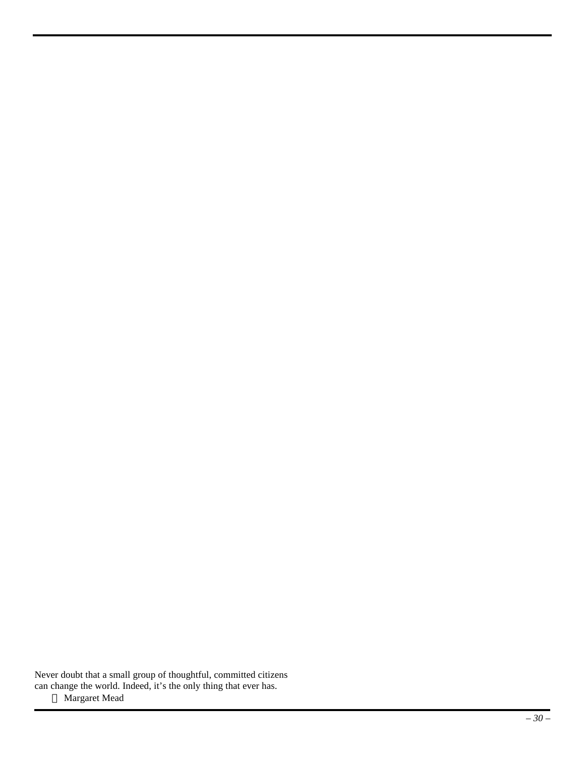Never doubt that a small group of thoughtful, committed citizens
can change the world. Indeed, it's the only thing that ever has.

— Margaret Mead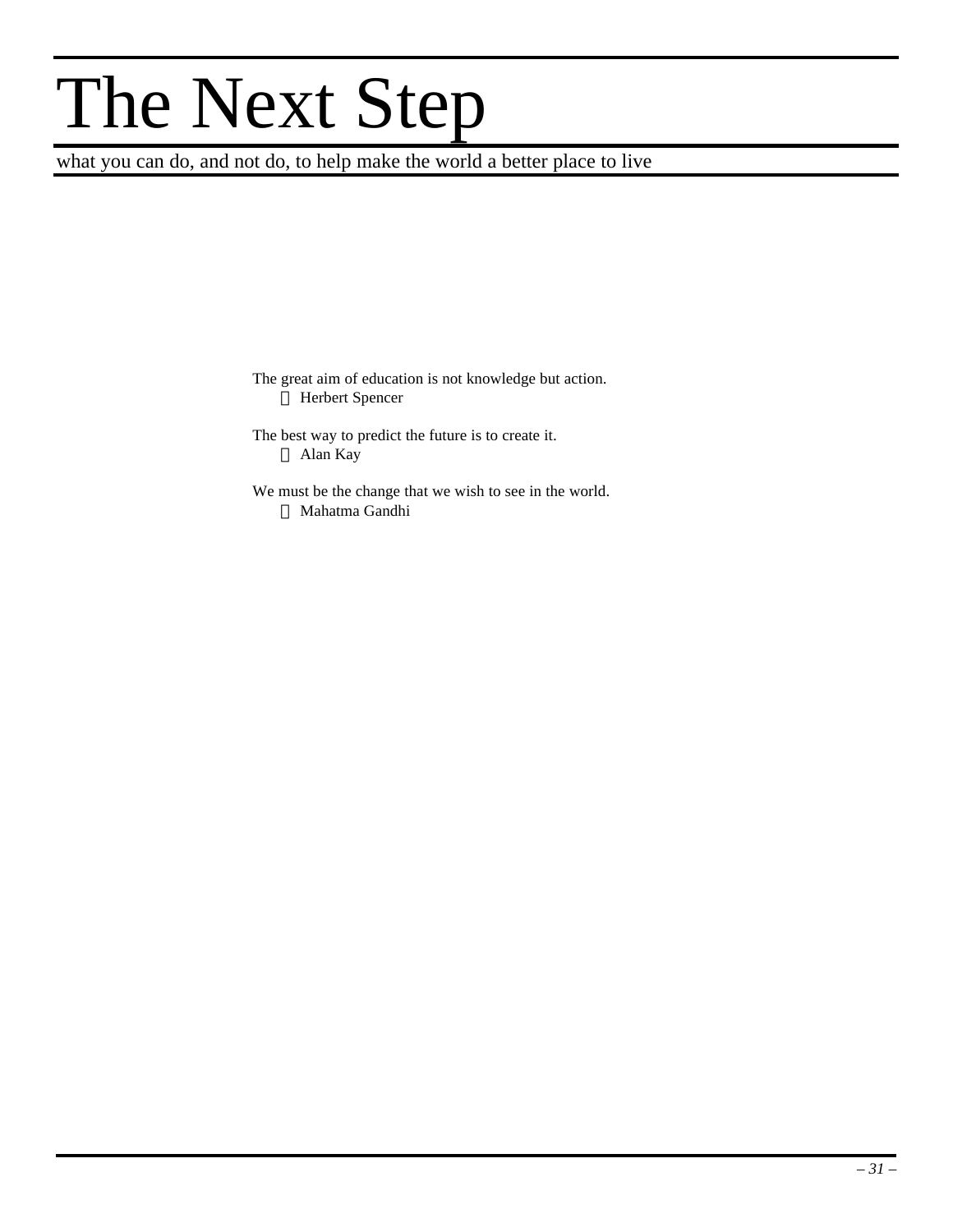# The Next Step

what you can do, and not do, to help make the world a better place to live

The great aim of education is not knowledge but action.
— Herbert Spencer

The best way to predict the future is to create it.
— Alan Kay

We must be the change that we wish to see in the world.
— Mahatma Gandhi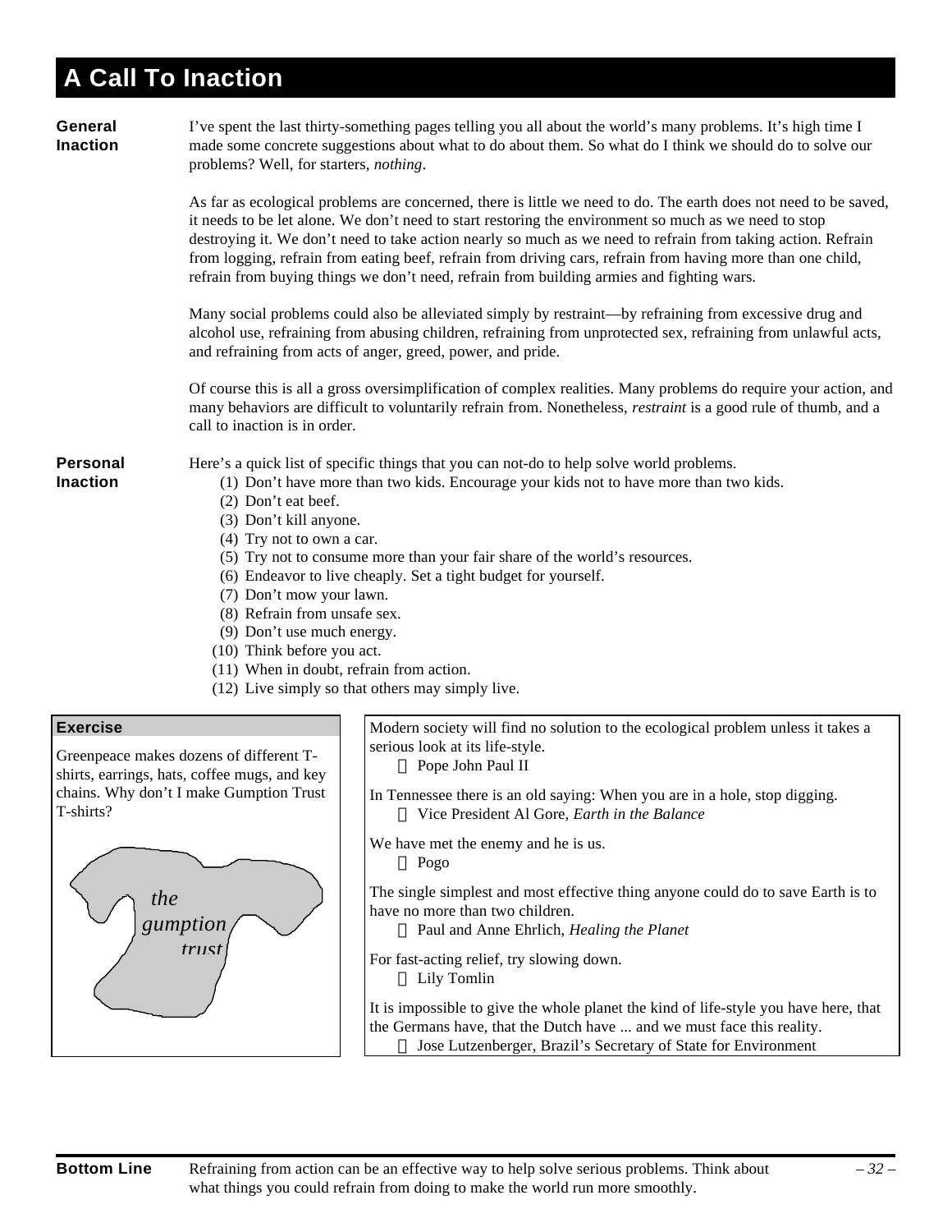# A Call To Inaction

**General Inaction**

I've spent the last thirty-something pages telling you all about the world's many problems. It's high time I made some concrete suggestions about what to do about them. So what do I think we should do to solve our problems? Well, for starters, *nothing*.

As far as ecological problems are concerned, there is little we need to do. The earth does not need to be saved, it needs to be let alone. We don't need to start restoring the environment so much as we need to stop destroying it. We don't need to take action nearly so much as we need to refrain from taking action. Refrain from logging, refrain from eating beef, refrain from driving cars, refrain from having more than one child, refrain from buying things we don't need, refrain from building armies and fighting wars.

Many social problems could also be alleviated simply by restraint—by refraining from excessive drug and alcohol use, refraining from abusing children, refraining from unprotected sex, refraining from unlawful acts, and refraining from acts of anger, greed, power, and pride.

Of course this is all a gross oversimplification of complex realities. Many problems do require your action, and many behaviors are difficult to voluntarily refrain from. Nonetheless, *restraint* is a good rule of thumb, and a call to inaction is in order.

**Personal Inaction**

Here's a quick list of specific things that you can not-do to help solve world problems.

(1) Don't have more than two kids. Encourage your kids not to have more than two kids.
(2) Don't eat beef.
(3) Don't kill anyone.
(4) Try not to own a car.
(5) Try not to consume more than your fair share of the world's resources.
(6) Endeavor to live cheaply. Set a tight budget for yourself.
(7) Don't mow your lawn.
(8) Refrain from unsafe sex.
(9) Don't use much energy.
(10) Think before you act.
(11) When in doubt, refrain from action.
(12) Live simply so that others may simply live.

**Exercise**

Greenpeace makes dozens of different T-shirts, earrings, hats, coffee mugs, and key chains. Why don't I make Gumption Trust T-shirts?

*the gumption trust*

Modern society will find no solution to the ecological problem unless it takes a serious look at its life-style.
— Pope John Paul II

In Tennessee there is an old saying: When you are in a hole, stop digging.
— Vice President Al Gore, *Earth in the Balance*

We have met the enemy and he is us.
— Pogo

The single simplest and most effective thing anyone could do to save Earth is to have no more than two children.
— Paul and Anne Ehrlich, *Healing the Planet*

For fast-acting relief, try slowing down.
— Lily Tomlin

It is impossible to give the whole planet the kind of life-style you have here, that the Germans have, that the Dutch have ... and we must face this reality.
— Jose Lutzenberger, Brazil's Secretary of State for Environment

**Bottom Line** Refraining from action can be an effective way to help solve serious problems. Think about what things you could refrain from doing to make the world run more smoothly.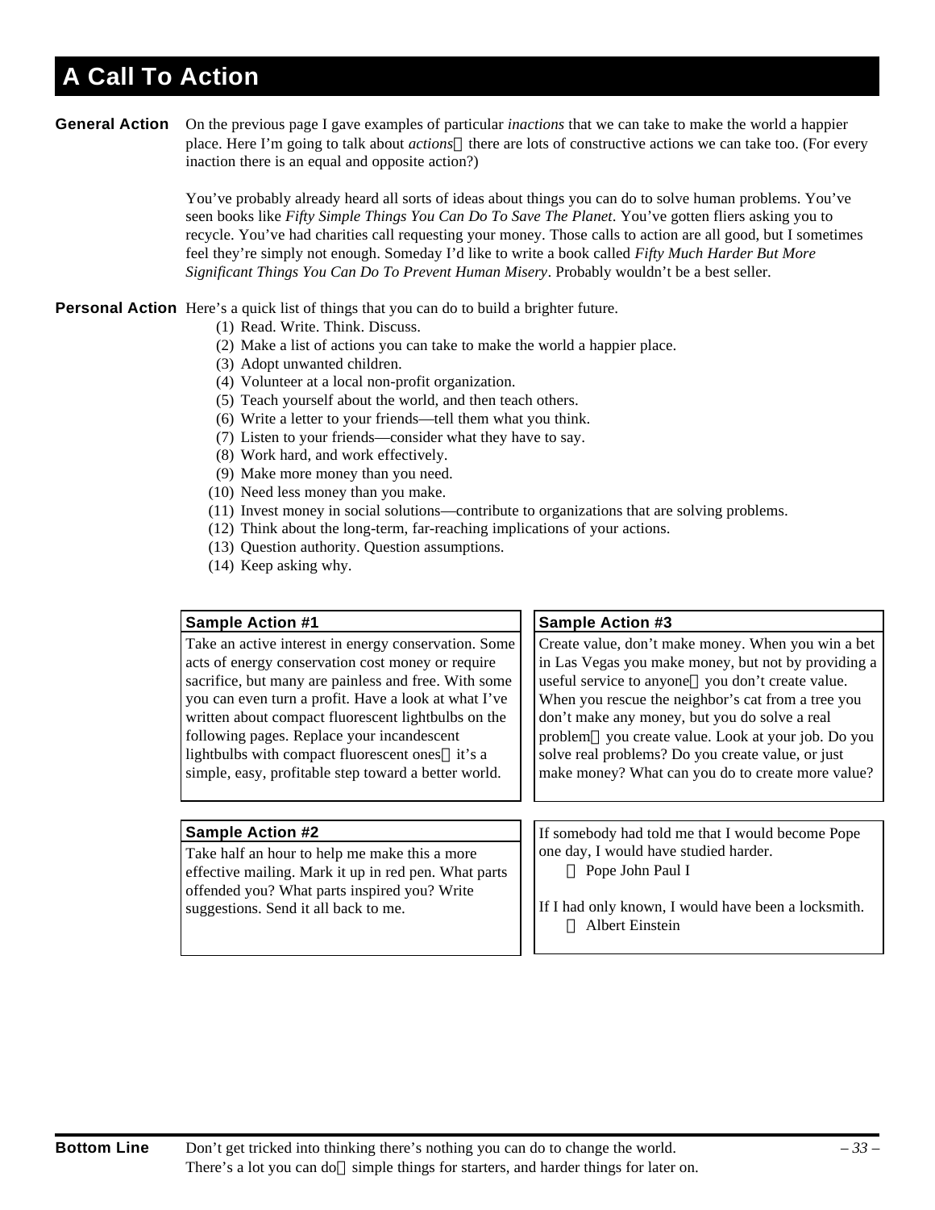# A Call To Action

**General Action**

On the previous page I gave examples of particular *inactions* that we can take to make the world a happier place. Here I'm going to talk about *actions*—there are lots of constructive actions we can take too. (For every inaction there is an equal and opposite action?)

You've probably already heard all sorts of ideas about things you can do to solve human problems. You've seen books like *Fifty Simple Things You Can Do To Save The Planet*. You've gotten fliers asking you to recycle. You've had charities call requesting your money. Those calls to action are all good, but I sometimes feel they're simply not enough. Someday I'd like to write a book called *Fifty Much Harder But More Significant Things You Can Do To Prevent Human Misery*. Probably wouldn't be a best seller.

**Personal Action**

Here's a quick list of things that you can do to build a brighter future.

(1) Read. Write. Think. Discuss.
(2) Make a list of actions you can take to make the world a happier place.
(3) Adopt unwanted children.
(4) Volunteer at a local non-profit organization.
(5) Teach yourself about the world, and then teach others.
(6) Write a letter to your friends—tell them what you think.
(7) Listen to your friends—consider what they have to say.
(8) Work hard, and work effectively.
(9) Make more money than you need.
(10) Need less money than you make.
(11) Invest money in social solutions—contribute to organizations that are solving problems.
(12) Think about the long-term, far-reaching implications of your actions.
(13) Question authority. Question assumptions.
(14) Keep asking why.

**Sample Action #1**

Take an active interest in energy conservation. Some acts of energy conservation cost money or require sacrifice, but many are painless and free. With some you can even turn a profit. Have a look at what I've written about compact fluorescent lightbulbs on the following pages. Replace your incandescent lightbulbs with compact fluorescent ones—it's a simple, easy, profitable step toward a better world.

**Sample Action #2**

Take half an hour to help me make this a more effective mailing. Mark it up in red pen. What parts offended you? What parts inspired you? Write suggestions. Send it all back to me.

**Sample Action #3**

Create value, don't make money. When you win a bet in Las Vegas you make money, but not by providing a useful service to anyone—you don't create value. When you rescue the neighbor's cat from a tree you don't make any money, but you do solve a real problem—you create value. Look at your job. Do you solve real problems? Do you create value, or just make money? What can you do to create more value?

If somebody had told me that I would become Pope one day, I would have studied harder.
— Pope John Paul I

If I had only known, I would have been a locksmith.
— Albert Einstein

**Bottom Line**

Don't get tricked into thinking there's nothing you can do to change the world. There's a lot you can do—simple things for starters, and harder things for later on.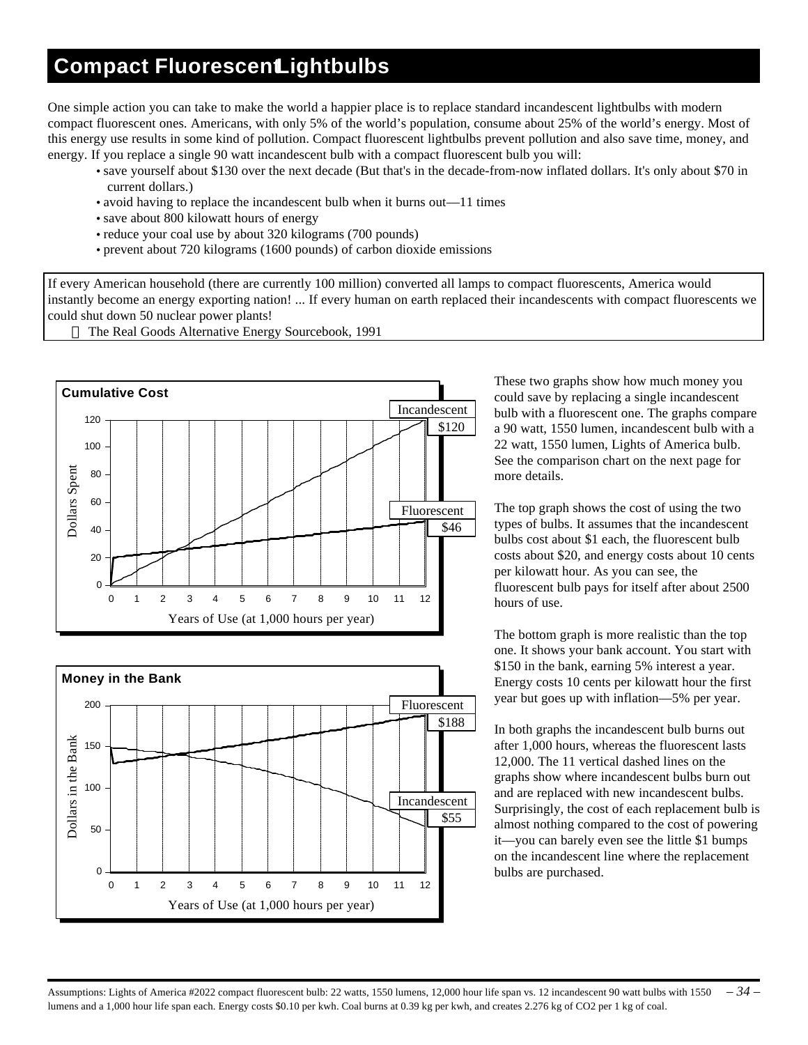# Compact Fluorescent Lightbulbs

One simple action you can take to make the world a happier place is to replace standard incandescent lightbulbs with modern compact fluorescent ones. Americans, with only 5% of the world's population, consume about 25% of the world's energy. Most of this energy use results in some kind of pollution. Compact fluorescent lightbulbs prevent pollution and also save time, money, and energy. If you replace a single 90 watt incandescent bulb with a compact fluorescent bulb you will:

- save yourself about $130 over the next decade (But that's in the decade-from-now inflated dollars. It's only about $70 in current dollars.)
- avoid having to replace the incandescent bulb when it burns out—11 times
- save about 800 kilowatt hours of energy
- reduce your coal use by about 320 kilograms (700 pounds)
- prevent about 720 kilograms (1600 pounds) of carbon dioxide emissions

> If every American household (there are currently 100 million) converted all lamps to compact fluorescents, America would instantly become an energy exporting nation! ... If every human on earth replaced their incandescents with compact fluorescents we could shut down 50 nuclear power plants!
>
> The Real Goods Alternative Energy Sourcebook, 1991

**Cumulative Cost**

Dollars Spent vs. Years of Use (at 1,000 hours per year). Incandescent: $120; Fluorescent: $46.

**Money in the Bank**

Dollars in the Bank vs. Years of Use (at 1,000 hours per year). Fluorescent: $188; Incandescent: $55.

These two graphs show how much money you could save by replacing a single incandescent bulb with a fluorescent one. The graphs compare a 90 watt, 1550 lumen, incandescent bulb with a 22 watt, 1550 lumen, Lights of America bulb. See the comparison chart on the next page for more details.

The top graph shows the cost of using the two types of bulbs. It assumes that the incandescent bulbs cost about $1 each, the fluorescent bulb costs about $20, and energy costs about 10 cents per kilowatt hour. As you can see, the fluorescent bulb pays for itself after about 2500 hours of use.

The bottom graph is more realistic than the top one. It shows your bank account. You start with $150 in the bank, earning 5% interest a year. Energy costs 10 cents per kilowatt hour the first year but goes up with inflation—5% per year.

In both graphs the incandescent bulb burns out after 1,000 hours, whereas the fluorescent lasts 12,000. The 11 vertical dashed lines on the graphs show where incandescent bulbs burn out and are replaced with new incandescent bulbs. Surprisingly, the cost of each replacement bulb is almost nothing compared to the cost of powering it—you can barely even see the little $1 bumps on the incandescent line where the replacement bulbs are purchased.

Assumptions: Lights of America #2022 compact fluorescent bulb: 22 watts, 1550 lumens, 12,000 hour life span vs. 12 incandescent 90 watt bulbs with 1550 lumens and a 1,000 hour life span each. Energy costs $0.10 per kwh. Coal burns at 0.39 kg per kwh, and creates 2.276 kg of $CO_2$ per 1 kg of coal.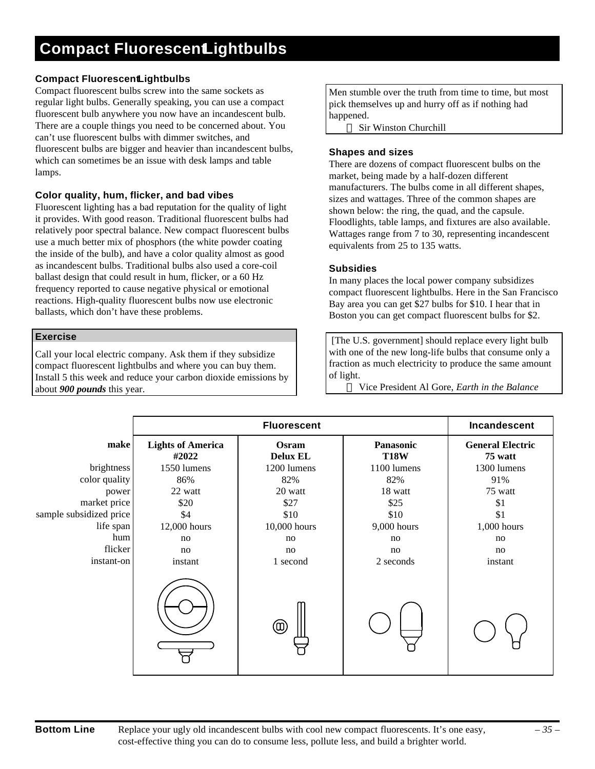# Compact Fluorescent Lightbulbs

### Compact Fluorescent Lightbulbs

Compact fluorescent bulbs screw into the same sockets as regular light bulbs. Generally speaking, you can use a compact fluorescent bulb anywhere you now have an incandescent bulb. There are a couple things you need to be concerned about. You can't use fluorescent bulbs with dimmer switches, and fluorescent bulbs are bigger and heavier than incandescent bulbs, which can sometimes be an issue with desk lamps and table lamps.

### Color quality, hum, flicker, and bad vibes

Fluorescent lighting has a bad reputation for the quality of light it provides. With good reason. Traditional fluorescent bulbs had relatively poor spectral balance. New compact fluorescent bulbs use a much better mix of phosphors (the white powder coating the inside of the bulb), and have a color quality almost as good as incandescent bulbs. Traditional bulbs also used a core-coil ballast design that could result in hum, flicker, or a 60 Hz frequency reported to cause negative physical or emotional reactions. High-quality fluorescent bulbs now use electronic ballasts, which don't have these problems.

> **Exercise**
>
> Call your local electric company. Ask them if they subsidize compact fluorescent lightbulbs and where you can buy them. Install 5 this week and reduce your carbon dioxide emissions by about ***900 pounds*** this year.

> Men stumble over the truth from time to time, but most pick themselves up and hurry off as if nothing had happened.
>
> — Sir Winston Churchill

### Shapes and sizes

There are dozens of compact fluorescent bulbs on the market, being made by a half-dozen different manufacturers. The bulbs come in all different shapes, sizes and wattages. Three of the common shapes are shown below: the ring, the quad, and the capsule. Floodlights, table lamps, and fixtures are also available. Wattages range from 7 to 30, representing incandescent equivalents from 25 to 135 watts.

### Subsidies

In many places the local power company subsidizes compact fluorescent lightbulbs. Here in the San Francisco Bay area you can get $27 bulbs for $10. I hear that in Boston you can get compact fluorescent bulbs for $2.

> [The U.S. government] should replace every light bulb with one of the new long-life bulbs that consume only a fraction as much electricity to produce the same amount of light.
>
> — Vice President Al Gore, *Earth in the Balance*

| | **Fluorescent** | | | **Incandescent** |
|---|---|---|---|---|
| **make** | **Lights of America #2022** | **Osram Delux EL** | **Panasonic T18W** | **General Electric 75 watt** |
| brightness | 1550 lumens | 1200 lumens | 1100 lumens | 1300 lumens |
| color quality | 86% | 82% | 82% | 91% |
| power | 22 watt | 20 watt | 18 watt | 75 watt |
| market price | $20 | $27 | $25 | $1 |
| sample subsidized price | $4 | $10 | $10 | $1 |
| life span | 12,000 hours | 10,000 hours | 9,000 hours | 1,000 hours |
| hum | no | no | no | no |
| flicker | no | no | no | no |
| instant-on | instant | 1 second | 2 seconds | instant |

**Bottom Line** Replace your ugly old incandescent bulbs with cool new compact fluorescents. It's one easy, cost-effective thing you can do to consume less, pollute less, and build a brighter world.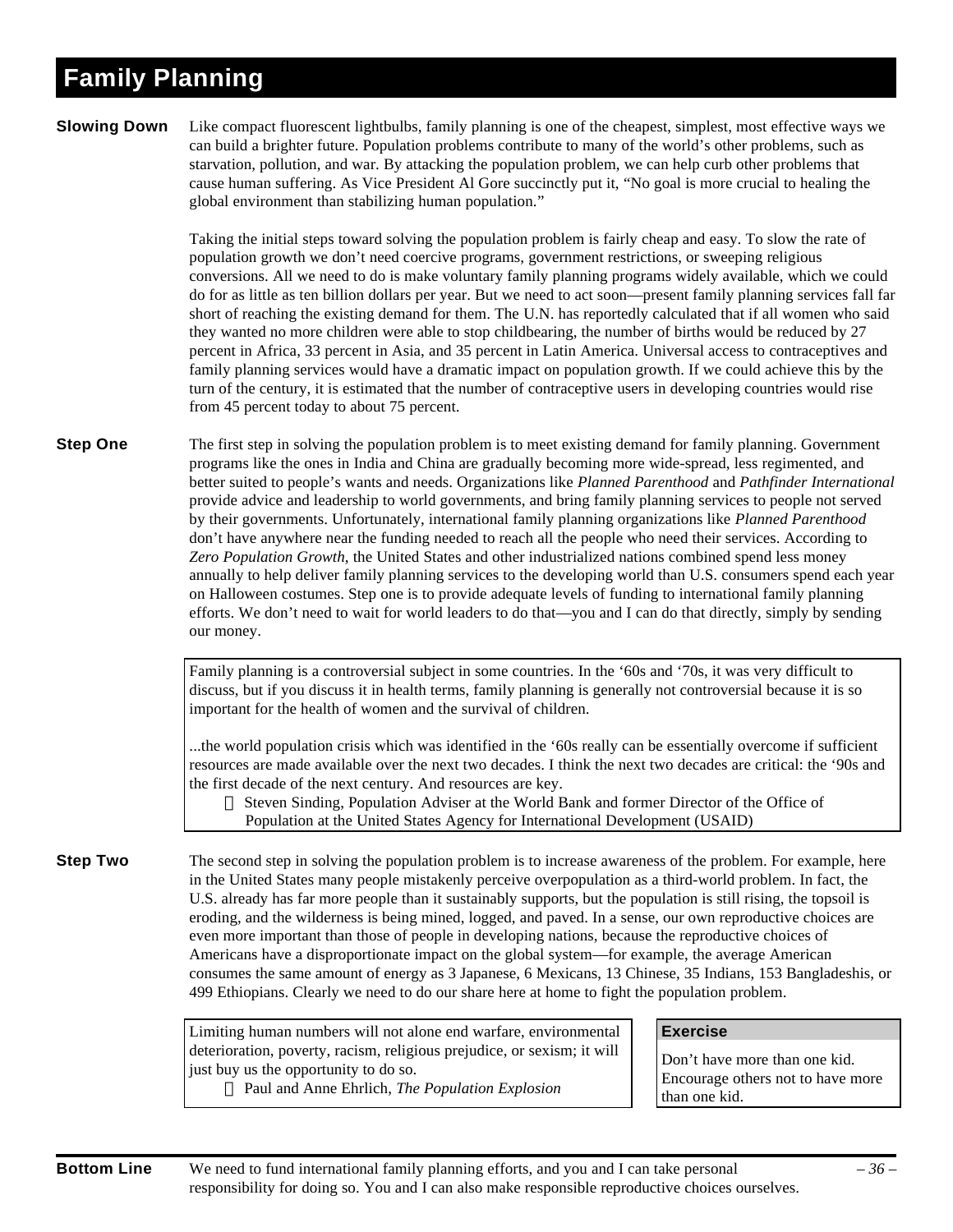# Family Planning

**Slowing Down**

Like compact fluorescent lightbulbs, family planning is one of the cheapest, simplest, most effective ways we can build a brighter future. Population problems contribute to many of the world's other problems, such as starvation, pollution, and war. By attacking the population problem, we can help curb other problems that cause human suffering. As Vice President Al Gore succinctly put it, "No goal is more crucial to healing the global environment than stabilizing human population."

Taking the initial steps toward solving the population problem is fairly cheap and easy. To slow the rate of population growth we don't need coercive programs, government restrictions, or sweeping religious conversions. All we need to do is make voluntary family planning programs widely available, which we could do for as little as ten billion dollars per year. But we need to act soon—present family planning services fall far short of reaching the existing demand for them. The U.N. has reportedly calculated that if all women who said they wanted no more children were able to stop childbearing, the number of births would be reduced by 27 percent in Africa, 33 percent in Asia, and 35 percent in Latin America. Universal access to contraceptives and family planning services would have a dramatic impact on population growth. If we could achieve this by the turn of the century, it is estimated that the number of contraceptive users in developing countries would rise from 45 percent today to about 75 percent.

**Step One**

The first step in solving the population problem is to meet existing demand for family planning. Government programs like the ones in India and China are gradually becoming more wide-spread, less regimented, and better suited to people's wants and needs. Organizations like *Planned Parenthood* and *Pathfinder International* provide advice and leadership to world governments, and bring family planning services to people not served by their governments. Unfortunately, international family planning organizations like *Planned Parenthood* don't have anywhere near the funding needed to reach all the people who need their services. According to *Zero Population Growth*, the United States and other industrialized nations combined spend less money annually to help deliver family planning services to the developing world than U.S. consumers spend each year on Halloween costumes. Step one is to provide adequate levels of funding to international family planning efforts. We don't need to wait for world leaders to do that—you and I can do that directly, simply by sending our money.

> Family planning is a controversial subject in some countries. In the '60s and '70s, it was very difficult to discuss, but if you discuss it in health terms, family planning is generally not controversial because it is so important for the health of women and the survival of children.
>
> ...the world population crisis which was identified in the '60s really can be essentially overcome if sufficient resources are made available over the next two decades. I think the next two decades are critical: the '90s and the first decade of the next century. And resources are key.
>
> — Steven Sinding, Population Adviser at the World Bank and former Director of the Office of Population at the United States Agency for International Development (USAID)

**Step Two**

The second step in solving the population problem is to increase awareness of the problem. For example, here in the United States many people mistakenly perceive overpopulation as a third-world problem. In fact, the U.S. already has far more people than it sustainably supports, but the population is still rising, the topsoil is eroding, and the wilderness is being mined, logged, and paved. In a sense, our own reproductive choices are even more important than those of people in developing nations, because the reproductive choices of Americans have a disproportionate impact on the global system—for example, the average American consumes the same amount of energy as 3 Japanese, 6 Mexicans, 13 Chinese, 35 Indians, 153 Bangladeshis, or 499 Ethiopians. Clearly we need to do our share here at home to fight the population problem.

> Limiting human numbers will not alone end warfare, environmental deterioration, poverty, racism, religious prejudice, or sexism; it will just buy us the opportunity to do so.
>
> — Paul and Anne Ehrlich, *The Population Explosion*

**Exercise**

Don't have more than one kid. Encourage others not to have more than one kid.

**Bottom Line**

We need to fund international family planning efforts, and you and I can take personal responsibility for doing so. You and I can also make responsible reproductive choices ourselves.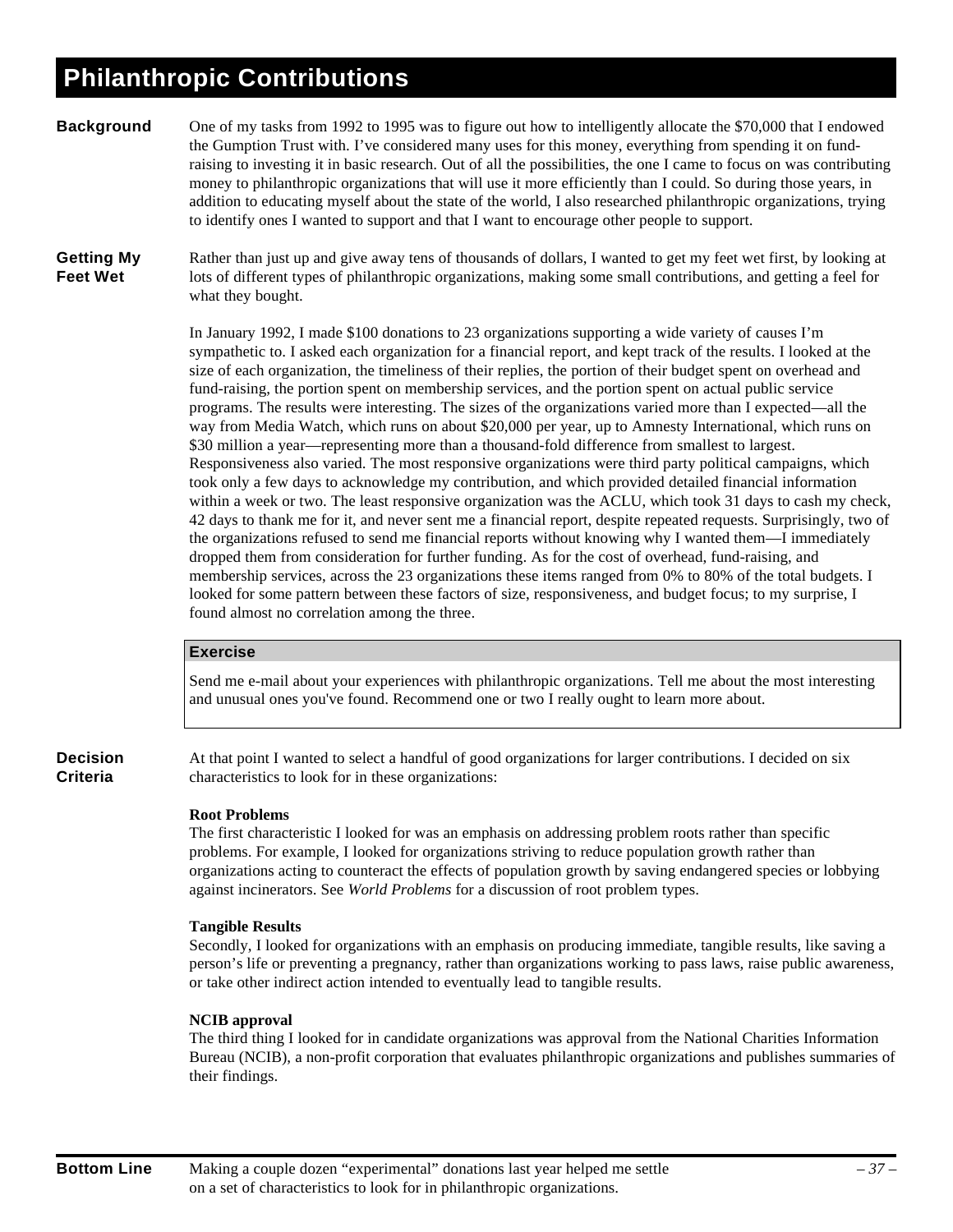# Philanthropic Contributions

**Background**

One of my tasks from 1992 to 1995 was to figure out how to intelligently allocate the $70,000 that I endowed the Gumption Trust with. I've considered many uses for this money, everything from spending it on fund-raising to investing it in basic research. Out of all the possibilities, the one I came to focus on was contributing money to philanthropic organizations that will use it more efficiently than I could. So during those years, in addition to educating myself about the state of the world, I also researched philanthropic organizations, trying to identify ones I wanted to support and that I want to encourage other people to support.

**Getting My Feet Wet**

Rather than just up and give away tens of thousands of dollars, I wanted to get my feet wet first, by looking at lots of different types of philanthropic organizations, making some small contributions, and getting a feel for what they bought.

In January 1992, I made $100 donations to 23 organizations supporting a wide variety of causes I'm sympathetic to. I asked each organization for a financial report, and kept track of the results. I looked at the size of each organization, the timeliness of their replies, the portion of their budget spent on overhead and fund-raising, the portion spent on membership services, and the portion spent on actual public service programs. The results were interesting. The sizes of the organizations varied more than I expected—all the way from Media Watch, which runs on about $20,000 per year, up to Amnesty International, which runs on $30 million a year—representing more than a thousand-fold difference from smallest to largest. Responsiveness also varied. The most responsive organizations were third party political campaigns, which took only a few days to acknowledge my contribution, and which provided detailed financial information within a week or two. The least responsive organization was the ACLU, which took 31 days to cash my check, 42 days to thank me for it, and never sent me a financial report, despite repeated requests. Surprisingly, two of the organizations refused to send me financial reports without knowing why I wanted them—I immediately dropped them from consideration for further funding. As for the cost of overhead, fund-raising, and membership services, across the 23 organizations these items ranged from 0% to 80% of the total budgets. I looked for some pattern between these factors of size, responsiveness, and budget focus; to my surprise, I found almost no correlation among the three.

> **Exercise**
>
> Send me e-mail about your experiences with philanthropic organizations. Tell me about the most interesting and unusual ones you've found. Recommend one or two I really ought to learn more about.

**Decision Criteria**

At that point I wanted to select a handful of good organizations for larger contributions. I decided on six characteristics to look for in these organizations:

**Root Problems**
The first characteristic I looked for was an emphasis on addressing problem roots rather than specific problems. For example, I looked for organizations striving to reduce population growth rather than organizations acting to counteract the effects of population growth by saving endangered species or lobbying against incinerators. See *World Problems* for a discussion of root problem types.

**Tangible Results**
Secondly, I looked for organizations with an emphasis on producing immediate, tangible results, like saving a person's life or preventing a pregnancy, rather than organizations working to pass laws, raise public awareness, or take other indirect action intended to eventually lead to tangible results.

**NCIB approval**
The third thing I looked for in candidate organizations was approval from the National Charities Information Bureau (NCIB), a non-profit corporation that evaluates philanthropic organizations and publishes summaries of their findings.

**Bottom Line** Making a couple dozen "experimental" donations last year helped me settle on a set of characteristics to look for in philanthropic organizations.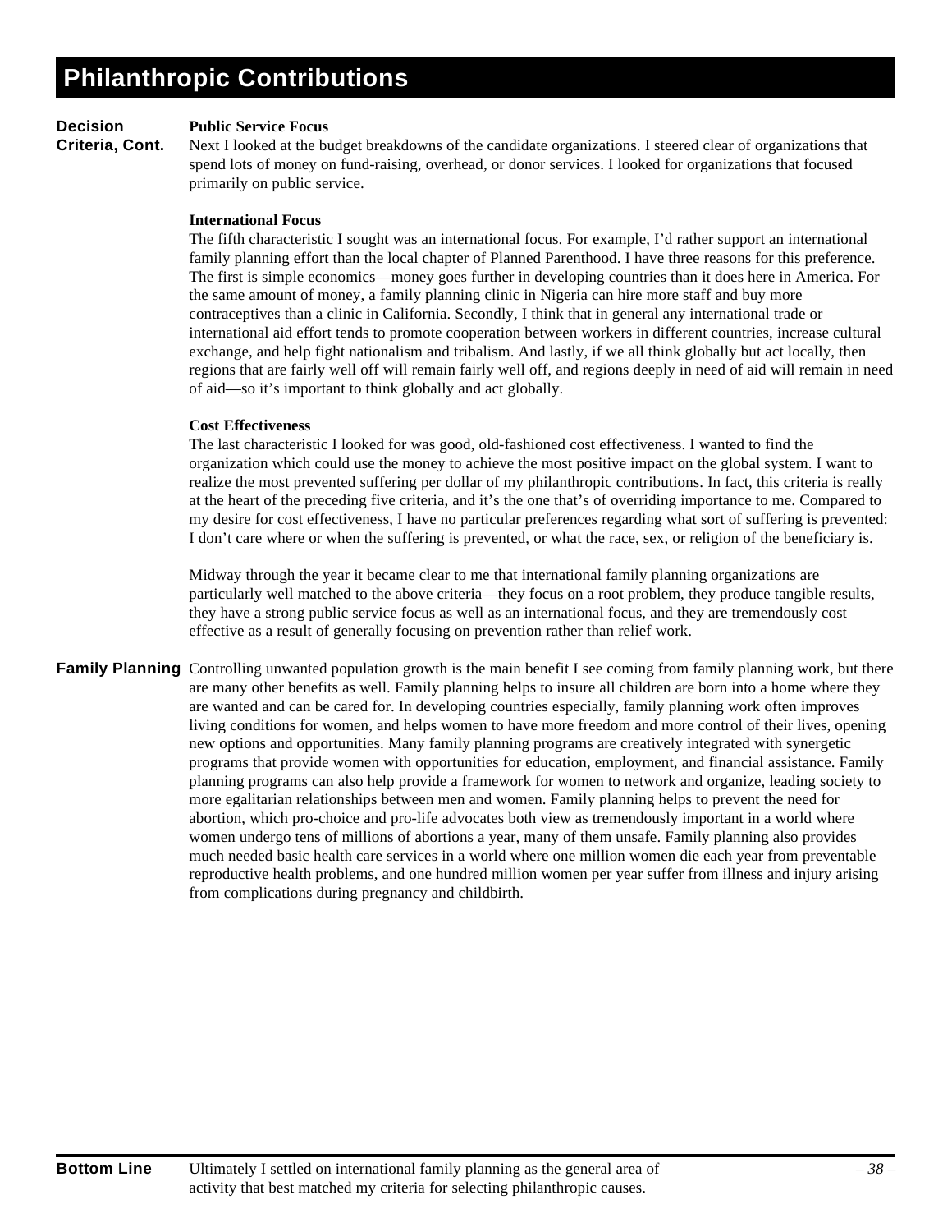# Philanthropic Contributions

**Decision Criteria, Cont.**

**Public Service Focus**

Next I looked at the budget breakdowns of the candidate organizations. I steered clear of organizations that spend lots of money on fund-raising, overhead, or donor services. I looked for organizations that focused primarily on public service.

**International Focus**

The fifth characteristic I sought was an international focus. For example, I'd rather support an international family planning effort than the local chapter of Planned Parenthood. I have three reasons for this preference. The first is simple economics—money goes further in developing countries than it does here in America. For the same amount of money, a family planning clinic in Nigeria can hire more staff and buy more contraceptives than a clinic in California. Secondly, I think that in general any international trade or international aid effort tends to promote cooperation between workers in different countries, increase cultural exchange, and help fight nationalism and tribalism. And lastly, if we all think globally but act locally, then regions that are fairly well off will remain fairly well off, and regions deeply in need of aid will remain in need of aid—so it's important to think globally and act globally.

**Cost Effectiveness**

The last characteristic I looked for was good, old-fashioned cost effectiveness. I wanted to find the organization which could use the money to achieve the most positive impact on the global system. I want to realize the most prevented suffering per dollar of my philanthropic contributions. In fact, this criteria is really at the heart of the preceding five criteria, and it's the one that's of overriding importance to me. Compared to my desire for cost effectiveness, I have no particular preferences regarding what sort of suffering is prevented: I don't care where or when the suffering is prevented, or what the race, sex, or religion of the beneficiary is.

Midway through the year it became clear to me that international family planning organizations are particularly well matched to the above criteria—they focus on a root problem, they produce tangible results, they have a strong public service focus as well as an international focus, and they are tremendously cost effective as a result of generally focusing on prevention rather than relief work.

**Family Planning**

Controlling unwanted population growth is the main benefit I see coming from family planning work, but there are many other benefits as well. Family planning helps to insure all children are born into a home where they are wanted and can be cared for. In developing countries especially, family planning work often improves living conditions for women, and helps women to have more freedom and more control of their lives, opening new options and opportunities. Many family planning programs are creatively integrated with synergetic programs that provide women with opportunities for education, employment, and financial assistance. Family planning programs can also help provide a framework for women to network and organize, leading society to more egalitarian relationships between men and women. Family planning helps to prevent the need for abortion, which pro-choice and pro-life advocates both view as tremendously important in a world where women undergo tens of millions of abortions a year, many of them unsafe. Family planning also provides much needed basic health care services in a world where one million women die each year from preventable reproductive health problems, and one hundred million women per year suffer from illness and injury arising from complications during pregnancy and childbirth.

**Bottom Line**

Ultimately I settled on international family planning as the general area of activity that best matched my criteria for selecting philanthropic causes.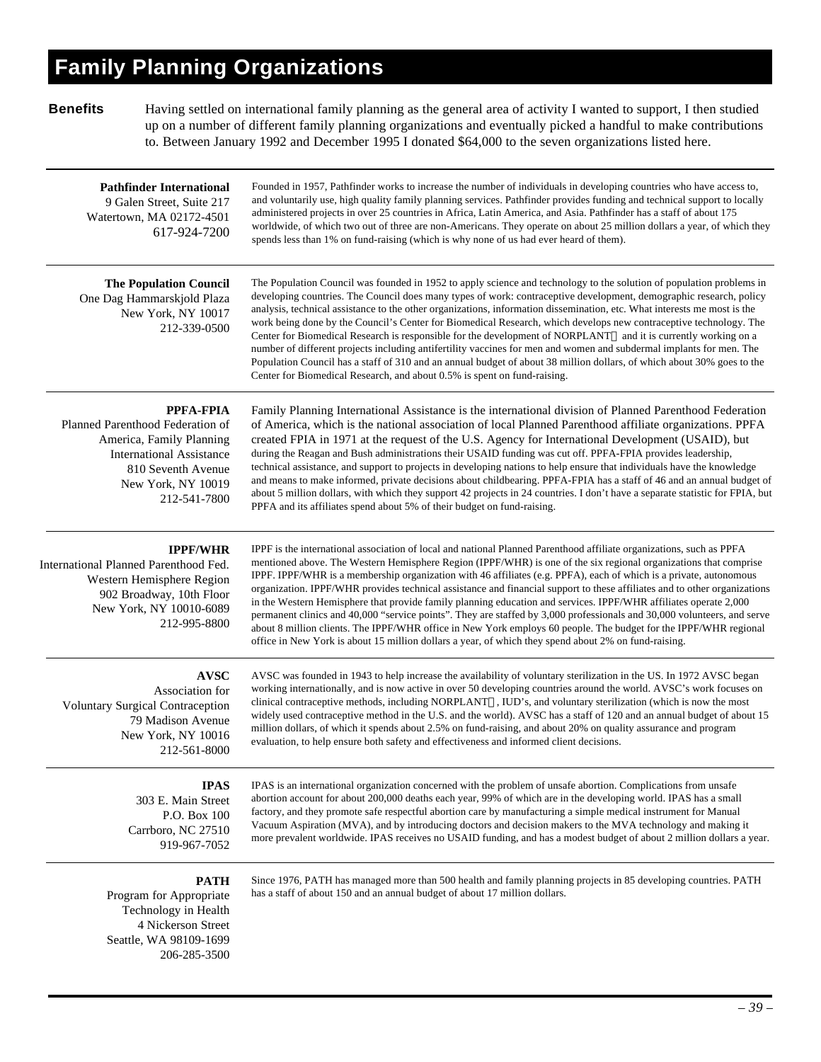# Family Planning Organizations

**Benefits** Having settled on international family planning as the general area of activity I wanted to support, I then studied up on a number of different family planning organizations and eventually picked a handful to make contributions to. Between January 1992 and December 1995 I donated $64,000 to the seven organizations listed here.

---

**Pathfinder International**
9 Galen Street, Suite 217
Watertown, MA 02172-4501
617-924-7200

Founded in 1957, Pathfinder works to increase the number of individuals in developing countries who have access to, and voluntarily use, high quality family planning services. Pathfinder provides funding and technical support to locally administered projects in over 25 countries in Africa, Latin America, and Asia. Pathfinder has a staff of about 175 worldwide, of which two out of three are non-Americans. They operate on about 25 million dollars a year, of which they spends less than 1% on fund-raising (which is why none of us had ever heard of them).

---

**The Population Council**
One Dag Hammarskjold Plaza
New York, NY 10017
212-339-0500

The Population Council was founded in 1952 to apply science and technology to the solution of population problems in developing countries. The Council does many types of work: contraceptive development, demographic research, policy analysis, technical assistance to the other organizations, information dissemination, etc. What interests me most is the work being done by the Council's Center for Biomedical Research, which develops new contraceptive technology. The Center for Biomedical Research is responsible for the development of NORPLANT and it is currently working on a number of different projects including antifertility vaccines for men and women and subdermal implants for men. The Population Council has a staff of 310 and an annual budget of about 38 million dollars, of which about 30% goes to the Center for Biomedical Research, and about 0.5% is spent on fund-raising.

---

**PPFA-FPIA**
Planned Parenthood Federation of America, Family Planning International Assistance
810 Seventh Avenue
New York, NY 10019
212-541-7800

Family Planning International Assistance is the international division of Planned Parenthood Federation of America, which is the national association of local Planned Parenthood affiliate organizations. PPFA created FPIA in 1971 at the request of the U.S. Agency for International Development (USAID), but during the Reagan and Bush administrations their USAID funding was cut off. PPFA-FPIA provides leadership, technical assistance, and support to projects in developing nations to help ensure that individuals have the knowledge and means to make informed, private decisions about childbearing. PPFA-FPIA has a staff of 46 and an annual budget of about 5 million dollars, with which they support 42 projects in 24 countries. I don't have a separate statistic for FPIA, but PPFA and its affiliates spend about 5% of their budget on fund-raising.

---

**IPPF/WHR**
International Planned Parenthood Fed.
Western Hemisphere Region
902 Broadway, 10th Floor
New York, NY 10010-6089
212-995-8800

IPPF is the international association of local and national Planned Parenthood affiliate organizations, such as PPFA mentioned above. The Western Hemisphere Region (IPPF/WHR) is one of the six regional organizations that comprise IPPF. IPPF/WHR is a membership organization with 46 affiliates (e.g. PPFA), each of which is a private, autonomous organization. IPPF/WHR provides technical assistance and financial support to these affiliates and to other organizations in the Western Hemisphere that provide family planning education and services. IPPF/WHR affiliates operate 2,000 permanent clinics and 40,000 "service points". They are staffed by 3,000 professionals and 30,000 volunteers, and serve about 8 million clients. The IPPF/WHR office in New York employs 60 people. The budget for the IPPF/WHR regional office in New York is about 15 million dollars a year, of which they spend about 2% on fund-raising.

---

**AVSC**
Association for Voluntary Surgical Contraception
79 Madison Avenue
New York, NY 10016
212-561-8000

AVSC was founded in 1943 to help increase the availability of voluntary sterilization in the US. In 1972 AVSC began working internationally, and is now active in over 50 developing countries around the world. AVSC's work focuses on clinical contraceptive methods, including NORPLANT, IUD's, and voluntary sterilization (which is now the most widely used contraceptive method in the U.S. and the world). AVSC has a staff of 120 and an annual budget of about 15 million dollars, of which it spends about 2.5% on fund-raising, and about 20% on quality assurance and program evaluation, to help ensure both safety and effectiveness and informed client decisions.

---

**IPAS**
303 E. Main Street
P.O. Box 100
Carrboro, NC 27510
919-967-7052

IPAS is an international organization concerned with the problem of unsafe abortion. Complications from unsafe abortion account for about 200,000 deaths each year, 99% of which are in the developing world. IPAS has a small factory, and they promote safe respectful abortion care by manufacturing a simple medical instrument for Manual Vacuum Aspiration (MVA), and by introducing doctors and decision makers to the MVA technology and making it more prevalent worldwide. IPAS receives no USAID funding, and has a modest budget of about 2 million dollars a year.

---

**PATH**
Program for Appropriate Technology in Health
4 Nickerson Street
Seattle, WA 98109-1699
206-285-3500

Since 1976, PATH has managed more than 500 health and family planning projects in 85 developing countries. PATH has a staff of about 150 and an annual budget of about 17 million dollars.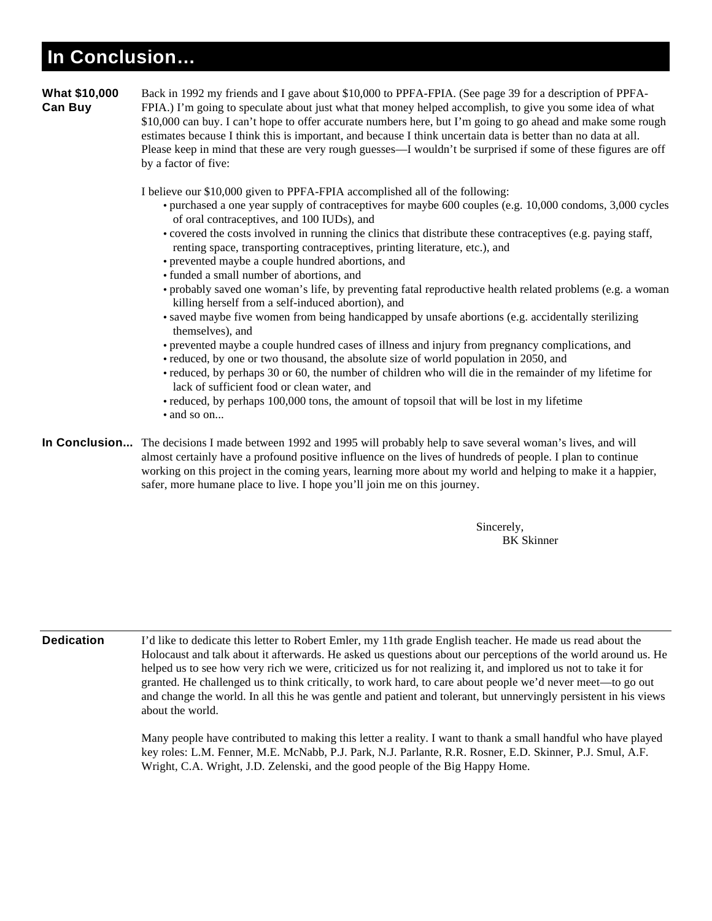# In Conclusion…

**What $10,000 Can Buy**

Back in 1992 my friends and I gave about $10,000 to PPFA-FPIA. (See page 39 for a description of PPFA-FPIA.) I'm going to speculate about just what that money helped accomplish, to give you some idea of what $10,000 can buy. I can't hope to offer accurate numbers here, but I'm going to go ahead and make some rough estimates because I think this is important, and because I think uncertain data is better than no data at all. Please keep in mind that these are very rough guesses—I wouldn't be surprised if some of these figures are off by a factor of five:

I believe our $10,000 given to PPFA-FPIA accomplished all of the following:

- purchased a one year supply of contraceptives for maybe 600 couples (e.g. 10,000 condoms, 3,000 cycles of oral contraceptives, and 100 IUDs), and
- covered the costs involved in running the clinics that distribute these contraceptives (e.g. paying staff, renting space, transporting contraceptives, printing literature, etc.), and
- prevented maybe a couple hundred abortions, and
- funded a small number of abortions, and
- probably saved one woman's life, by preventing fatal reproductive health related problems (e.g. a woman killing herself from a self-induced abortion), and
- saved maybe five women from being handicapped by unsafe abortions (e.g. accidentally sterilizing themselves), and
- prevented maybe a couple hundred cases of illness and injury from pregnancy complications, and
- reduced, by one or two thousand, the absolute size of world population in 2050, and
- reduced, by perhaps 30 or 60, the number of children who will die in the remainder of my lifetime for lack of sufficient food or clean water, and
- reduced, by perhaps 100,000 tons, the amount of topsoil that will be lost in my lifetime
- and so on...

**In Conclusion...**

The decisions I made between 1992 and 1995 will probably help to save several woman's lives, and will almost certainly have a profound positive influence on the lives of hundreds of people. I plan to continue working on this project in the coming years, learning more about my world and helping to make it a happier, safer, more humane place to live. I hope you'll join me on this journey.

Sincerely,
BK Skinner

---

**Dedication**

I'd like to dedicate this letter to Robert Emler, my 11th grade English teacher. He made us read about the Holocaust and talk about it afterwards. He asked us questions about our perceptions of the world around us. He helped us to see how very rich we were, criticized us for not realizing it, and implored us not to take it for granted. He challenged us to think critically, to work hard, to care about people we'd never meet—to go out and change the world. In all this he was gentle and patient and tolerant, but unnervingly persistent in his views about the world.

Many people have contributed to making this letter a reality. I want to thank a small handful who have played key roles: L.M. Fenner, M.E. McNabb, P.J. Park, N.J. Parlante, R.R. Rosner, E.D. Skinner, P.J. Smul, A.F. Wright, C.A. Wright, J.D. Zelenski, and the good people of the Big Happy Home.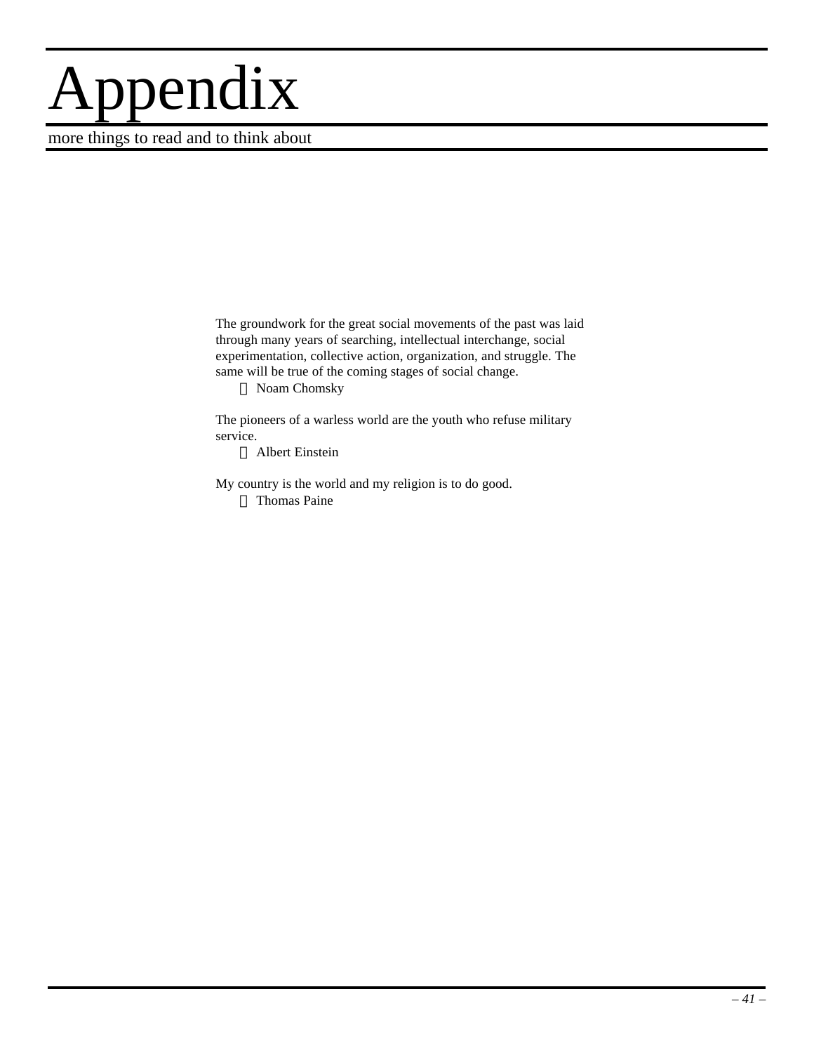# Appendix

more things to read and to think about

The groundwork for the great social movements of the past was laid through many years of searching, intellectual interchange, social experimentation, collective action, organization, and struggle. The same will be true of the coming stages of social change.

— Noam Chomsky

The pioneers of a warless world are the youth who refuse military service.

— Albert Einstein

My country is the world and my religion is to do good.

— Thomas Paine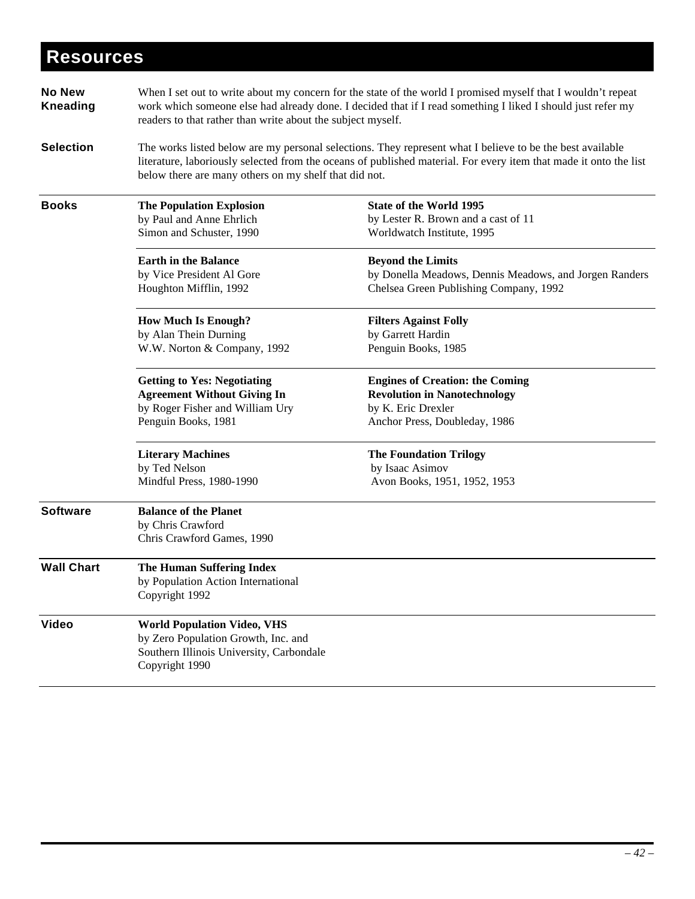# Resources

**No New Kneading**

When I set out to write about my concern for the state of the world I promised myself that I wouldn't repeat work which someone else had already done. I decided that if I read something I liked I should just refer my readers to that rather than write about the subject myself.

**Selection**

The works listed below are my personal selections. They represent what I believe to be the best available literature, laboriously selected from the oceans of published material. For every item that made it onto the list below there are many others on my shelf that did not.

## Books

**The Population Explosion**
by Paul and Anne Ehrlich
Simon and Schuster, 1990

**State of the World 1995**
by Lester R. Brown and a cast of 11
Worldwatch Institute, 1995

**Earth in the Balance**
by Vice President Al Gore
Houghton Mifflin, 1992

**Beyond the Limits**
by Donella Meadows, Dennis Meadows, and Jorgen Randers
Chelsea Green Publishing Company, 1992

**How Much Is Enough?**
by Alan Thein Durning
W.W. Norton & Company, 1992

**Filters Against Folly**
by Garrett Hardin
Penguin Books, 1985

**Getting to Yes: Negotiating Agreement Without Giving In**
by Roger Fisher and William Ury
Penguin Books, 1981

**Engines of Creation: the Coming Revolution in Nanotechnology**
by K. Eric Drexler
Anchor Press, Doubleday, 1986

**Literary Machines**
by Ted Nelson
Mindful Press, 1980-1990

**The Foundation Trilogy**
by Isaac Asimov
Avon Books, 1951, 1952, 1953

## Software

**Balance of the Planet**
by Chris Crawford
Chris Crawford Games, 1990

## Wall Chart

**The Human Suffering Index**
by Population Action International
Copyright 1992

## Video

**World Population Video, VHS**
by Zero Population Growth, Inc. and
Southern Illinois University, Carbondale
Copyright 1990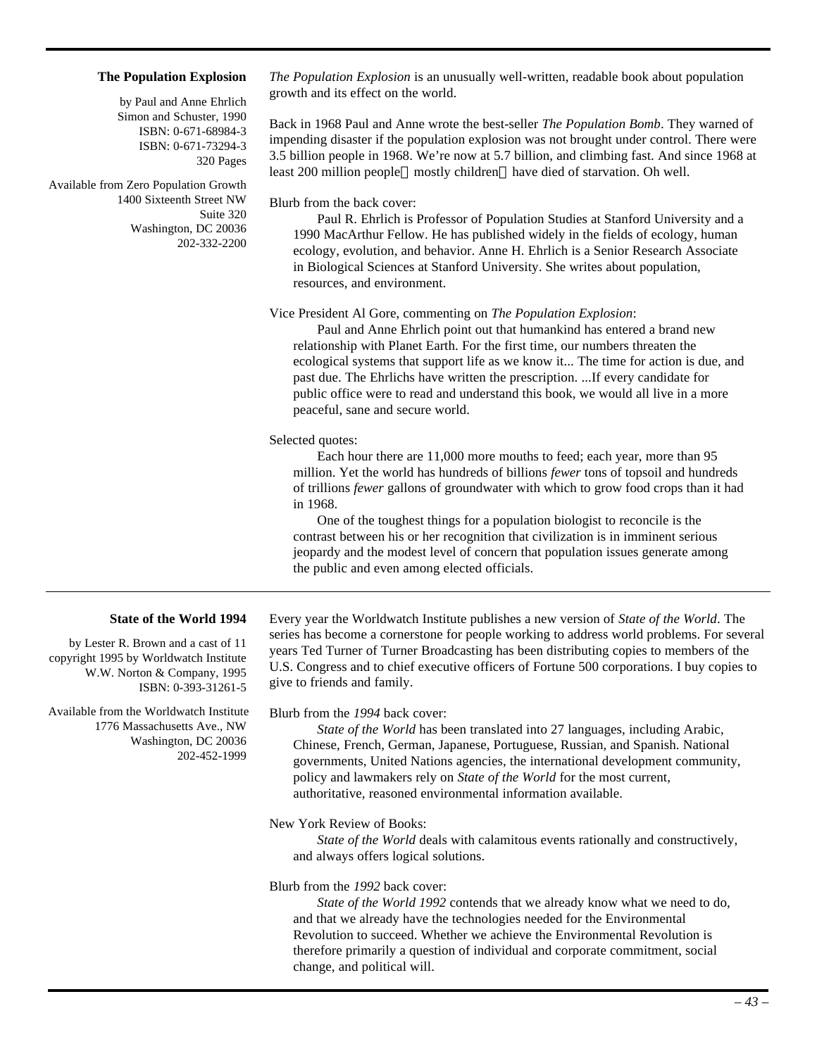### The Population Explosion

by Paul and Anne Ehrlich
Simon and Schuster, 1990
ISBN: 0-671-68984-3
ISBN: 0-671-73294-3
320 Pages

Available from Zero Population Growth
1400 Sixteenth Street NW
Suite 320
Washington, DC 20036
202-332-2200

*The Population Explosion* is an unusually well-written, readable book about population growth and its effect on the world.

Back in 1968 Paul and Anne wrote the best-seller *The Population Bomb*. They warned of impending disaster if the population explosion was not brought under control. There were 3.5 billion people in 1968. We're now at 5.7 billion, and climbing fast. And since 1968 at least 200 million people—mostly children—have died of starvation. Oh well.

Blurb from the back cover:

> Paul R. Ehrlich is Professor of Population Studies at Stanford University and a 1990 MacArthur Fellow. He has published widely in the fields of ecology, human ecology, evolution, and behavior. Anne H. Ehrlich is a Senior Research Associate in Biological Sciences at Stanford University. She writes about population, resources, and environment.

Vice President Al Gore, commenting on *The Population Explosion*:

> Paul and Anne Ehrlich point out that humankind has entered a brand new relationship with Planet Earth. For the first time, our numbers threaten the ecological systems that support life as we know it... The time for action is due, and past due. The Ehrlichs have written the prescription. ...If every candidate for public office were to read and understand this book, we would all live in a more peaceful, sane and secure world.

Selected quotes:

> Each hour there are 11,000 more mouths to feed; each year, more than 95 million. Yet the world has hundreds of billions *fewer* tons of topsoil and hundreds of trillions *fewer* gallons of groundwater with which to grow food crops than it had in 1968.
>
> One of the toughest things for a population biologist to reconcile is the contrast between his or her recognition that civilization is in imminent serious jeopardy and the modest level of concern that population issues generate among the public and even among elected officials.

---

### State of the World 1994

by Lester R. Brown and a cast of 11
copyright 1995 by Worldwatch Institute
W.W. Norton & Company, 1995
ISBN: 0-393-31261-5

Available from the Worldwatch Institute
1776 Massachusetts Ave., NW
Washington, DC 20036
202-452-1999

Every year the Worldwatch Institute publishes a new version of *State of the World*. The series has become a cornerstone for people working to address world problems. For several years Ted Turner of Turner Broadcasting has been distributing copies to members of the U.S. Congress and to chief executive officers of Fortune 500 corporations. I buy copies to give to friends and family.

Blurb from the *1994* back cover:

> *State of the World* has been translated into 27 languages, including Arabic, Chinese, French, German, Japanese, Portuguese, Russian, and Spanish. National governments, United Nations agencies, the international development community, policy and lawmakers rely on *State of the World* for the most current, authoritative, reasoned environmental information available.

New York Review of Books:

> *State of the World* deals with calamitous events rationally and constructively, and always offers logical solutions.

Blurb from the *1992* back cover:

> *State of the World 1992* contends that we already know what we need to do, and that we already have the technologies needed for the Environmental Revolution to succeed. Whether we achieve the Environmental Revolution is therefore primarily a question of individual and corporate commitment, social change, and political will.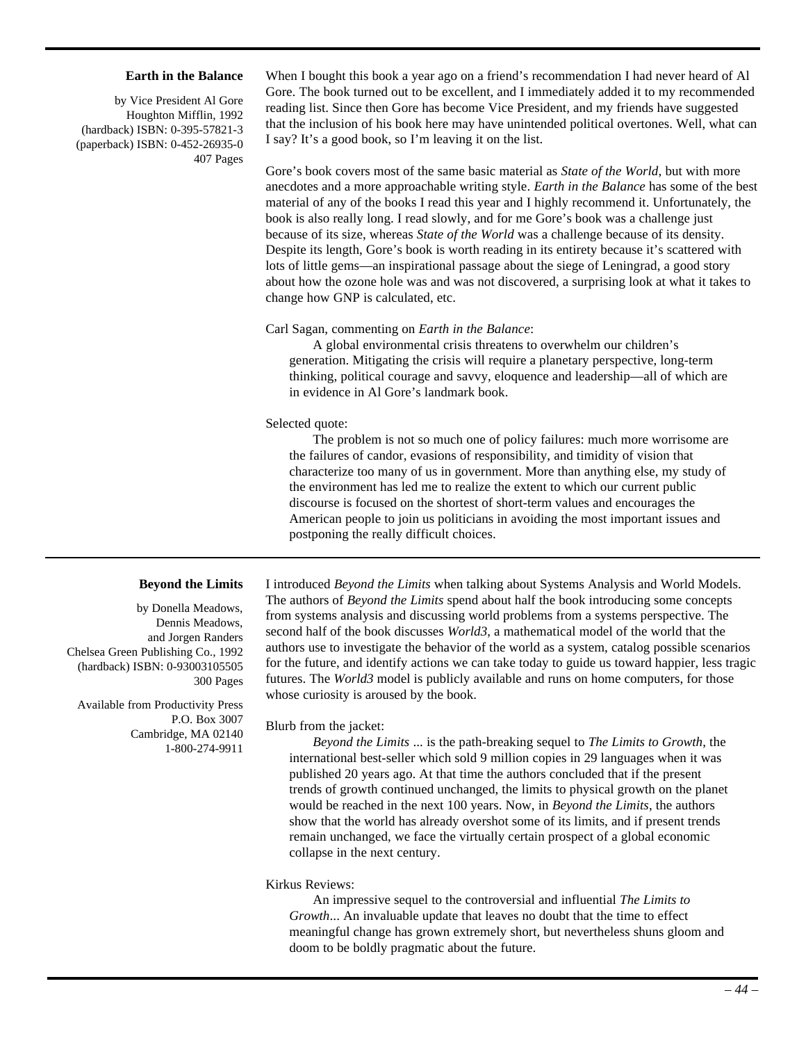### Earth in the Balance

by Vice President Al Gore
Houghton Mifflin, 1992
(hardback) ISBN: 0-395-57821-3
(paperback) ISBN: 0-452-26935-0
407 Pages

When I bought this book a year ago on a friend's recommendation I had never heard of Al Gore. The book turned out to be excellent, and I immediately added it to my recommended reading list. Since then Gore has become Vice President, and my friends have suggested that the inclusion of his book here may have unintended political overtones. Well, what can I say? It's a good book, so I'm leaving it on the list.

Gore's book covers most of the same basic material as *State of the World*, but with more anecdotes and a more approachable writing style. *Earth in the Balance* has some of the best material of any of the books I read this year and I highly recommend it. Unfortunately, the book is also really long. I read slowly, and for me Gore's book was a challenge just because of its size, whereas *State of the World* was a challenge because of its density. Despite its length, Gore's book is worth reading in its entirety because it's scattered with lots of little gems—an inspirational passage about the siege of Leningrad, a good story about how the ozone hole was and was not discovered, a surprising look at what it takes to change how GNP is calculated, etc.

Carl Sagan, commenting on *Earth in the Balance*:

> A global environmental crisis threatens to overwhelm our children's generation. Mitigating the crisis will require a planetary perspective, long-term thinking, political courage and savvy, eloquence and leadership—all of which are in evidence in Al Gore's landmark book.

Selected quote:

> The problem is not so much one of policy failures: much more worrisome are the failures of candor, evasions of responsibility, and timidity of vision that characterize too many of us in government. More than anything else, my study of the environment has led me to realize the extent to which our current public discourse is focused on the shortest of short-term values and encourages the American people to join us politicians in avoiding the most important issues and postponing the really difficult choices.

---

### Beyond the Limits

by Donella Meadows,
Dennis Meadows,
and Jorgen Randers
Chelsea Green Publishing Co., 1992
(hardback) ISBN: 0-93003105505
300 Pages

Available from Productivity Press
P.O. Box 3007
Cambridge, MA 02140
1-800-274-9911

I introduced *Beyond the Limits* when talking about Systems Analysis and World Models. The authors of *Beyond the Limits* spend about half the book introducing some concepts from systems analysis and discussing world problems from a systems perspective. The second half of the book discusses *World3*, a mathematical model of the world that the authors use to investigate the behavior of the world as a system, catalog possible scenarios for the future, and identify actions we can take today to guide us toward happier, less tragic futures. The *World3* model is publicly available and runs on home computers, for those whose curiosity is aroused by the book.

Blurb from the jacket:

> *Beyond the Limits* ... is the path-breaking sequel to *The Limits to Growth*, the international best-seller which sold 9 million copies in 29 languages when it was published 20 years ago. At that time the authors concluded that if the present trends of growth continued unchanged, the limits to physical growth on the planet would be reached in the next 100 years. Now, in *Beyond the Limits*, the authors show that the world has already overshot some of its limits, and if present trends remain unchanged, we face the virtually certain prospect of a global economic collapse in the next century.

Kirkus Reviews:

> An impressive sequel to the controversial and influential *The Limits to Growth*... An invaluable update that leaves no doubt that the time to effect meaningful change has grown extremely short, but nevertheless shuns gloom and doom to be boldly pragmatic about the future.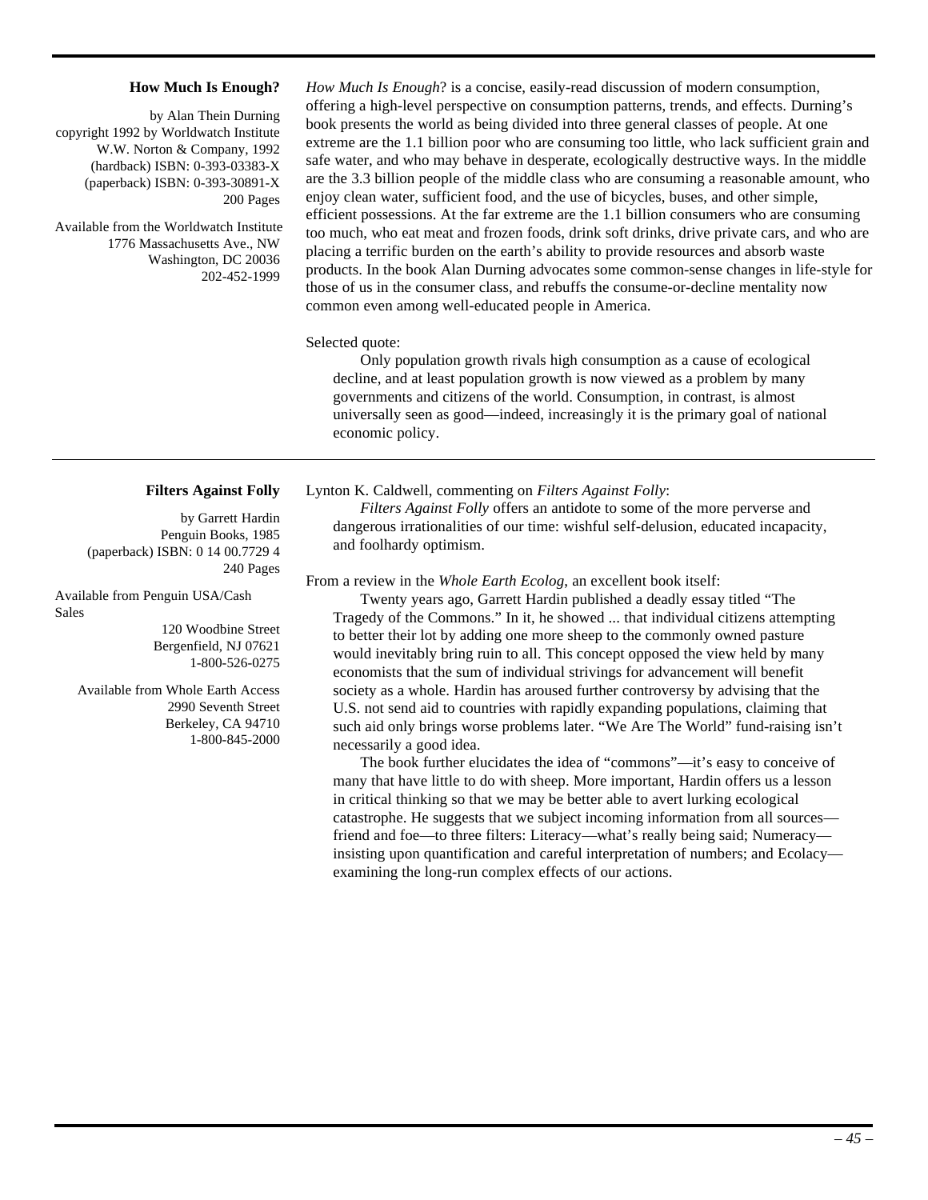### How Much Is Enough?

by Alan Thein Durning
copyright 1992 by Worldwatch Institute
W.W. Norton & Company, 1992
(hardback) ISBN: 0-393-03383-X
(paperback) ISBN: 0-393-30891-X
200 Pages

Available from the Worldwatch Institute
1776 Massachusetts Ave., NW
Washington, DC 20036
202-452-1999

*How Much Is Enough*? is a concise, easily-read discussion of modern consumption, offering a high-level perspective on consumption patterns, trends, and effects. Durning's book presents the world as being divided into three general classes of people. At one extreme are the 1.1 billion poor who are consuming too little, who lack sufficient grain and safe water, and who may behave in desperate, ecologically destructive ways. In the middle are the 3.3 billion people of the middle class who are consuming a reasonable amount, who enjoy clean water, sufficient food, and the use of bicycles, buses, and other simple, efficient possessions. At the far extreme are the 1.1 billion consumers who are consuming too much, who eat meat and frozen foods, drink soft drinks, drive private cars, and who are placing a terrific burden on the earth's ability to provide resources and absorb waste products. In the book Alan Durning advocates some common-sense changes in life-style for those of us in the consumer class, and rebuffs the consume-or-decline mentality now common even among well-educated people in America.

Selected quote:

> Only population growth rivals high consumption as a cause of ecological decline, and at least population growth is now viewed as a problem by many governments and citizens of the world. Consumption, in contrast, is almost universally seen as good—indeed, increasingly it is the primary goal of national economic policy.

---

### Filters Against Folly

by Garrett Hardin
Penguin Books, 1985
(paperback) ISBN: 0 14 00.7729 4
240 Pages

Available from Penguin USA/Cash Sales
120 Woodbine Street
Bergenfield, NJ 07621
1-800-526-0275

Available from Whole Earth Access
2990 Seventh Street
Berkeley, CA 94710
1-800-845-2000

Lynton K. Caldwell, commenting on *Filters Against Folly*:

> *Filters Against Folly* offers an antidote to some of the more perverse and dangerous irrationalities of our time: wishful self-delusion, educated incapacity, and foolhardy optimism.

From a review in the *Whole Earth Ecolog*, an excellent book itself:

> Twenty years ago, Garrett Hardin published a deadly essay titled "The Tragedy of the Commons." In it, he showed ... that individual citizens attempting to better their lot by adding one more sheep to the commonly owned pasture would inevitably bring ruin to all. This concept opposed the view held by many economists that the sum of individual strivings for advancement will benefit society as a whole. Hardin has aroused further controversy by advising that the U.S. not send aid to countries with rapidly expanding populations, claiming that such aid only brings worse problems later. "We Are The World" fund-raising isn't necessarily a good idea.
>
> The book further elucidates the idea of "commons"—it's easy to conceive of many that have little to do with sheep. More important, Hardin offers us a lesson in critical thinking so that we may be better able to avert lurking ecological catastrophe. He suggests that we subject incoming information from all sources—friend and foe—to three filters: Literacy—what's really being said; Numeracy—insisting upon quantification and careful interpretation of numbers; and Ecolacy—examining the long-run complex effects of our actions.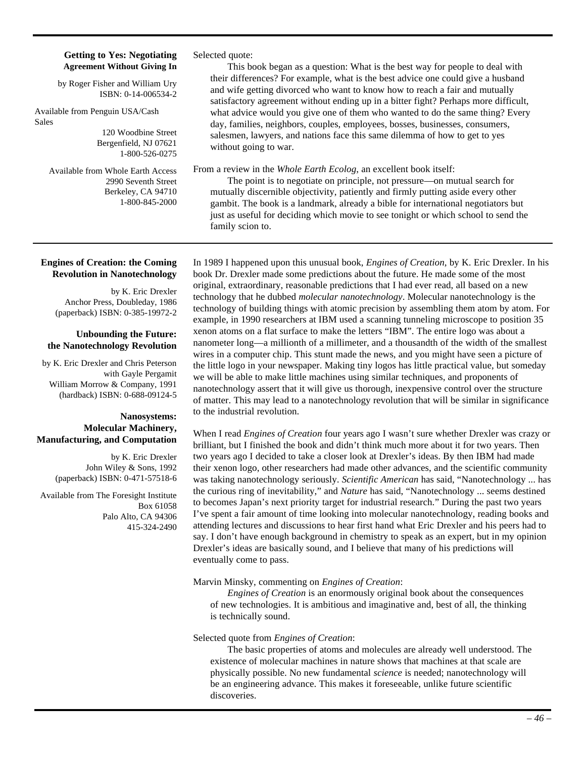**Getting to Yes: Negotiating Agreement Without Giving In**

by Roger Fisher and William Ury
ISBN: 0-14-006534-2

Available from Penguin USA/Cash Sales
120 Woodbine Street
Bergenfield, NJ 07621
1-800-526-0275

Available from Whole Earth Access
2990 Seventh Street
Berkeley, CA 94710
1-800-845-2000

Selected quote:

> This book began as a question: What is the best way for people to deal with their differences? For example, what is the best advice one could give a husband and wife getting divorced who want to know how to reach a fair and mutually satisfactory agreement without ending up in a bitter fight? Perhaps more difficult, what advice would you give one of them who wanted to do the same thing? Every day, families, neighbors, couples, employees, bosses, businesses, consumers, salesmen, lawyers, and nations face this same dilemma of how to get to yes without going to war.

From a review in the *Whole Earth Ecolog*, an excellent book itself:

> The point is to negotiate on principle, not pressure—on mutual search for mutually discernible objectivity, patiently and firmly putting aside every other gambit. The book is a landmark, already a bible for international negotiators but just as useful for deciding which movie to see tonight or which school to send the family scion to.

---

**Engines of Creation: the Coming Revolution in Nanotechnology**

by K. Eric Drexler
Anchor Press, Doubleday, 1986
(paperback) ISBN: 0-385-19972-2

**Unbounding the Future: the Nanotechnology Revolution**

by K. Eric Drexler and Chris Peterson with Gayle Pergamit
William Morrow & Company, 1991
(hardback) ISBN: 0-688-09124-5

**Nanosystems: Molecular Machinery, Manufacturing, and Computation**

by K. Eric Drexler
John Wiley & Sons, 1992
(paperback) ISBN: 0-471-57518-6

Available from The Foresight Institute
Box 61058
Palo Alto, CA 94306
415-324-2490

In 1989 I happened upon this unusual book, *Engines of Creation*, by K. Eric Drexler. In his book Dr. Drexler made some predictions about the future. He made some of the most original, extraordinary, reasonable predictions that I had ever read, all based on a new technology that he dubbed *molecular nanotechnology*. Molecular nanotechnology is the technology of building things with atomic precision by assembling them atom by atom. For example, in 1990 researchers at IBM used a scanning tunneling microscope to position 35 xenon atoms on a flat surface to make the letters "IBM". The entire logo was about a nanometer long—a millionth of a millimeter, and a thousandth of the width of the smallest wires in a computer chip. This stunt made the news, and you might have seen a picture of the little logo in your newspaper. Making tiny logos has little practical value, but someday we will be able to make little machines using similar techniques, and proponents of nanotechnology assert that it will give us thorough, inexpensive control over the structure of matter. This may lead to a nanotechnology revolution that will be similar in significance to the industrial revolution.

When I read *Engines of Creation* four years ago I wasn't sure whether Drexler was crazy or brilliant, but I finished the book and didn't think much more about it for two years. Then two years ago I decided to take a closer look at Drexler's ideas. By then IBM had made their xenon logo, other researchers had made other advances, and the scientific community was taking nanotechnology seriously. *Scientific American* has said, "Nanotechnology ... has the curious ring of inevitability," and *Nature* has said, "Nanotechnology ... seems destined to becomes Japan's next priority target for industrial research." During the past two years I've spent a fair amount of time looking into molecular nanotechnology, reading books and attending lectures and discussions to hear first hand what Eric Drexler and his peers had to say. I don't have enough background in chemistry to speak as an expert, but in my opinion Drexler's ideas are basically sound, and I believe that many of his predictions will eventually come to pass.

Marvin Minsky, commenting on *Engines of Creation*:

> *Engines of Creation* is an enormously original book about the consequences of new technologies. It is ambitious and imaginative and, best of all, the thinking is technically sound.

Selected quote from *Engines of Creation*:

> The basic properties of atoms and molecules are already well understood. The existence of molecular machines in nature shows that machines at that scale are physically possible. No new fundamental *science* is needed; nanotechnology will be an engineering advance. This makes it foreseeable, unlike future scientific discoveries.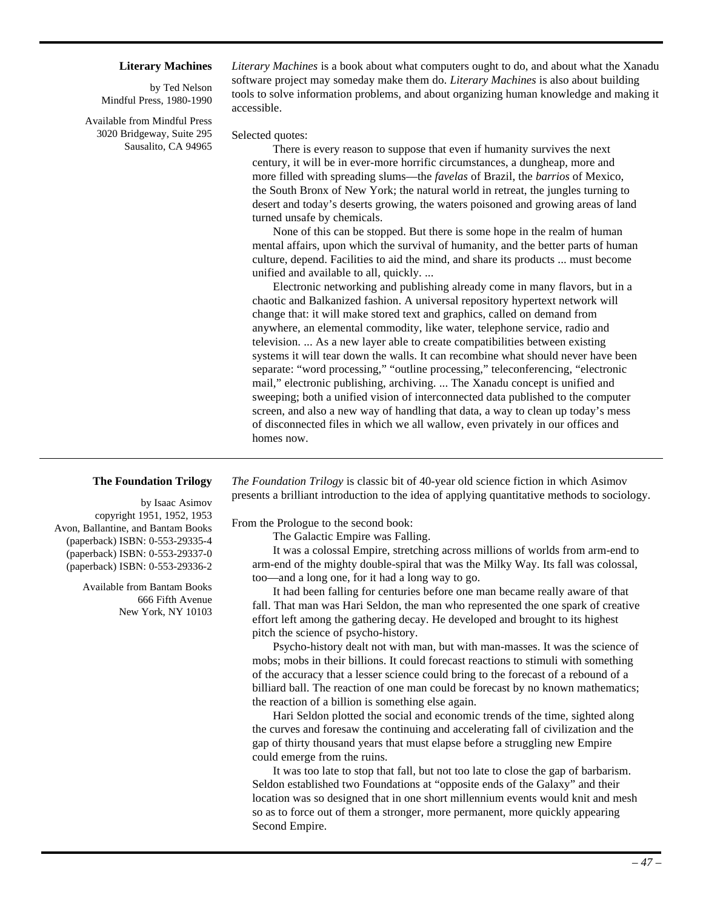### Literary Machines

by Ted Nelson
Mindful Press, 1980-1990

Available from Mindful Press
3020 Bridgeway, Suite 295
Sausalito, CA 94965

*Literary Machines* is a book about what computers ought to do, and about what the Xanadu software project may someday make them do. *Literary Machines* is also about building tools to solve information problems, and about organizing human knowledge and making it accessible.

Selected quotes:

> There is every reason to suppose that even if humanity survives the next century, it will be in ever-more horrific circumstances, a dungheap, more and more filled with spreading slums—the *favelas* of Brazil, the *barrios* of Mexico, the South Bronx of New York; the natural world in retreat, the jungles turning to desert and today's deserts growing, the waters poisoned and growing areas of land turned unsafe by chemicals.
>
> None of this can be stopped. But there is some hope in the realm of human mental affairs, upon which the survival of humanity, and the better parts of human culture, depend. Facilities to aid the mind, and share its products ... must become unified and available to all, quickly. ...
>
> Electronic networking and publishing already come in many flavors, but in a chaotic and Balkanized fashion. A universal repository hypertext network will change that: it will make stored text and graphics, called on demand from anywhere, an elemental commodity, like water, telephone service, radio and television. ... As a new layer able to create compatibilities between existing systems it will tear down the walls. It can recombine what should never have been separate: "word processing," "outline processing," teleconferencing, "electronic mail," electronic publishing, archiving. ... The Xanadu concept is unified and sweeping; both a unified vision of interconnected data published to the computer screen, and also a new way of handling that data, a way to clean up today's mess of disconnected files in which we all wallow, even privately in our offices and homes now.

---

### The Foundation Trilogy

by Isaac Asimov
copyright 1951, 1952, 1953
Avon, Ballantine, and Bantam Books
(paperback) ISBN: 0-553-29335-4
(paperback) ISBN: 0-553-29337-0
(paperback) ISBN: 0-553-29336-2

Available from Bantam Books
666 Fifth Avenue
New York, NY 10103

*The Foundation Trilogy* is classic bit of 40-year old science fiction in which Asimov presents a brilliant introduction to the idea of applying quantitative methods to sociology.

From the Prologue to the second book:

> The Galactic Empire was Falling.
>
> It was a colossal Empire, stretching across millions of worlds from arm-end to arm-end of the mighty double-spiral that was the Milky Way. Its fall was colossal, too—and a long one, for it had a long way to go.
>
> It had been falling for centuries before one man became really aware of that fall. That man was Hari Seldon, the man who represented the one spark of creative effort left among the gathering decay. He developed and brought to its highest pitch the science of psycho-history.
>
> Psycho-history dealt not with man, but with man-masses. It was the science of mobs; mobs in their billions. It could forecast reactions to stimuli with something of the accuracy that a lesser science could bring to the forecast of a rebound of a billiard ball. The reaction of one man could be forecast by no known mathematics; the reaction of a billion is something else again.
>
> Hari Seldon plotted the social and economic trends of the time, sighted along the curves and foresaw the continuing and accelerating fall of civilization and the gap of thirty thousand years that must elapse before a struggling new Empire could emerge from the ruins.
>
> It was too late to stop that fall, but not too late to close the gap of barbarism. Seldon established two Foundations at "opposite ends of the Galaxy" and their location was so designed that in one short millennium events would knit and mesh so as to force out of them a stronger, more permanent, more quickly appearing Second Empire.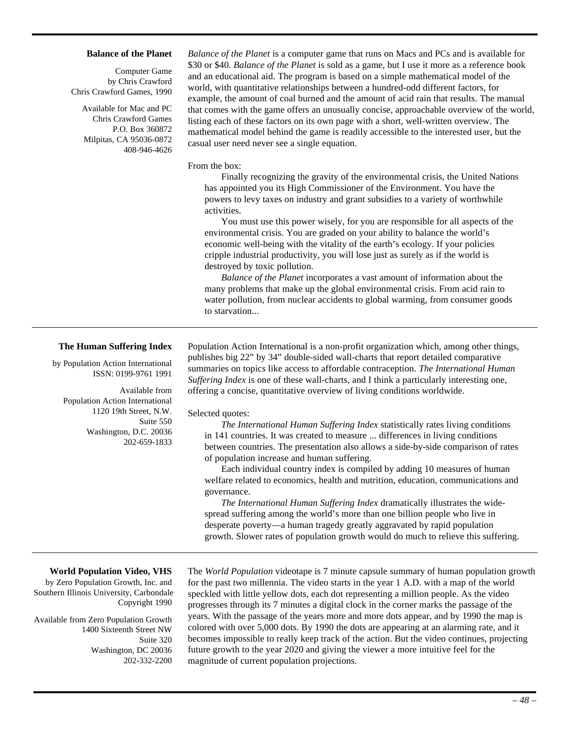### Balance of the Planet

Computer Game
by Chris Crawford
Chris Crawford Games, 1990

Available for Mac and PC
Chris Crawford Games
P.O. Box 360872
Milpitas, CA 95036-0872
408-946-4626

*Balance of the Planet* is a computer game that runs on Macs and PCs and is available for $30 or $40. *Balance of the Planet* is sold as a game, but I use it more as a reference book and an educational aid. The program is based on a simple mathematical model of the world, with quantitative relationships between a hundred-odd different factors, for example, the amount of coal burned and the amount of acid rain that results. The manual that comes with the game offers an unusually concise, approachable overview of the world, listing each of these factors on its own page with a short, well-written overview. The mathematical model behind the game is readily accessible to the interested user, but the casual user need never see a single equation.

From the box:

> Finally recognizing the gravity of the environmental crisis, the United Nations has appointed you its High Commissioner of the Environment. You have the powers to levy taxes on industry and grant subsidies to a variety of worthwhile activities.
>
> You must use this power wisely, for you are responsible for all aspects of the environmental crisis. You are graded on your ability to balance the world's economic well-being with the vitality of the earth's ecology. If your policies cripple industrial productivity, you will lose just as surely as if the world is destroyed by toxic pollution.
>
> *Balance of the Planet* incorporates a vast amount of information about the many problems that make up the global environmental crisis. From acid rain to water pollution, from nuclear accidents to global warming, from consumer goods to starvation...

---

### The Human Suffering Index

by Population Action International
ISSN: 0199-9761 1991

Available from
Population Action International
1120 19th Street, N.W.
Suite 550
Washington, D.C. 20036
202-659-1833

Population Action International is a non-profit organization which, among other things, publishes big 22" by 34" double-sided wall-charts that report detailed comparative summaries on topics like access to affordable contraception. *The International Human Suffering Index* is one of these wall-charts, and I think a particularly interesting one, offering a concise, quantitative overview of living conditions worldwide.

Selected quotes:

> *The International Human Suffering Index* statistically rates living conditions in 141 countries. It was created to measure ... differences in living conditions between countries. The presentation also allows a side-by-side comparison of rates of population increase and human suffering.
>
> Each individual country index is compiled by adding 10 measures of human welfare related to economics, health and nutrition, education, communications and governance.
>
> *The International Human Suffering Index* dramatically illustrates the wide-spread suffering among the world's more than one billion people who live in desperate poverty—a human tragedy greatly aggravated by rapid population growth. Slower rates of population growth would do much to relieve this suffering.

---

### World Population Video, VHS

by Zero Population Growth, Inc. and
Southern Illinois University, Carbondale
Copyright 1990

Available from Zero Population Growth
1400 Sixteenth Street NW
Suite 320
Washington, DC 20036
202-332-2200

The *World Population* videotape is 7 minute capsule summary of human population growth for the past two millennia. The video starts in the year 1 A.D. with a map of the world speckled with little yellow dots, each dot representing a million people. As the video progresses through its 7 minutes a digital clock in the corner marks the passage of the years. With the passage of the years more and more dots appear, and by 1990 the map is colored with over 5,000 dots. By 1990 the dots are appearing at an alarming rate, and it becomes impossible to really keep track of the action. But the video continues, projecting future growth to the year 2020 and giving the viewer a more intuitive feel for the magnitude of current population projections.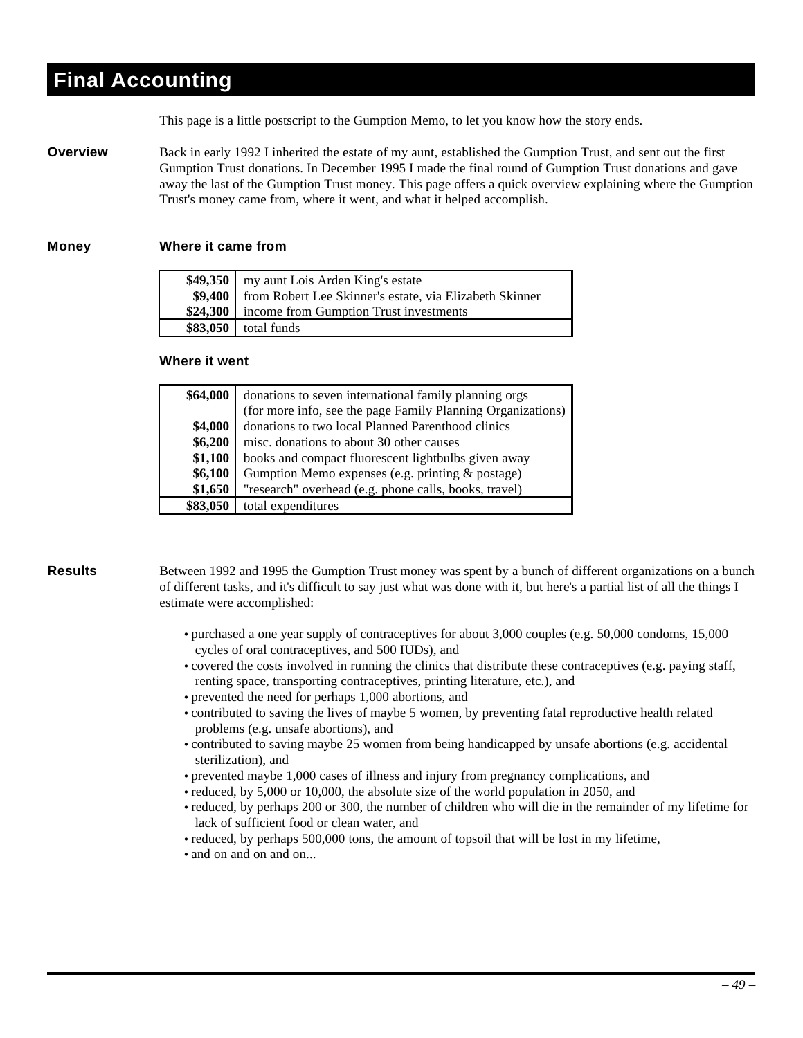# Final Accounting

This page is a little postscript to the Gumption Memo, to let you know how the story ends.

**Overview**

Back in early 1992 I inherited the estate of my aunt, established the Gumption Trust, and sent out the first Gumption Trust donations. In December 1995 I made the final round of Gumption Trust donations and gave away the last of the Gumption Trust money. This page offers a quick overview explaining where the Gumption Trust's money came from, where it went, and what it helped accomplish.

**Money**

### Where it came from

| Amount | Source |
|---|---|
| **$49,350** | my aunt Lois Arden King's estate |
| **$9,400** | from Robert Lee Skinner's estate, via Elizabeth Skinner |
| **$24,300** | income from Gumption Trust investments |
| **$83,050** | total funds |

### Where it went

| Amount | Expenditure |
|---|---|
| **$64,000** | donations to seven international family planning orgs (for more info, see the page Family Planning Organizations) |
| **$4,000** | donations to two local Planned Parenthood clinics |
| **$6,200** | misc. donations to about 30 other causes |
| **$1,100** | books and compact fluorescent lightbulbs given away |
| **$6,100** | Gumption Memo expenses (e.g. printing & postage) |
| **$1,650** | "research" overhead (e.g. phone calls, books, travel) |
| **$83,050** | total expenditures |

**Results**

Between 1992 and 1995 the Gumption Trust money was spent by a bunch of different organizations on a bunch of different tasks, and it's difficult to say just what was done with it, but here's a partial list of all the things I estimate were accomplished:

- purchased a one year supply of contraceptives for about 3,000 couples (e.g. 50,000 condoms, 15,000 cycles of oral contraceptives, and 500 IUDs), and
- covered the costs involved in running the clinics that distribute these contraceptives (e.g. paying staff, renting space, transporting contraceptives, printing literature, etc.), and
- prevented the need for perhaps 1,000 abortions, and
- contributed to saving the lives of maybe 5 women, by preventing fatal reproductive health related problems (e.g. unsafe abortions), and
- contributed to saving maybe 25 women from being handicapped by unsafe abortions (e.g. accidental sterilization), and
- prevented maybe 1,000 cases of illness and injury from pregnancy complications, and
- reduced, by 5,000 or 10,000, the absolute size of the world population in 2050, and
- reduced, by perhaps 200 or 300, the number of children who will die in the remainder of my lifetime for lack of sufficient food or clean water, and
- reduced, by perhaps 500,000 tons, the amount of topsoil that will be lost in my lifetime,
- and on and on and on...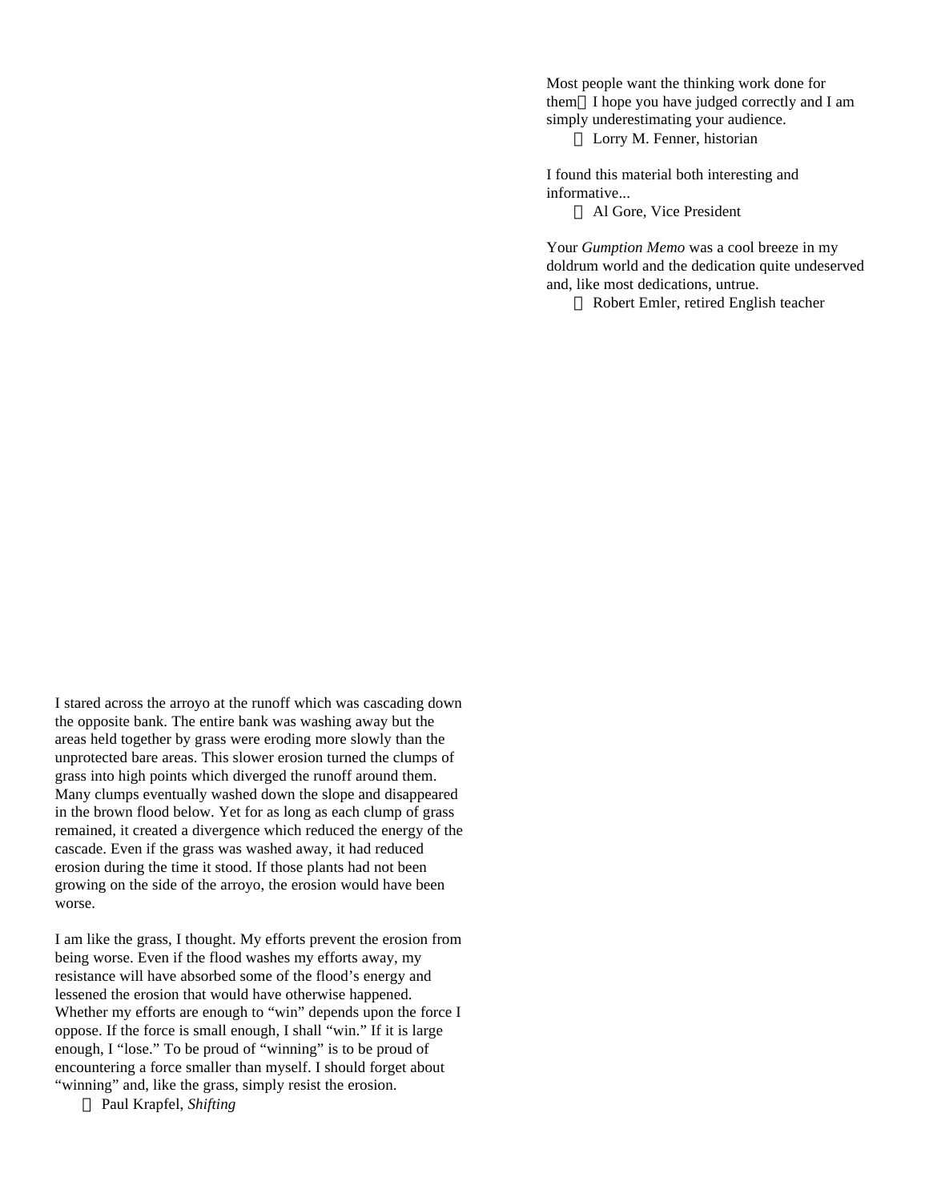Most people want the thinking work done for them I hope you have judged correctly and I am simply underestimating your audience.

— Lorry M. Fenner, historian

I found this material both interesting and informative...

— Al Gore, Vice President

Your *Gumption Memo* was a cool breeze in my doldrum world and the dedication quite undeserved and, like most dedications, untrue.

— Robert Emler, retired English teacher

I stared across the arroyo at the runoff which was cascading down the opposite bank. The entire bank was washing away but the areas held together by grass were eroding more slowly than the unprotected bare areas. This slower erosion turned the clumps of grass into high points which diverged the runoff around them. Many clumps eventually washed down the slope and disappeared in the brown flood below. Yet for as long as each clump of grass remained, it created a divergence which reduced the energy of the cascade. Even if the grass was washed away, it had reduced erosion during the time it stood. If those plants had not been growing on the side of the arroyo, the erosion would have been worse.

I am like the grass, I thought. My efforts prevent the erosion from being worse. Even if the flood washes my efforts away, my resistance will have absorbed some of the flood's energy and lessened the erosion that would have otherwise happened. Whether my efforts are enough to "win" depends upon the force I oppose. If the force is small enough, I shall "win." If it is large enough, I "lose." To be proud of "winning" is to be proud of encountering a force smaller than myself. I should forget about "winning" and, like the grass, simply resist the erosion.

— Paul Krapfel, *Shifting*